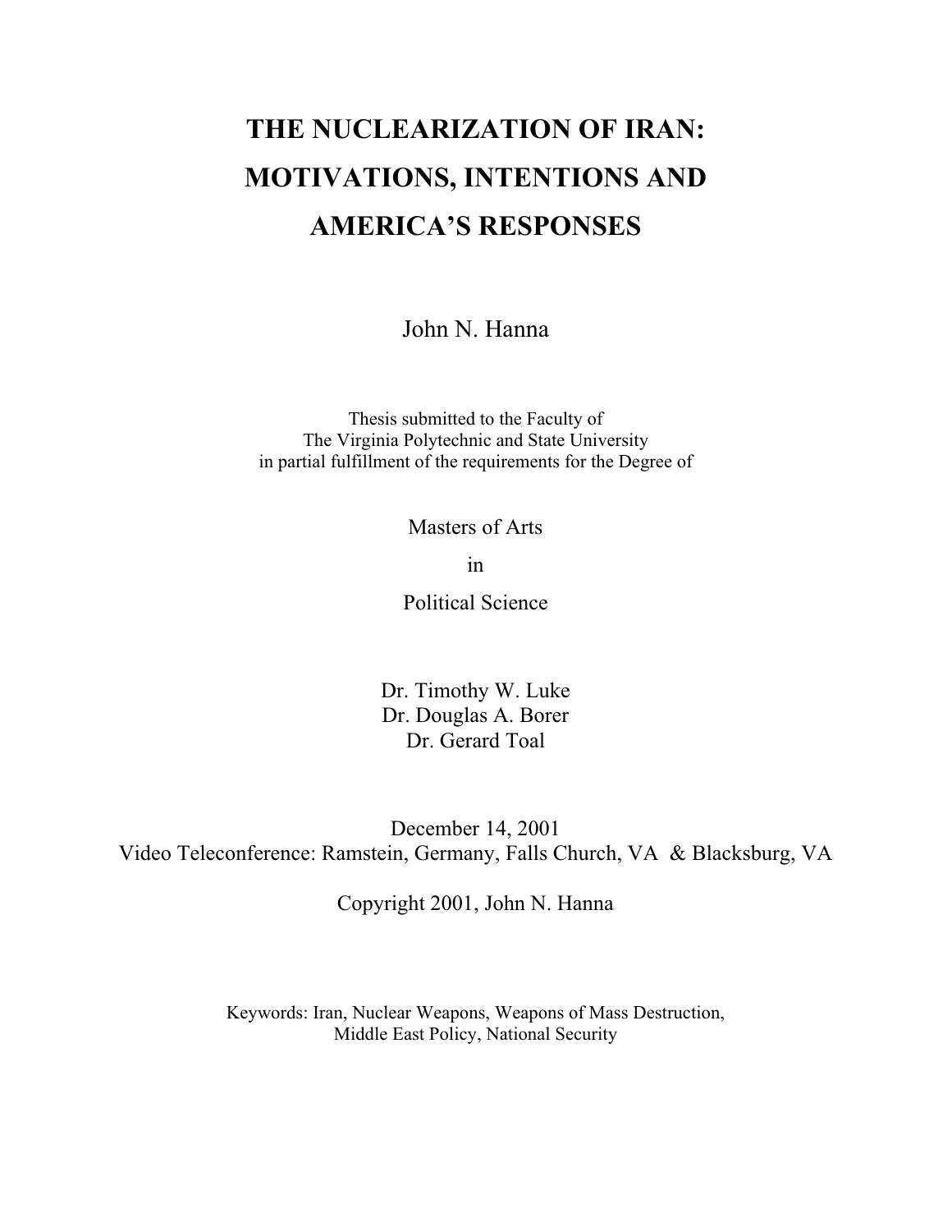# THE NUCLEARIZATION OF IRAN: MOTIVATIONS, INTENTIONS AND AMERICA'S RESPONSES

John N. Hanna

Thesis submitted to the Faculty of
The Virginia Polytechnic and State University
in partial fulfillment of the requirements for the Degree of

Masters of Arts
in
Political Science

Dr. Timothy W. Luke
Dr. Douglas A. Borer
Dr. Gerard Toal

December 14, 2001
Video Teleconference: Ramstein, Germany, Falls Church, VA & Blacksburg, VA

Copyright 2001, John N. Hanna

Keywords: Iran, Nuclear Weapons, Weapons of Mass Destruction, Middle East Policy, National Security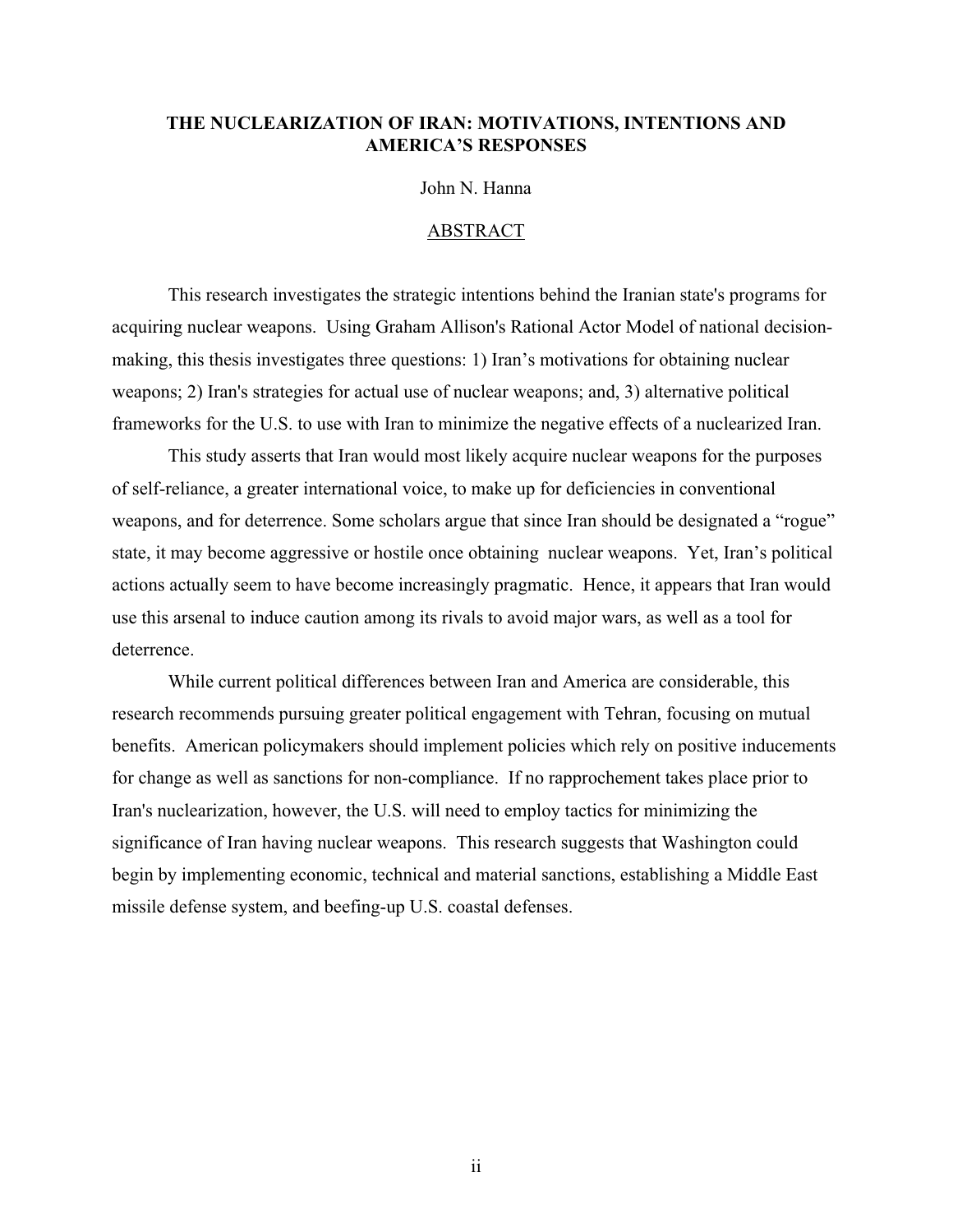# THE NUCLEARIZATION OF IRAN: MOTIVATIONS, INTENTIONS AND AMERICA'S RESPONSES

John N. Hanna

## ABSTRACT

This research investigates the strategic intentions behind the Iranian state's programs for acquiring nuclear weapons. Using Graham Allison's Rational Actor Model of national decision-making, this thesis investigates three questions: 1) Iran's motivations for obtaining nuclear weapons; 2) Iran's strategies for actual use of nuclear weapons; and, 3) alternative political frameworks for the U.S. to use with Iran to minimize the negative effects of a nuclearized Iran.

This study asserts that Iran would most likely acquire nuclear weapons for the purposes of self-reliance, a greater international voice, to make up for deficiencies in conventional weapons, and for deterrence. Some scholars argue that since Iran should be designated a "rogue" state, it may become aggressive or hostile once obtaining nuclear weapons. Yet, Iran's political actions actually seem to have become increasingly pragmatic. Hence, it appears that Iran would use this arsenal to induce caution among its rivals to avoid major wars, as well as a tool for deterrence.

While current political differences between Iran and America are considerable, this research recommends pursuing greater political engagement with Tehran, focusing on mutual benefits. American policymakers should implement policies which rely on positive inducements for change as well as sanctions for non-compliance. If no rapprochement takes place prior to Iran's nuclearization, however, the U.S. will need to employ tactics for minimizing the significance of Iran having nuclear weapons. This research suggests that Washington could begin by implementing economic, technical and material sanctions, establishing a Middle East missile defense system, and beefing-up U.S. coastal defenses.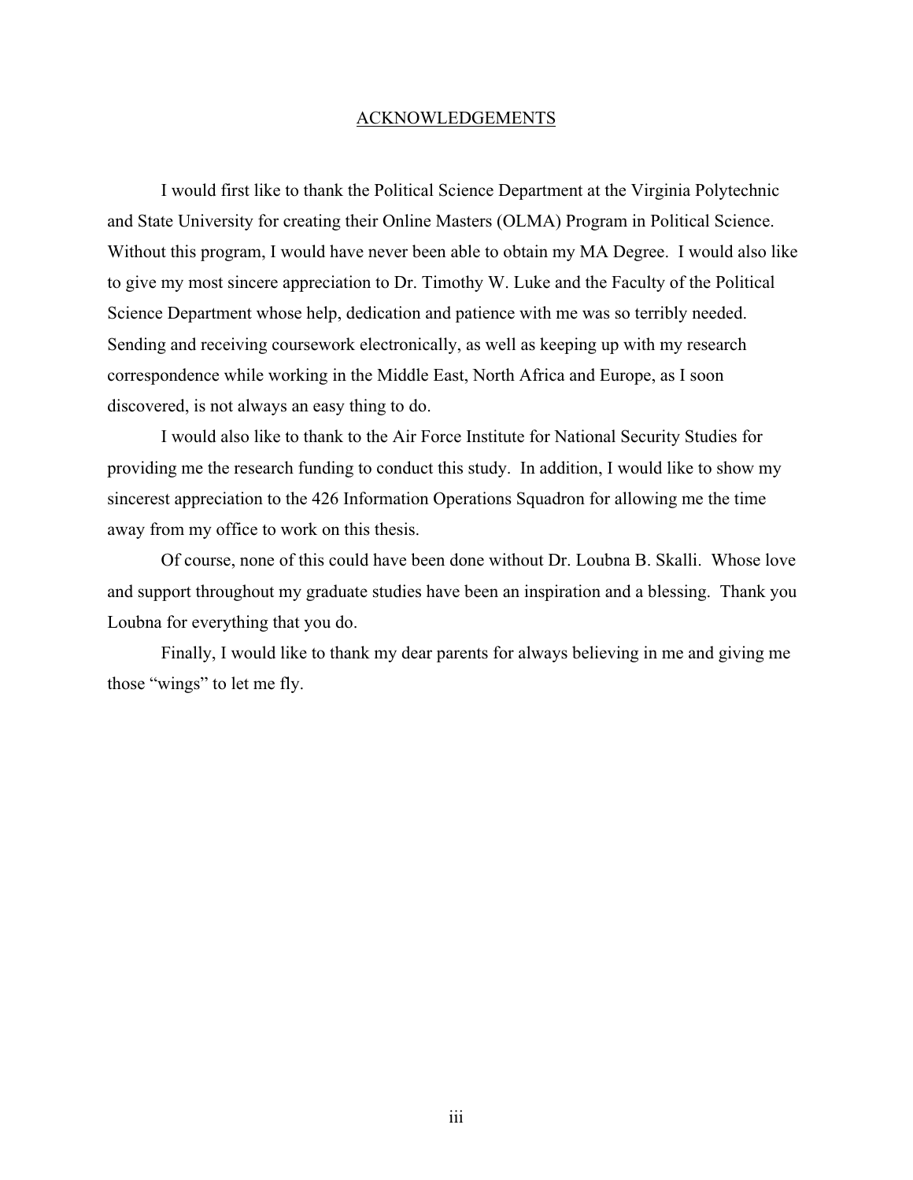# ACKNOWLEDGEMENTS

I would first like to thank the Political Science Department at the Virginia Polytechnic and State University for creating their Online Masters (OLMA) Program in Political Science. Without this program, I would have never been able to obtain my MA Degree. I would also like to give my most sincere appreciation to Dr. Timothy W. Luke and the Faculty of the Political Science Department whose help, dedication and patience with me was so terribly needed. Sending and receiving coursework electronically, as well as keeping up with my research correspondence while working in the Middle East, North Africa and Europe, as I soon discovered, is not always an easy thing to do.

I would also like to thank to the Air Force Institute for National Security Studies for providing me the research funding to conduct this study. In addition, I would like to show my sincerest appreciation to the 426 Information Operations Squadron for allowing me the time away from my office to work on this thesis.

Of course, none of this could have been done without Dr. Loubna B. Skalli. Whose love and support throughout my graduate studies have been an inspiration and a blessing. Thank you Loubna for everything that you do.

Finally, I would like to thank my dear parents for always believing in me and giving me those "wings" to let me fly.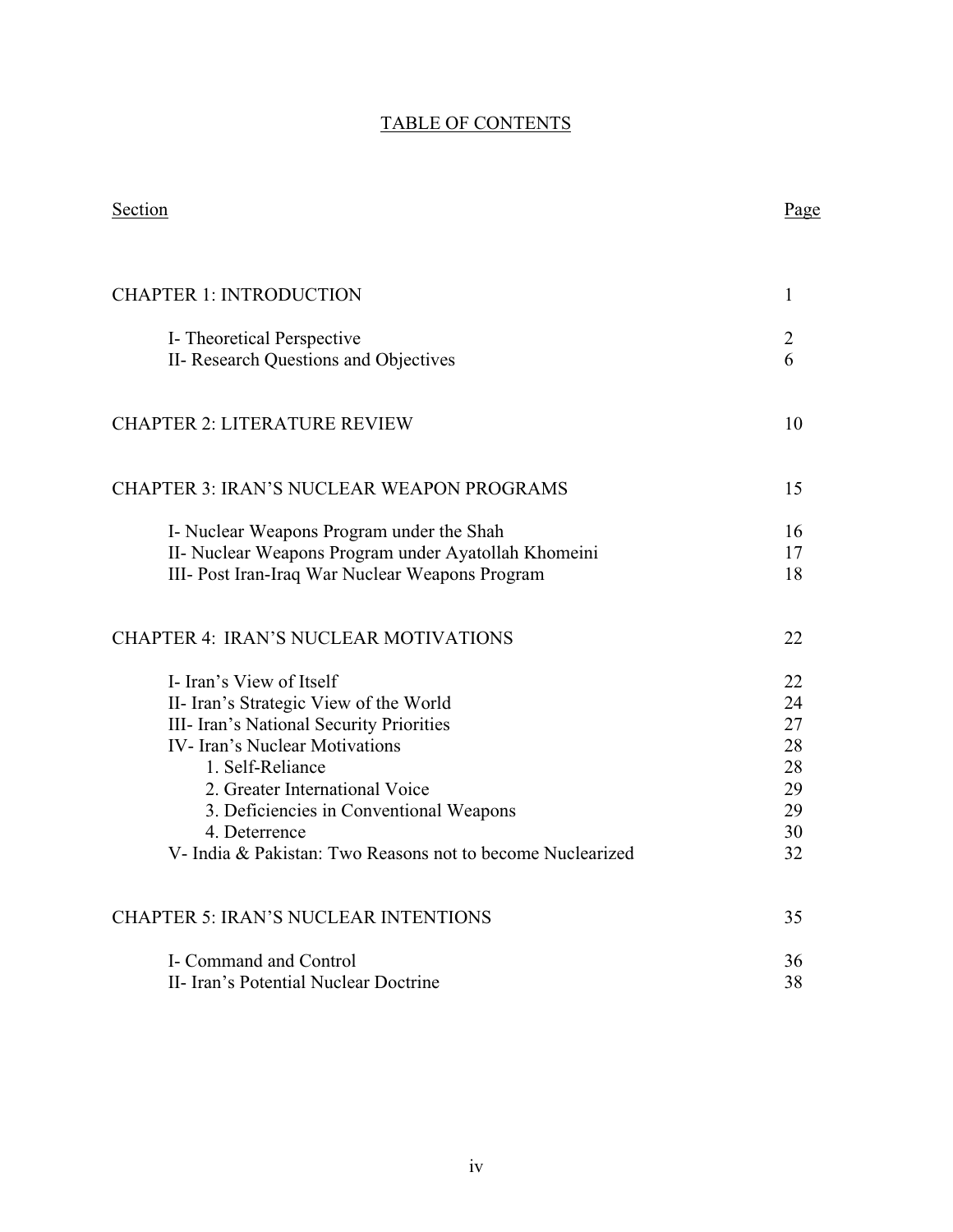# TABLE OF CONTENTS

| Section | Page |
|---|---|
| CHAPTER 1: INTRODUCTION | 1 |
| I- Theoretical Perspective | 2 |
| II- Research Questions and Objectives | 6 |
| CHAPTER 2: LITERATURE REVIEW | 10 |
| CHAPTER 3: IRAN'S NUCLEAR WEAPON PROGRAMS | 15 |
| I- Nuclear Weapons Program under the Shah | 16 |
| II- Nuclear Weapons Program under Ayatollah Khomeini | 17 |
| III- Post Iran-Iraq War Nuclear Weapons Program | 18 |
| CHAPTER 4: IRAN'S NUCLEAR MOTIVATIONS | 22 |
| I- Iran's View of Itself | 22 |
| II- Iran's Strategic View of the World | 24 |
| III- Iran's National Security Priorities | 27 |
| IV- Iran's Nuclear Motivations | 28 |
| 1. Self-Reliance | 28 |
| 2. Greater International Voice | 29 |
| 3. Deficiencies in Conventional Weapons | 29 |
| 4. Deterrence | 30 |
| V- India & Pakistan: Two Reasons not to become Nuclearized | 32 |
| CHAPTER 5: IRAN'S NUCLEAR INTENTIONS | 35 |
| I- Command and Control | 36 |
| II- Iran's Potential Nuclear Doctrine | 38 |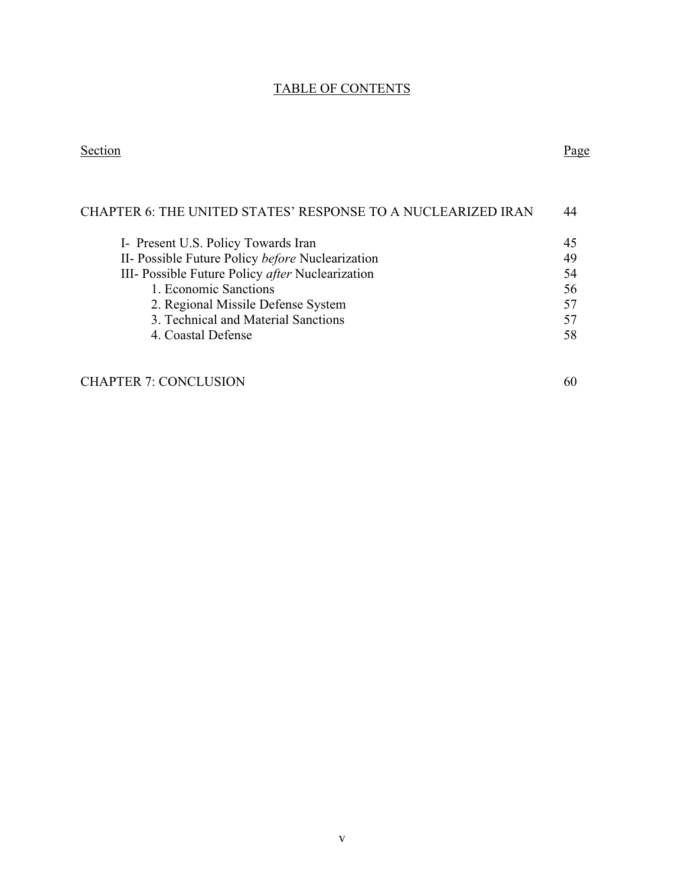# TABLE OF CONTENTS

| Section | Page |
|---|---|
| CHAPTER 6: THE UNITED STATES' RESPONSE TO A NUCLEARIZED IRAN | 44 |
| I- Present U.S. Policy Towards Iran | 45 |
| II- Possible Future Policy *before* Nuclearization | 49 |
| III- Possible Future Policy *after* Nuclearization | 54 |
| 1. Economic Sanctions | 56 |
| 2. Regional Missile Defense System | 57 |
| 3. Technical and Material Sanctions | 57 |
| 4. Coastal Defense | 58 |
| CHAPTER 7: CONCLUSION | 60 |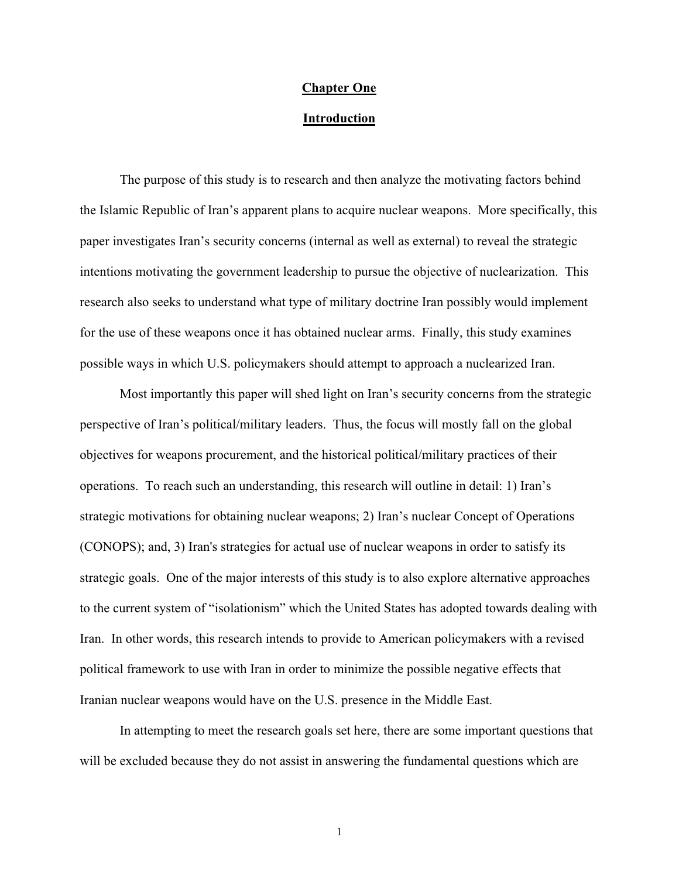# Chapter One

## Introduction

The purpose of this study is to research and then analyze the motivating factors behind the Islamic Republic of Iran's apparent plans to acquire nuclear weapons. More specifically, this paper investigates Iran's security concerns (internal as well as external) to reveal the strategic intentions motivating the government leadership to pursue the objective of nuclearization. This research also seeks to understand what type of military doctrine Iran possibly would implement for the use of these weapons once it has obtained nuclear arms. Finally, this study examines possible ways in which U.S. policymakers should attempt to approach a nuclearized Iran.

Most importantly this paper will shed light on Iran's security concerns from the strategic perspective of Iran's political/military leaders. Thus, the focus will mostly fall on the global objectives for weapons procurement, and the historical political/military practices of their operations. To reach such an understanding, this research will outline in detail: 1) Iran's strategic motivations for obtaining nuclear weapons; 2) Iran's nuclear Concept of Operations (CONOPS); and, 3) Iran's strategies for actual use of nuclear weapons in order to satisfy its strategic goals. One of the major interests of this study is to also explore alternative approaches to the current system of "isolationism" which the United States has adopted towards dealing with Iran. In other words, this research intends to provide to American policymakers with a revised political framework to use with Iran in order to minimize the possible negative effects that Iranian nuclear weapons would have on the U.S. presence in the Middle East.

In attempting to meet the research goals set here, there are some important questions that will be excluded because they do not assist in answering the fundamental questions which are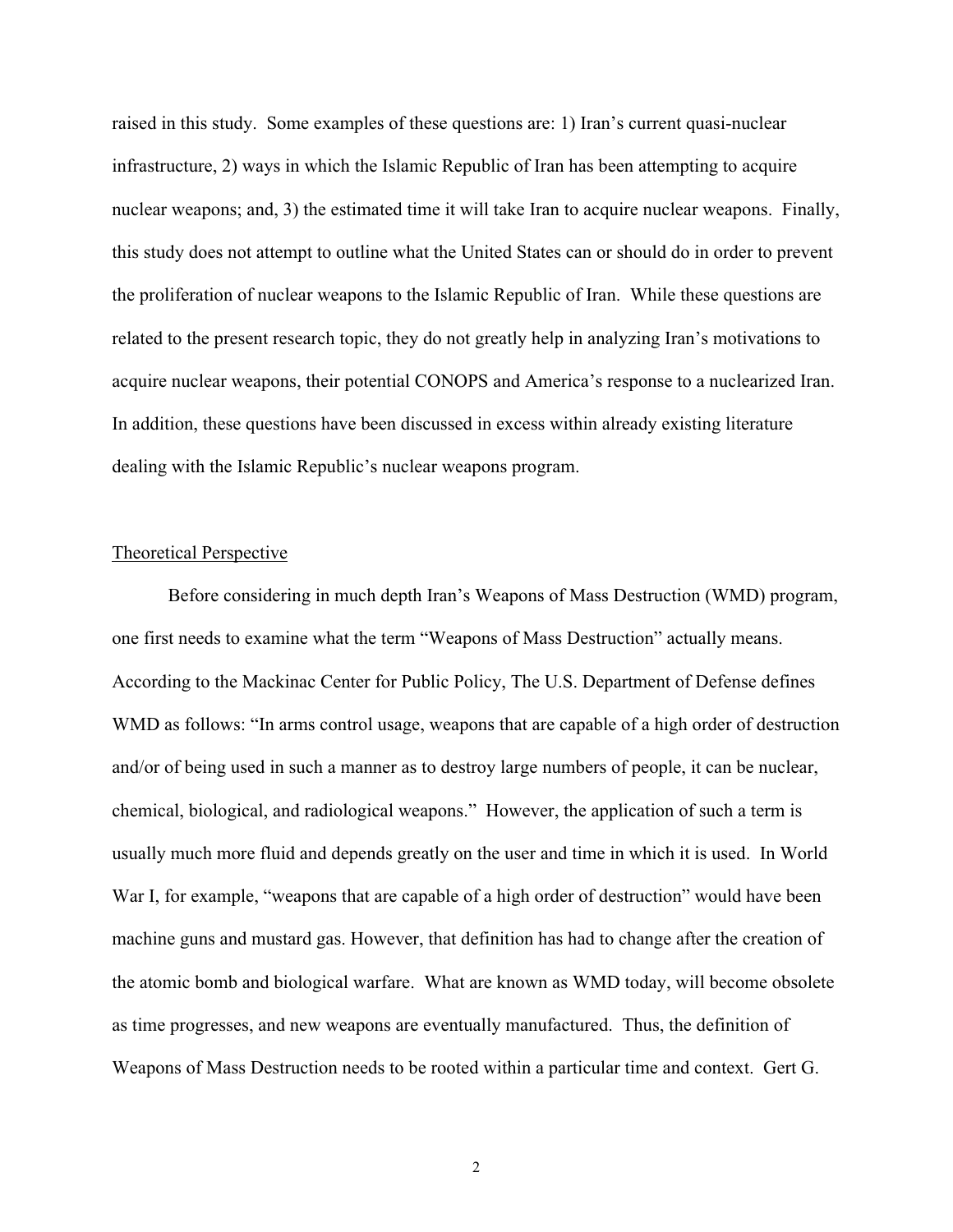raised in this study. Some examples of these questions are: 1) Iran's current quasi-nuclear infrastructure, 2) ways in which the Islamic Republic of Iran has been attempting to acquire nuclear weapons; and, 3) the estimated time it will take Iran to acquire nuclear weapons. Finally, this study does not attempt to outline what the United States can or should do in order to prevent the proliferation of nuclear weapons to the Islamic Republic of Iran. While these questions are related to the present research topic, they do not greatly help in analyzing Iran's motivations to acquire nuclear weapons, their potential CONOPS and America's response to a nuclearized Iran. In addition, these questions have been discussed in excess within already existing literature dealing with the Islamic Republic's nuclear weapons program.

## Theoretical Perspective

Before considering in much depth Iran's Weapons of Mass Destruction (WMD) program, one first needs to examine what the term "Weapons of Mass Destruction" actually means. According to the Mackinac Center for Public Policy, The U.S. Department of Defense defines WMD as follows: "In arms control usage, weapons that are capable of a high order of destruction and/or of being used in such a manner as to destroy large numbers of people, it can be nuclear, chemical, biological, and radiological weapons." However, the application of such a term is usually much more fluid and depends greatly on the user and time in which it is used. In World War I, for example, "weapons that are capable of a high order of destruction" would have been machine guns and mustard gas. However, that definition has had to change after the creation of the atomic bomb and biological warfare. What are known as WMD today, will become obsolete as time progresses, and new weapons are eventually manufactured. Thus, the definition of Weapons of Mass Destruction needs to be rooted within a particular time and context. Gert G.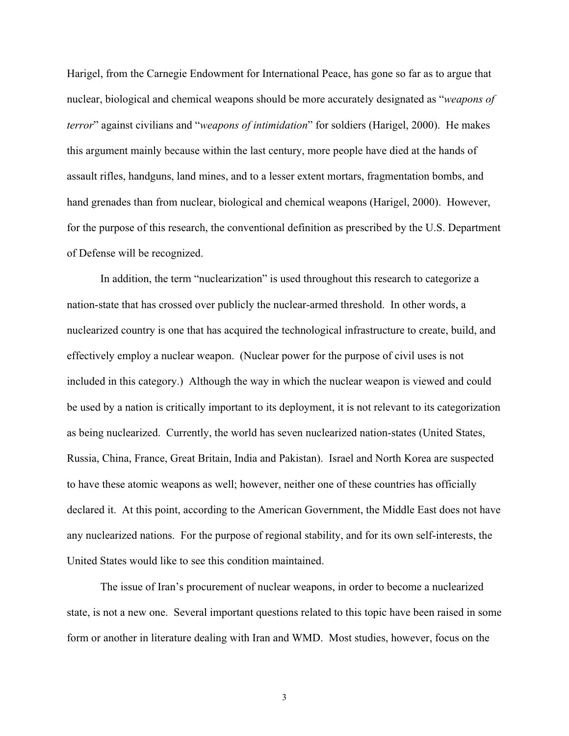Harigel, from the Carnegie Endowment for International Peace, has gone so far as to argue that nuclear, biological and chemical weapons should be more accurately designated as "*weapons of terror*" against civilians and "*weapons of intimidation*" for soldiers (Harigel, 2000). He makes this argument mainly because within the last century, more people have died at the hands of assault rifles, handguns, land mines, and to a lesser extent mortars, fragmentation bombs, and hand grenades than from nuclear, biological and chemical weapons (Harigel, 2000). However, for the purpose of this research, the conventional definition as prescribed by the U.S. Department of Defense will be recognized.

In addition, the term "nuclearization" is used throughout this research to categorize a nation-state that has crossed over publicly the nuclear-armed threshold. In other words, a nuclearized country is one that has acquired the technological infrastructure to create, build, and effectively employ a nuclear weapon. (Nuclear power for the purpose of civil uses is not included in this category.) Although the way in which the nuclear weapon is viewed and could be used by a nation is critically important to its deployment, it is not relevant to its categorization as being nuclearized. Currently, the world has seven nuclearized nation-states (United States, Russia, China, France, Great Britain, India and Pakistan). Israel and North Korea are suspected to have these atomic weapons as well; however, neither one of these countries has officially declared it. At this point, according to the American Government, the Middle East does not have any nuclearized nations. For the purpose of regional stability, and for its own self-interests, the United States would like to see this condition maintained.

The issue of Iran's procurement of nuclear weapons, in order to become a nuclearized state, is not a new one. Several important questions related to this topic have been raised in some form or another in literature dealing with Iran and WMD. Most studies, however, focus on the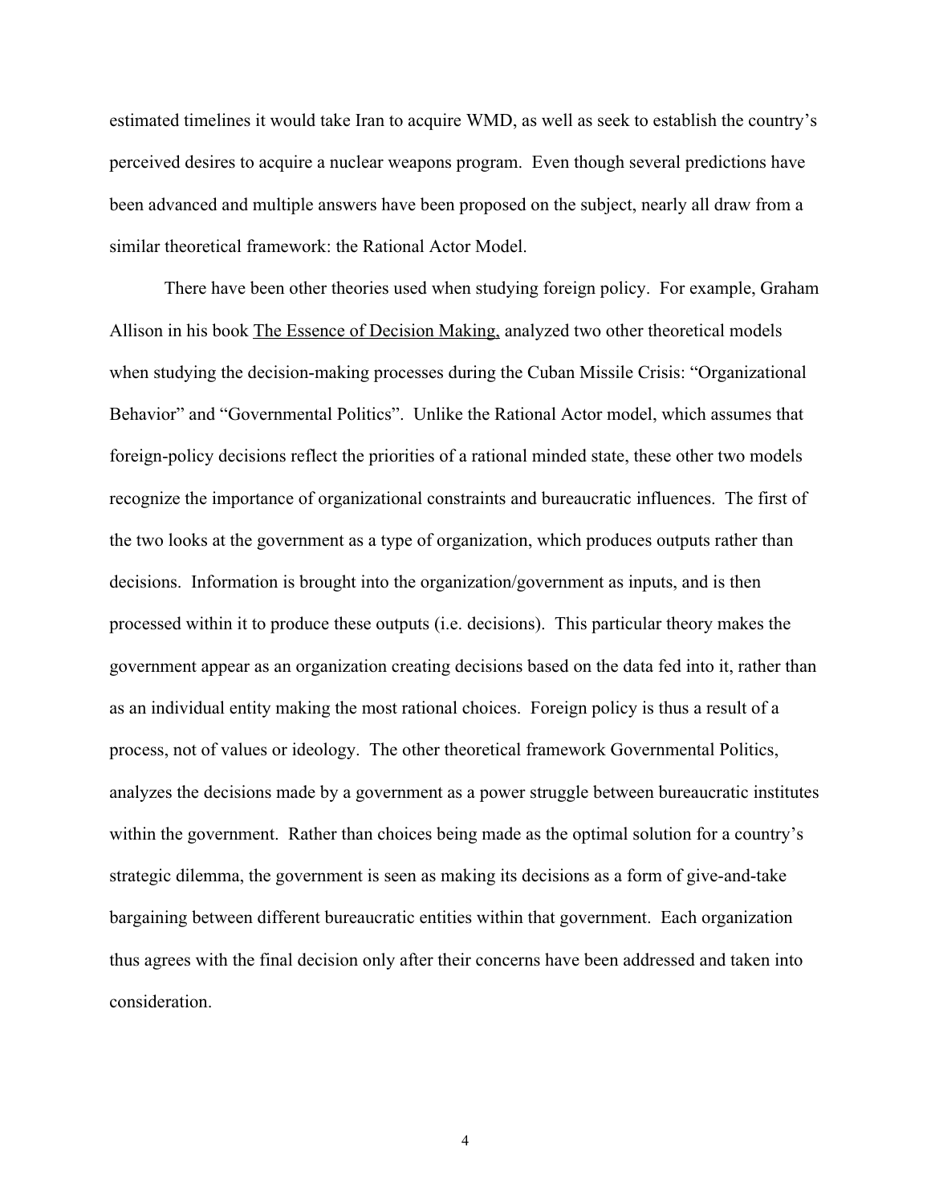estimated timelines it would take Iran to acquire WMD, as well as seek to establish the country's perceived desires to acquire a nuclear weapons program. Even though several predictions have been advanced and multiple answers have been proposed on the subject, nearly all draw from a similar theoretical framework: the Rational Actor Model.

There have been other theories used when studying foreign policy. For example, Graham Allison in his book The Essence of Decision Making, analyzed two other theoretical models when studying the decision-making processes during the Cuban Missile Crisis: "Organizational Behavior" and "Governmental Politics". Unlike the Rational Actor model, which assumes that foreign-policy decisions reflect the priorities of a rational minded state, these other two models recognize the importance of organizational constraints and bureaucratic influences. The first of the two looks at the government as a type of organization, which produces outputs rather than decisions. Information is brought into the organization/government as inputs, and is then processed within it to produce these outputs (i.e. decisions). This particular theory makes the government appear as an organization creating decisions based on the data fed into it, rather than as an individual entity making the most rational choices. Foreign policy is thus a result of a process, not of values or ideology. The other theoretical framework Governmental Politics, analyzes the decisions made by a government as a power struggle between bureaucratic institutes within the government. Rather than choices being made as the optimal solution for a country's strategic dilemma, the government is seen as making its decisions as a form of give-and-take bargaining between different bureaucratic entities within that government. Each organization thus agrees with the final decision only after their concerns have been addressed and taken into consideration.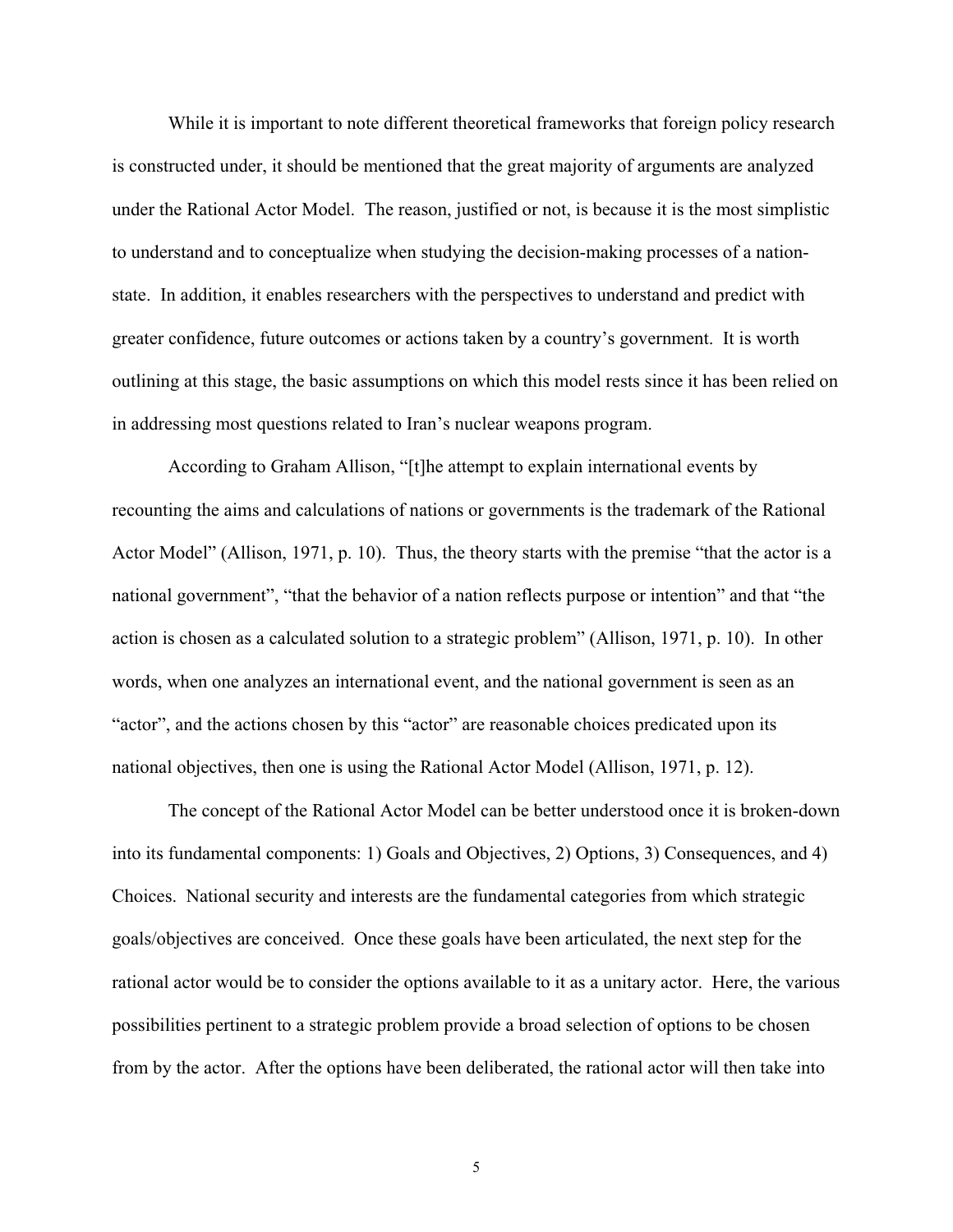While it is important to note different theoretical frameworks that foreign policy research is constructed under, it should be mentioned that the great majority of arguments are analyzed under the Rational Actor Model. The reason, justified or not, is because it is the most simplistic to understand and to conceptualize when studying the decision-making processes of a nation-state. In addition, it enables researchers with the perspectives to understand and predict with greater confidence, future outcomes or actions taken by a country's government. It is worth outlining at this stage, the basic assumptions on which this model rests since it has been relied on in addressing most questions related to Iran's nuclear weapons program.

According to Graham Allison, "[t]he attempt to explain international events by recounting the aims and calculations of nations or governments is the trademark of the Rational Actor Model" (Allison, 1971, p. 10). Thus, the theory starts with the premise "that the actor is a national government", "that the behavior of a nation reflects purpose or intention" and that "the action is chosen as a calculated solution to a strategic problem" (Allison, 1971, p. 10). In other words, when one analyzes an international event, and the national government is seen as an "actor", and the actions chosen by this "actor" are reasonable choices predicated upon its national objectives, then one is using the Rational Actor Model (Allison, 1971, p. 12).

The concept of the Rational Actor Model can be better understood once it is broken-down into its fundamental components: 1) Goals and Objectives, 2) Options, 3) Consequences, and 4) Choices. National security and interests are the fundamental categories from which strategic goals/objectives are conceived. Once these goals have been articulated, the next step for the rational actor would be to consider the options available to it as a unitary actor. Here, the various possibilities pertinent to a strategic problem provide a broad selection of options to be chosen from by the actor. After the options have been deliberated, the rational actor will then take into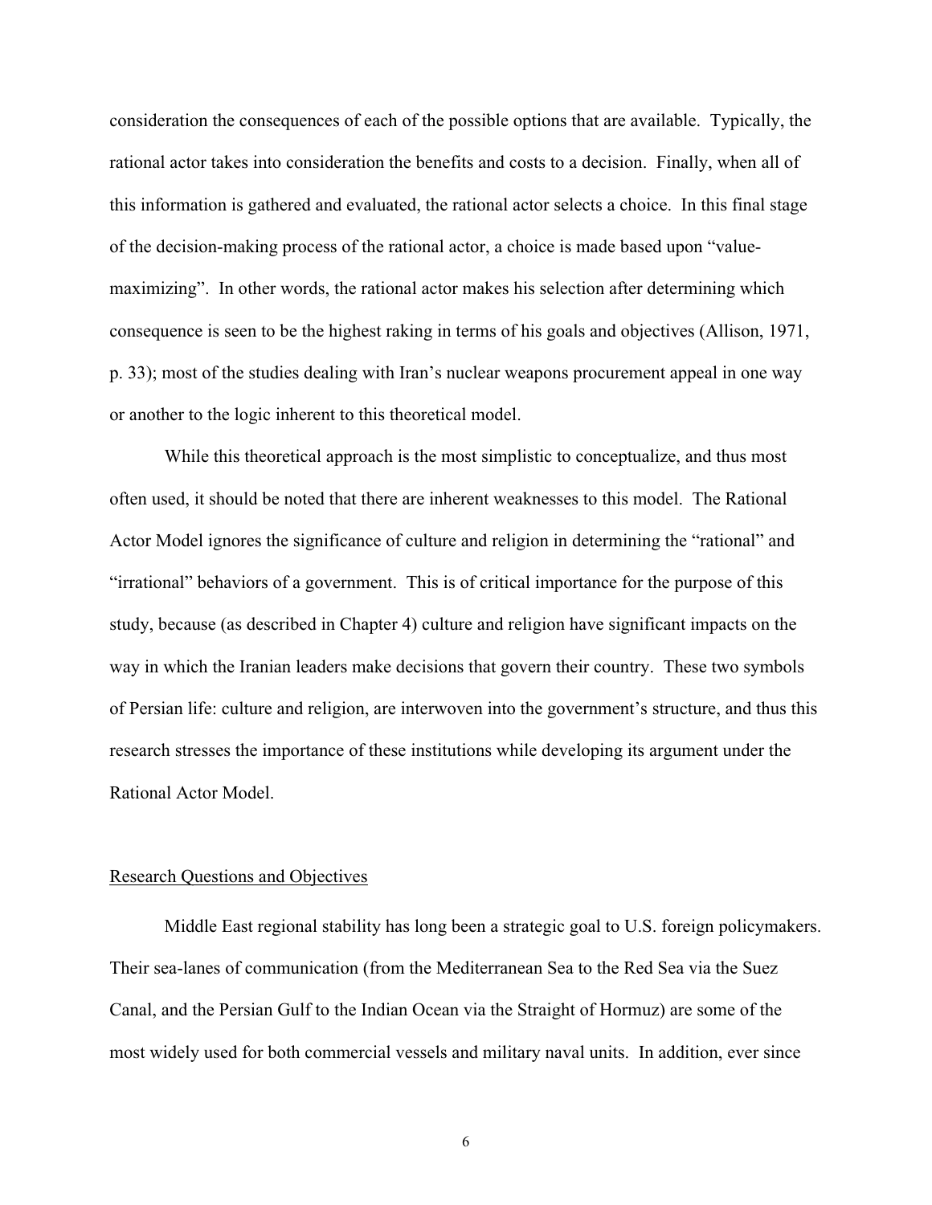consideration the consequences of each of the possible options that are available. Typically, the rational actor takes into consideration the benefits and costs to a decision. Finally, when all of this information is gathered and evaluated, the rational actor selects a choice. In this final stage of the decision-making process of the rational actor, a choice is made based upon "value-maximizing". In other words, the rational actor makes his selection after determining which consequence is seen to be the highest raking in terms of his goals and objectives (Allison, 1971, p. 33); most of the studies dealing with Iran's nuclear weapons procurement appeal in one way or another to the logic inherent to this theoretical model.

While this theoretical approach is the most simplistic to conceptualize, and thus most often used, it should be noted that there are inherent weaknesses to this model. The Rational Actor Model ignores the significance of culture and religion in determining the "rational" and "irrational" behaviors of a government. This is of critical importance for the purpose of this study, because (as described in Chapter 4) culture and religion have significant impacts on the way in which the Iranian leaders make decisions that govern their country. These two symbols of Persian life: culture and religion, are interwoven into the government's structure, and thus this research stresses the importance of these institutions while developing its argument under the Rational Actor Model.

## Research Questions and Objectives

Middle East regional stability has long been a strategic goal to U.S. foreign policymakers. Their sea-lanes of communication (from the Mediterranean Sea to the Red Sea via the Suez Canal, and the Persian Gulf to the Indian Ocean via the Straight of Hormuz) are some of the most widely used for both commercial vessels and military naval units. In addition, ever since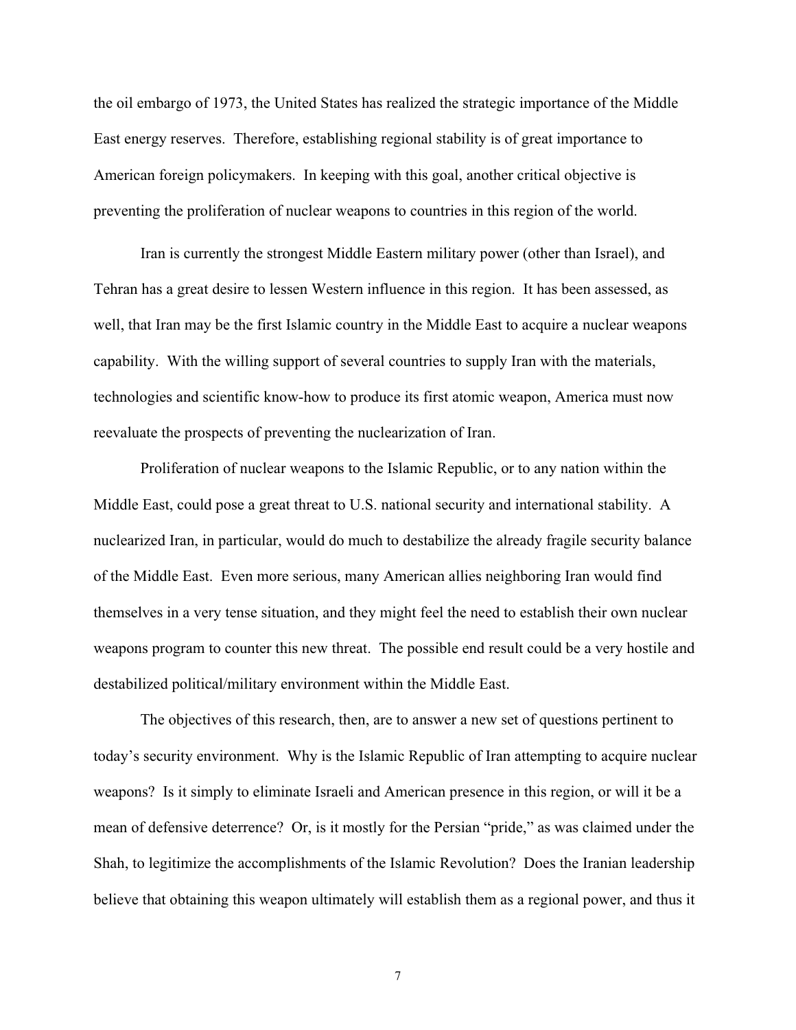the oil embargo of 1973, the United States has realized the strategic importance of the Middle East energy reserves. Therefore, establishing regional stability is of great importance to American foreign policymakers. In keeping with this goal, another critical objective is preventing the proliferation of nuclear weapons to countries in this region of the world.

Iran is currently the strongest Middle Eastern military power (other than Israel), and Tehran has a great desire to lessen Western influence in this region. It has been assessed, as well, that Iran may be the first Islamic country in the Middle East to acquire a nuclear weapons capability. With the willing support of several countries to supply Iran with the materials, technologies and scientific know-how to produce its first atomic weapon, America must now reevaluate the prospects of preventing the nuclearization of Iran.

Proliferation of nuclear weapons to the Islamic Republic, or to any nation within the Middle East, could pose a great threat to U.S. national security and international stability. A nuclearized Iran, in particular, would do much to destabilize the already fragile security balance of the Middle East. Even more serious, many American allies neighboring Iran would find themselves in a very tense situation, and they might feel the need to establish their own nuclear weapons program to counter this new threat. The possible end result could be a very hostile and destabilized political/military environment within the Middle East.

The objectives of this research, then, are to answer a new set of questions pertinent to today's security environment. Why is the Islamic Republic of Iran attempting to acquire nuclear weapons? Is it simply to eliminate Israeli and American presence in this region, or will it be a mean of defensive deterrence? Or, is it mostly for the Persian "pride," as was claimed under the Shah, to legitimize the accomplishments of the Islamic Revolution? Does the Iranian leadership believe that obtaining this weapon ultimately will establish them as a regional power, and thus it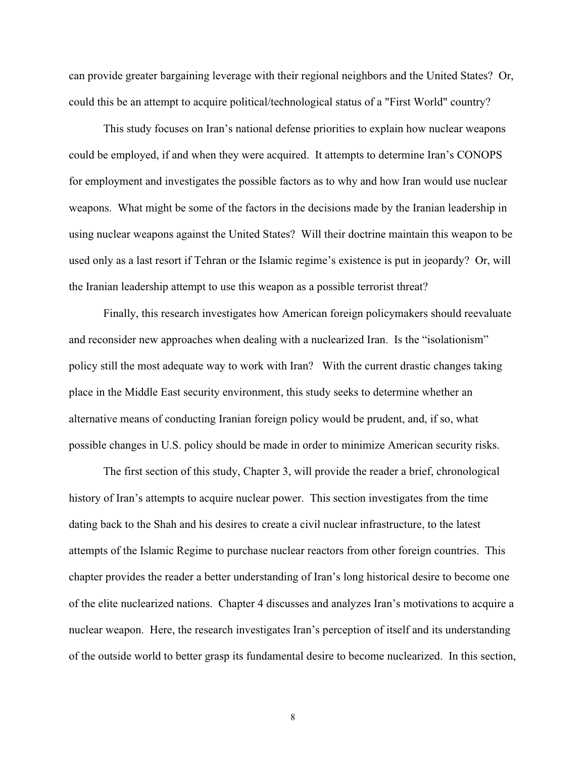can provide greater bargaining leverage with their regional neighbors and the United States? Or, could this be an attempt to acquire political/technological status of a "First World" country?

This study focuses on Iran's national defense priorities to explain how nuclear weapons could be employed, if and when they were acquired. It attempts to determine Iran's CONOPS for employment and investigates the possible factors as to why and how Iran would use nuclear weapons. What might be some of the factors in the decisions made by the Iranian leadership in using nuclear weapons against the United States? Will their doctrine maintain this weapon to be used only as a last resort if Tehran or the Islamic regime's existence is put in jeopardy? Or, will the Iranian leadership attempt to use this weapon as a possible terrorist threat?

Finally, this research investigates how American foreign policymakers should reevaluate and reconsider new approaches when dealing with a nuclearized Iran. Is the "isolationism" policy still the most adequate way to work with Iran? With the current drastic changes taking place in the Middle East security environment, this study seeks to determine whether an alternative means of conducting Iranian foreign policy would be prudent, and, if so, what possible changes in U.S. policy should be made in order to minimize American security risks.

The first section of this study, Chapter 3, will provide the reader a brief, chronological history of Iran's attempts to acquire nuclear power. This section investigates from the time dating back to the Shah and his desires to create a civil nuclear infrastructure, to the latest attempts of the Islamic Regime to purchase nuclear reactors from other foreign countries. This chapter provides the reader a better understanding of Iran's long historical desire to become one of the elite nuclearized nations. Chapter 4 discusses and analyzes Iran's motivations to acquire a nuclear weapon. Here, the research investigates Iran's perception of itself and its understanding of the outside world to better grasp its fundamental desire to become nuclearized. In this section,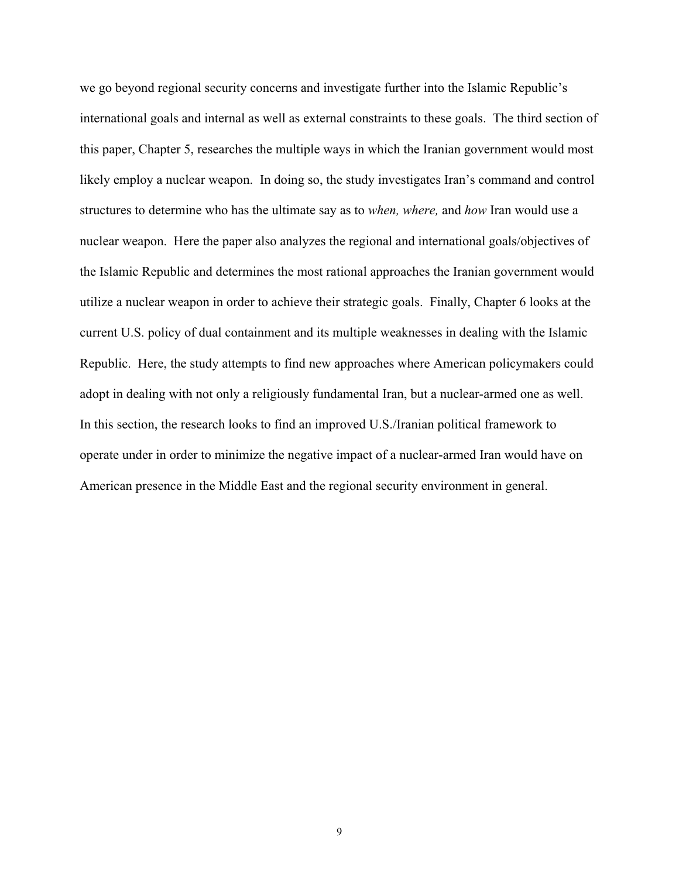we go beyond regional security concerns and investigate further into the Islamic Republic's international goals and internal as well as external constraints to these goals. The third section of this paper, Chapter 5, researches the multiple ways in which the Iranian government would most likely employ a nuclear weapon. In doing so, the study investigates Iran's command and control structures to determine who has the ultimate say as to *when, where,* and *how* Iran would use a nuclear weapon. Here the paper also analyzes the regional and international goals/objectives of the Islamic Republic and determines the most rational approaches the Iranian government would utilize a nuclear weapon in order to achieve their strategic goals. Finally, Chapter 6 looks at the current U.S. policy of dual containment and its multiple weaknesses in dealing with the Islamic Republic. Here, the study attempts to find new approaches where American policymakers could adopt in dealing with not only a religiously fundamental Iran, but a nuclear-armed one as well. In this section, the research looks to find an improved U.S./Iranian political framework to operate under in order to minimize the negative impact of a nuclear-armed Iran would have on American presence in the Middle East and the regional security environment in general.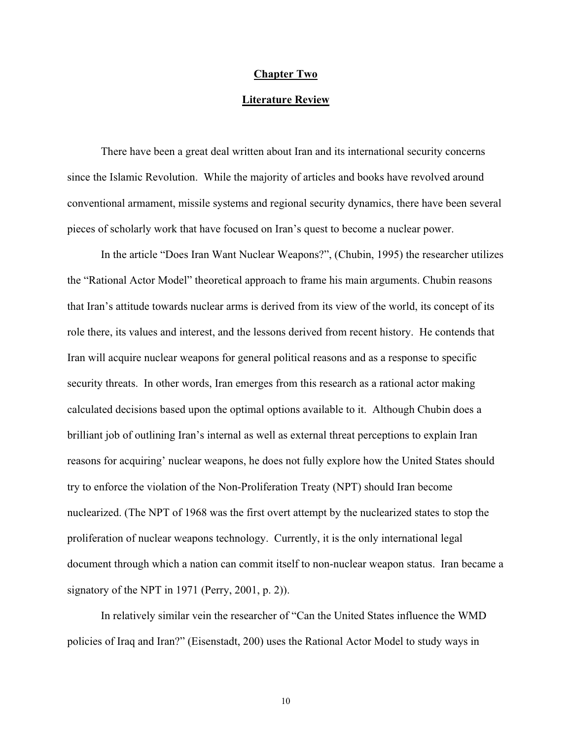# Chapter Two

## Literature Review

There have been a great deal written about Iran and its international security concerns since the Islamic Revolution. While the majority of articles and books have revolved around conventional armament, missile systems and regional security dynamics, there have been several pieces of scholarly work that have focused on Iran's quest to become a nuclear power.

In the article "Does Iran Want Nuclear Weapons?", (Chubin, 1995) the researcher utilizes the "Rational Actor Model" theoretical approach to frame his main arguments. Chubin reasons that Iran's attitude towards nuclear arms is derived from its view of the world, its concept of its role there, its values and interest, and the lessons derived from recent history. He contends that Iran will acquire nuclear weapons for general political reasons and as a response to specific security threats. In other words, Iran emerges from this research as a rational actor making calculated decisions based upon the optimal options available to it. Although Chubin does a brilliant job of outlining Iran's internal as well as external threat perceptions to explain Iran reasons for acquiring' nuclear weapons, he does not fully explore how the United States should try to enforce the violation of the Non-Proliferation Treaty (NPT) should Iran become nuclearized. (The NPT of 1968 was the first overt attempt by the nuclearized states to stop the proliferation of nuclear weapons technology. Currently, it is the only international legal document through which a nation can commit itself to non-nuclear weapon status. Iran became a signatory of the NPT in 1971 (Perry, 2001, p. 2)).

In relatively similar vein the researcher of "Can the United States influence the WMD policies of Iraq and Iran?" (Eisenstadt, 200) uses the Rational Actor Model to study ways in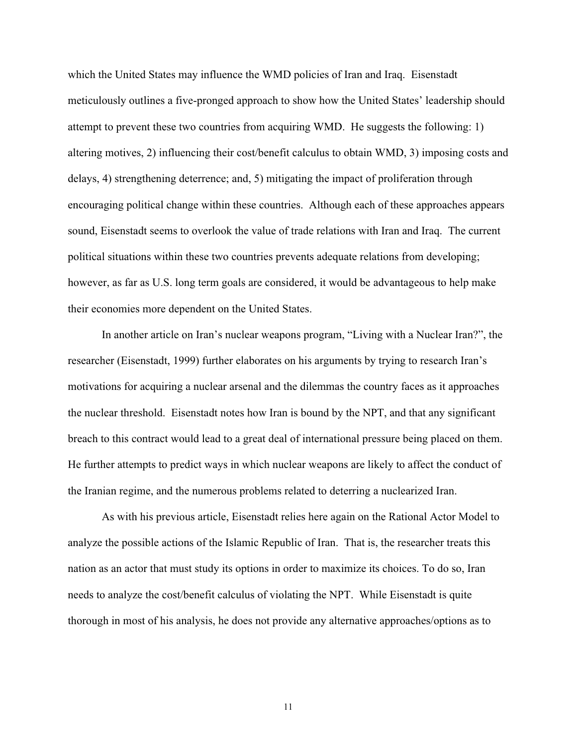which the United States may influence the WMD policies of Iran and Iraq. Eisenstadt meticulously outlines a five-pronged approach to show how the United States' leadership should attempt to prevent these two countries from acquiring WMD. He suggests the following: 1) altering motives, 2) influencing their cost/benefit calculus to obtain WMD, 3) imposing costs and delays, 4) strengthening deterrence; and, 5) mitigating the impact of proliferation through encouraging political change within these countries. Although each of these approaches appears sound, Eisenstadt seems to overlook the value of trade relations with Iran and Iraq. The current political situations within these two countries prevents adequate relations from developing; however, as far as U.S. long term goals are considered, it would be advantageous to help make their economies more dependent on the United States.

In another article on Iran's nuclear weapons program, "Living with a Nuclear Iran?", the researcher (Eisenstadt, 1999) further elaborates on his arguments by trying to research Iran's motivations for acquiring a nuclear arsenal and the dilemmas the country faces as it approaches the nuclear threshold. Eisenstadt notes how Iran is bound by the NPT, and that any significant breach to this contract would lead to a great deal of international pressure being placed on them. He further attempts to predict ways in which nuclear weapons are likely to affect the conduct of the Iranian regime, and the numerous problems related to deterring a nuclearized Iran.

As with his previous article, Eisenstadt relies here again on the Rational Actor Model to analyze the possible actions of the Islamic Republic of Iran. That is, the researcher treats this nation as an actor that must study its options in order to maximize its choices. To do so, Iran needs to analyze the cost/benefit calculus of violating the NPT. While Eisenstadt is quite thorough in most of his analysis, he does not provide any alternative approaches/options as to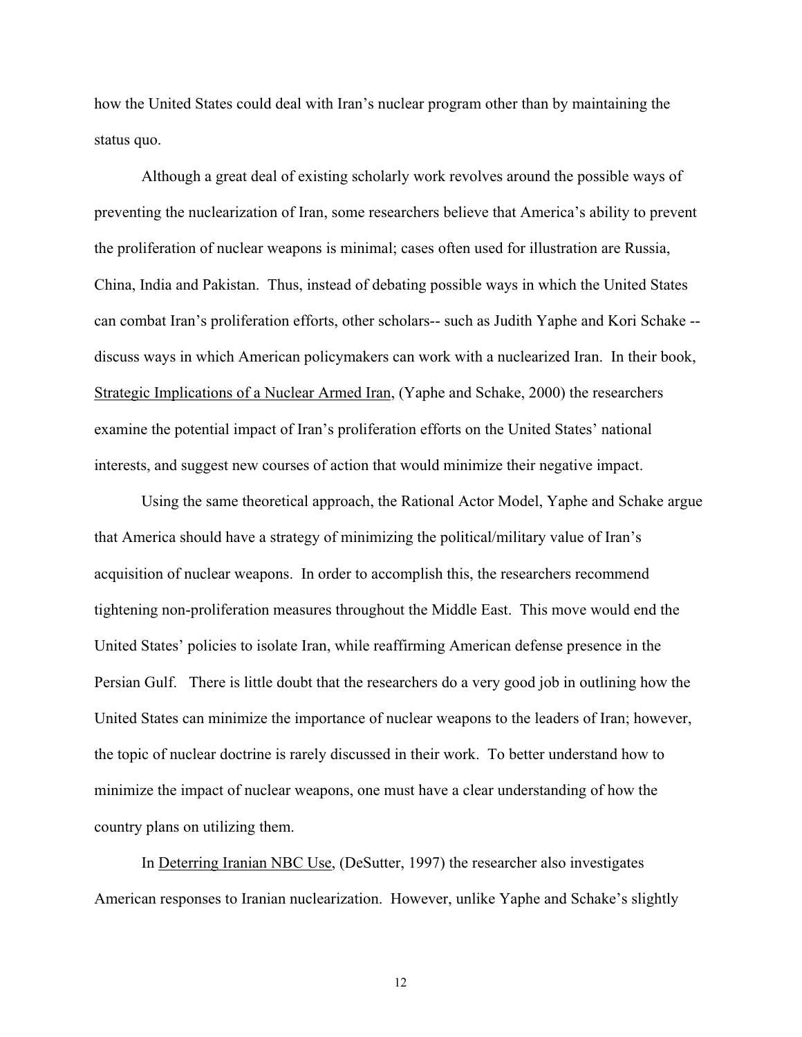how the United States could deal with Iran's nuclear program other than by maintaining the status quo.

Although a great deal of existing scholarly work revolves around the possible ways of preventing the nuclearization of Iran, some researchers believe that America's ability to prevent the proliferation of nuclear weapons is minimal; cases often used for illustration are Russia, China, India and Pakistan. Thus, instead of debating possible ways in which the United States can combat Iran's proliferation efforts, other scholars-- such as Judith Yaphe and Kori Schake -- discuss ways in which American policymakers can work with a nuclearized Iran. In their book, Strategic Implications of a Nuclear Armed Iran, (Yaphe and Schake, 2000) the researchers examine the potential impact of Iran's proliferation efforts on the United States' national interests, and suggest new courses of action that would minimize their negative impact.

Using the same theoretical approach, the Rational Actor Model, Yaphe and Schake argue that America should have a strategy of minimizing the political/military value of Iran's acquisition of nuclear weapons. In order to accomplish this, the researchers recommend tightening non-proliferation measures throughout the Middle East. This move would end the United States' policies to isolate Iran, while reaffirming American defense presence in the Persian Gulf. There is little doubt that the researchers do a very good job in outlining how the United States can minimize the importance of nuclear weapons to the leaders of Iran; however, the topic of nuclear doctrine is rarely discussed in their work. To better understand how to minimize the impact of nuclear weapons, one must have a clear understanding of how the country plans on utilizing them.

In Deterring Iranian NBC Use, (DeSutter, 1997) the researcher also investigates American responses to Iranian nuclearization. However, unlike Yaphe and Schake's slightly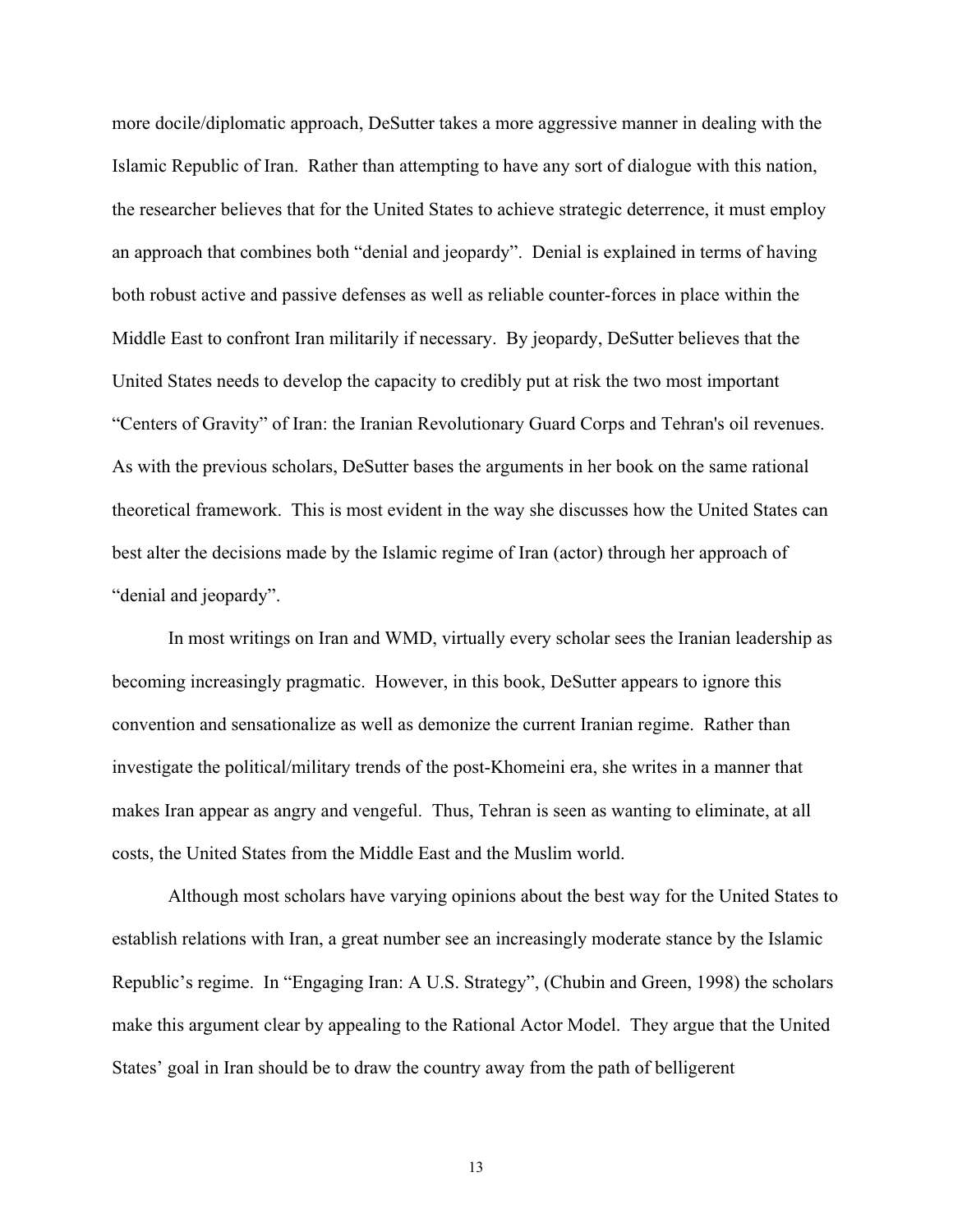more docile/diplomatic approach, DeSutter takes a more aggressive manner in dealing with the Islamic Republic of Iran. Rather than attempting to have any sort of dialogue with this nation, the researcher believes that for the United States to achieve strategic deterrence, it must employ an approach that combines both "denial and jeopardy". Denial is explained in terms of having both robust active and passive defenses as well as reliable counter-forces in place within the Middle East to confront Iran militarily if necessary. By jeopardy, DeSutter believes that the United States needs to develop the capacity to credibly put at risk the two most important "Centers of Gravity" of Iran: the Iranian Revolutionary Guard Corps and Tehran's oil revenues. As with the previous scholars, DeSutter bases the arguments in her book on the same rational theoretical framework. This is most evident in the way she discusses how the United States can best alter the decisions made by the Islamic regime of Iran (actor) through her approach of "denial and jeopardy".

In most writings on Iran and WMD, virtually every scholar sees the Iranian leadership as becoming increasingly pragmatic. However, in this book, DeSutter appears to ignore this convention and sensationalize as well as demonize the current Iranian regime. Rather than investigate the political/military trends of the post-Khomeini era, she writes in a manner that makes Iran appear as angry and vengeful. Thus, Tehran is seen as wanting to eliminate, at all costs, the United States from the Middle East and the Muslim world.

Although most scholars have varying opinions about the best way for the United States to establish relations with Iran, a great number see an increasingly moderate stance by the Islamic Republic's regime. In "Engaging Iran: A U.S. Strategy", (Chubin and Green, 1998) the scholars make this argument clear by appealing to the Rational Actor Model. They argue that the United States' goal in Iran should be to draw the country away from the path of belligerent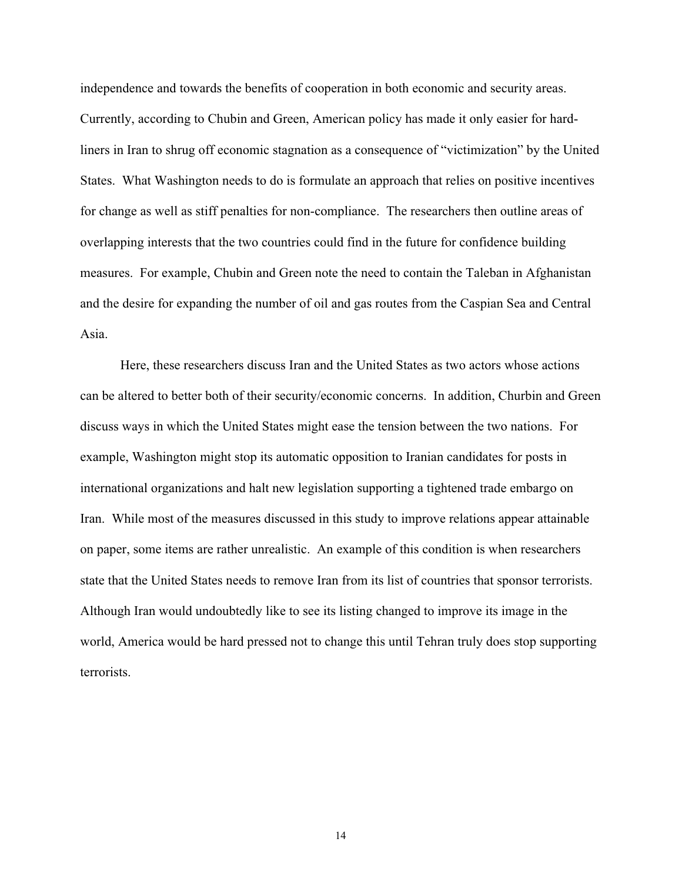independence and towards the benefits of cooperation in both economic and security areas. Currently, according to Chubin and Green, American policy has made it only easier for hard-liners in Iran to shrug off economic stagnation as a consequence of "victimization" by the United States. What Washington needs to do is formulate an approach that relies on positive incentives for change as well as stiff penalties for non-compliance. The researchers then outline areas of overlapping interests that the two countries could find in the future for confidence building measures. For example, Chubin and Green note the need to contain the Taleban in Afghanistan and the desire for expanding the number of oil and gas routes from the Caspian Sea and Central Asia.

Here, these researchers discuss Iran and the United States as two actors whose actions can be altered to better both of their security/economic concerns. In addition, Churbin and Green discuss ways in which the United States might ease the tension between the two nations. For example, Washington might stop its automatic opposition to Iranian candidates for posts in international organizations and halt new legislation supporting a tightened trade embargo on Iran. While most of the measures discussed in this study to improve relations appear attainable on paper, some items are rather unrealistic. An example of this condition is when researchers state that the United States needs to remove Iran from its list of countries that sponsor terrorists. Although Iran would undoubtedly like to see its listing changed to improve its image in the world, America would be hard pressed not to change this until Tehran truly does stop supporting terrorists.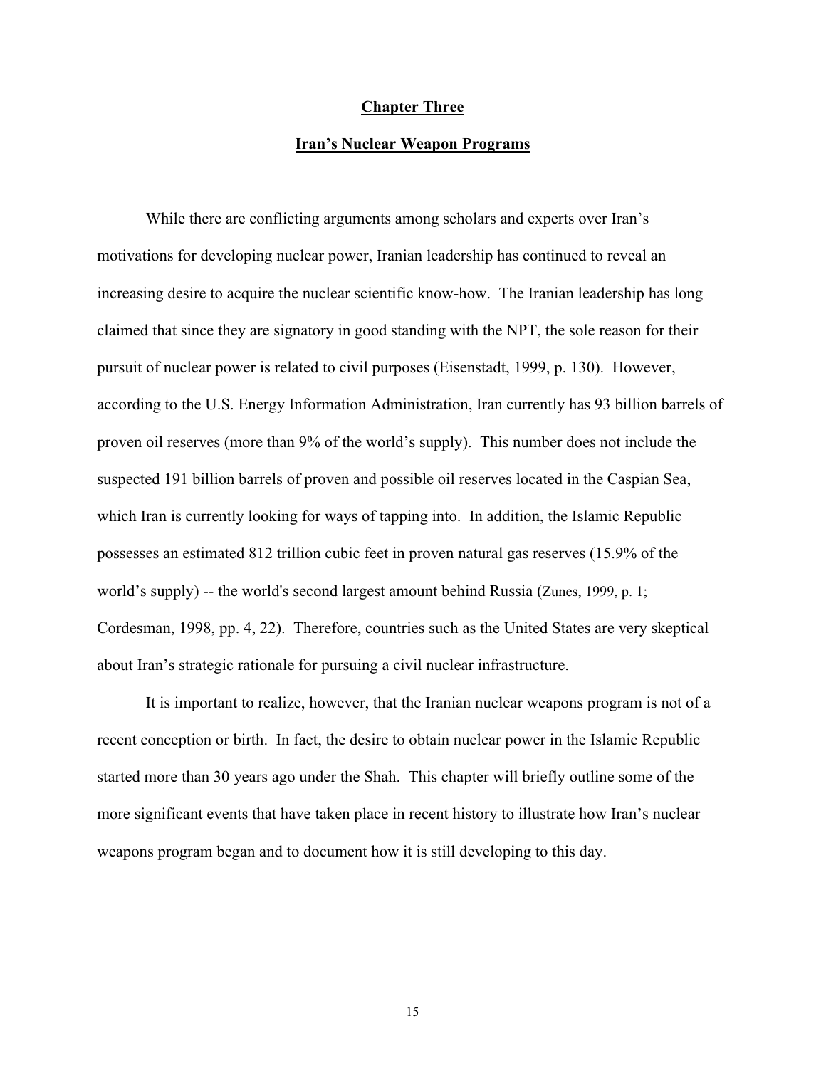## Chapter Three

## Iran's Nuclear Weapon Programs

While there are conflicting arguments among scholars and experts over Iran's motivations for developing nuclear power, Iranian leadership has continued to reveal an increasing desire to acquire the nuclear scientific know-how. The Iranian leadership has long claimed that since they are signatory in good standing with the NPT, the sole reason for their pursuit of nuclear power is related to civil purposes (Eisenstadt, 1999, p. 130). However, according to the U.S. Energy Information Administration, Iran currently has 93 billion barrels of proven oil reserves (more than 9% of the world's supply). This number does not include the suspected 191 billion barrels of proven and possible oil reserves located in the Caspian Sea, which Iran is currently looking for ways of tapping into. In addition, the Islamic Republic possesses an estimated 812 trillion cubic feet in proven natural gas reserves (15.9% of the world's supply) -- the world's second largest amount behind Russia (Zunes, 1999, p. 1; Cordesman, 1998, pp. 4, 22). Therefore, countries such as the United States are very skeptical about Iran's strategic rationale for pursuing a civil nuclear infrastructure.

It is important to realize, however, that the Iranian nuclear weapons program is not of a recent conception or birth. In fact, the desire to obtain nuclear power in the Islamic Republic started more than 30 years ago under the Shah. This chapter will briefly outline some of the more significant events that have taken place in recent history to illustrate how Iran's nuclear weapons program began and to document how it is still developing to this day.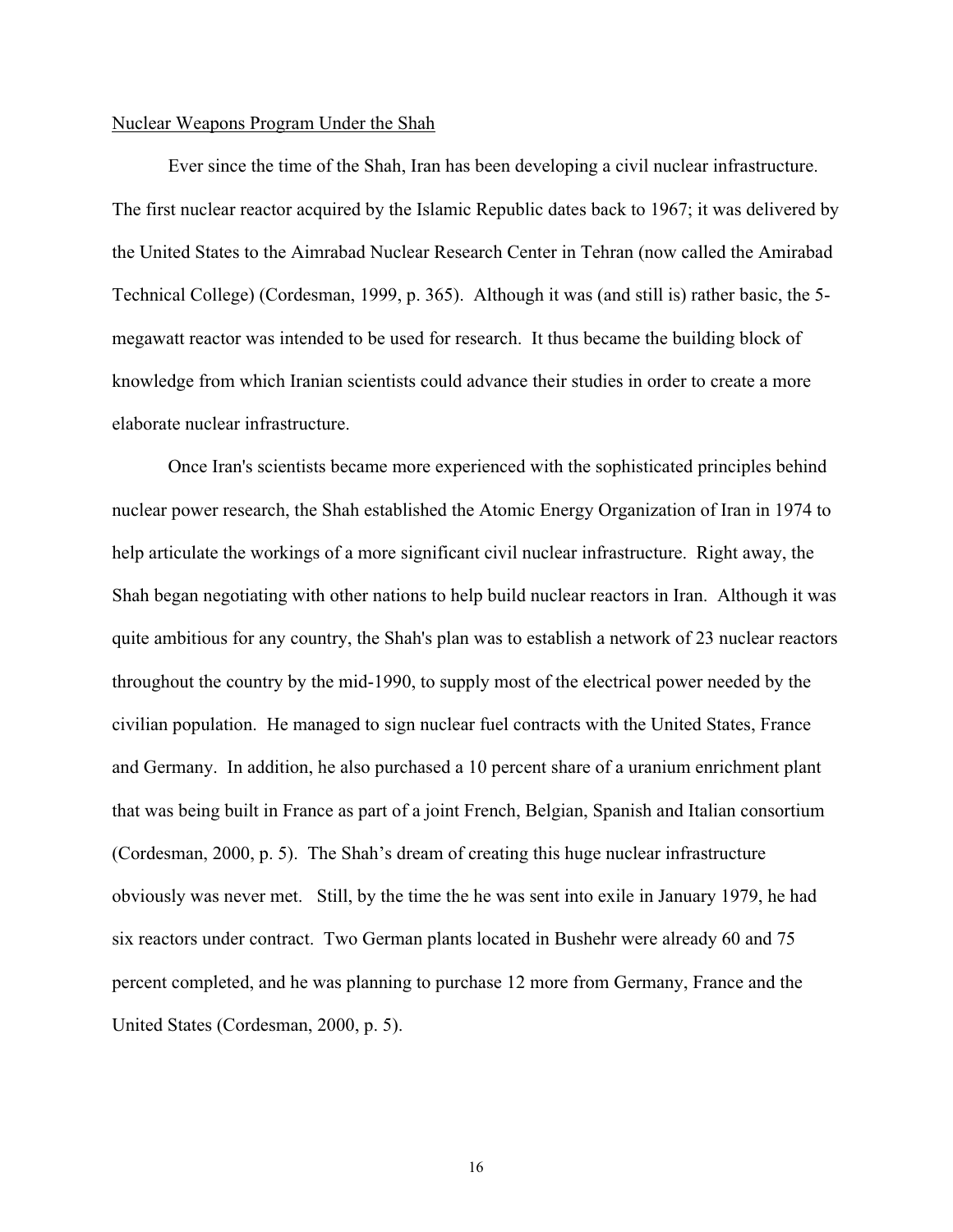Nuclear Weapons Program Under the Shah

Ever since the time of the Shah, Iran has been developing a civil nuclear infrastructure. The first nuclear reactor acquired by the Islamic Republic dates back to 1967; it was delivered by the United States to the Aimrabad Nuclear Research Center in Tehran (now called the Amirabad Technical College) (Cordesman, 1999, p. 365). Although it was (and still is) rather basic, the 5-megawatt reactor was intended to be used for research. It thus became the building block of knowledge from which Iranian scientists could advance their studies in order to create a more elaborate nuclear infrastructure.

Once Iran's scientists became more experienced with the sophisticated principles behind nuclear power research, the Shah established the Atomic Energy Organization of Iran in 1974 to help articulate the workings of a more significant civil nuclear infrastructure. Right away, the Shah began negotiating with other nations to help build nuclear reactors in Iran. Although it was quite ambitious for any country, the Shah's plan was to establish a network of 23 nuclear reactors throughout the country by the mid-1990, to supply most of the electrical power needed by the civilian population. He managed to sign nuclear fuel contracts with the United States, France and Germany. In addition, he also purchased a 10 percent share of a uranium enrichment plant that was being built in France as part of a joint French, Belgian, Spanish and Italian consortium (Cordesman, 2000, p. 5). The Shah's dream of creating this huge nuclear infrastructure obviously was never met. Still, by the time the he was sent into exile in January 1979, he had six reactors under contract. Two German plants located in Bushehr were already 60 and 75 percent completed, and he was planning to purchase 12 more from Germany, France and the United States (Cordesman, 2000, p. 5).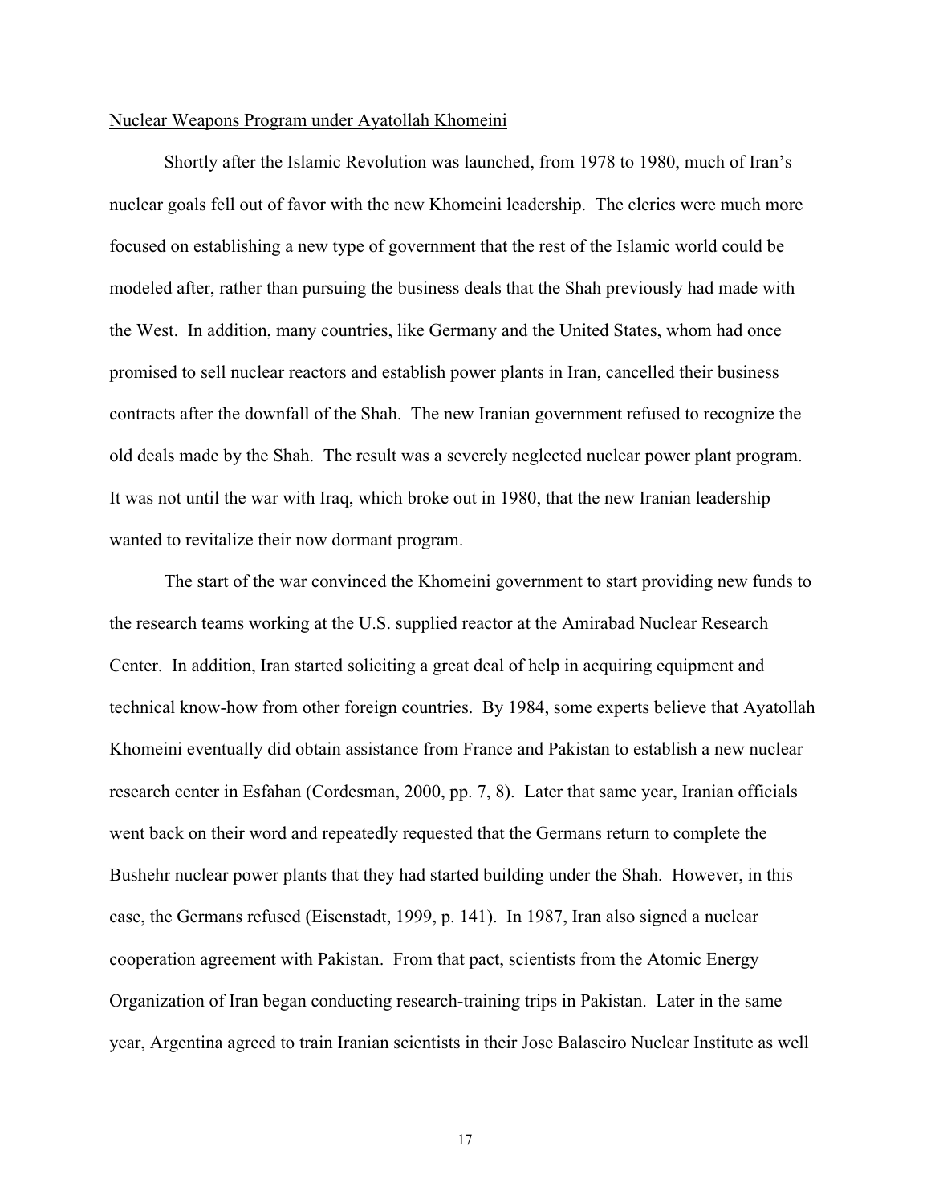Nuclear Weapons Program under Ayatollah Khomeini

Shortly after the Islamic Revolution was launched, from 1978 to 1980, much of Iran's nuclear goals fell out of favor with the new Khomeini leadership. The clerics were much more focused on establishing a new type of government that the rest of the Islamic world could be modeled after, rather than pursuing the business deals that the Shah previously had made with the West. In addition, many countries, like Germany and the United States, whom had once promised to sell nuclear reactors and establish power plants in Iran, cancelled their business contracts after the downfall of the Shah. The new Iranian government refused to recognize the old deals made by the Shah. The result was a severely neglected nuclear power plant program. It was not until the war with Iraq, which broke out in 1980, that the new Iranian leadership wanted to revitalize their now dormant program.

The start of the war convinced the Khomeini government to start providing new funds to the research teams working at the U.S. supplied reactor at the Amirabad Nuclear Research Center. In addition, Iran started soliciting a great deal of help in acquiring equipment and technical know-how from other foreign countries. By 1984, some experts believe that Ayatollah Khomeini eventually did obtain assistance from France and Pakistan to establish a new nuclear research center in Esfahan (Cordesman, 2000, pp. 7, 8). Later that same year, Iranian officials went back on their word and repeatedly requested that the Germans return to complete the Bushehr nuclear power plants that they had started building under the Shah. However, in this case, the Germans refused (Eisenstadt, 1999, p. 141). In 1987, Iran also signed a nuclear cooperation agreement with Pakistan. From that pact, scientists from the Atomic Energy Organization of Iran began conducting research-training trips in Pakistan. Later in the same year, Argentina agreed to train Iranian scientists in their Jose Balaseiro Nuclear Institute as well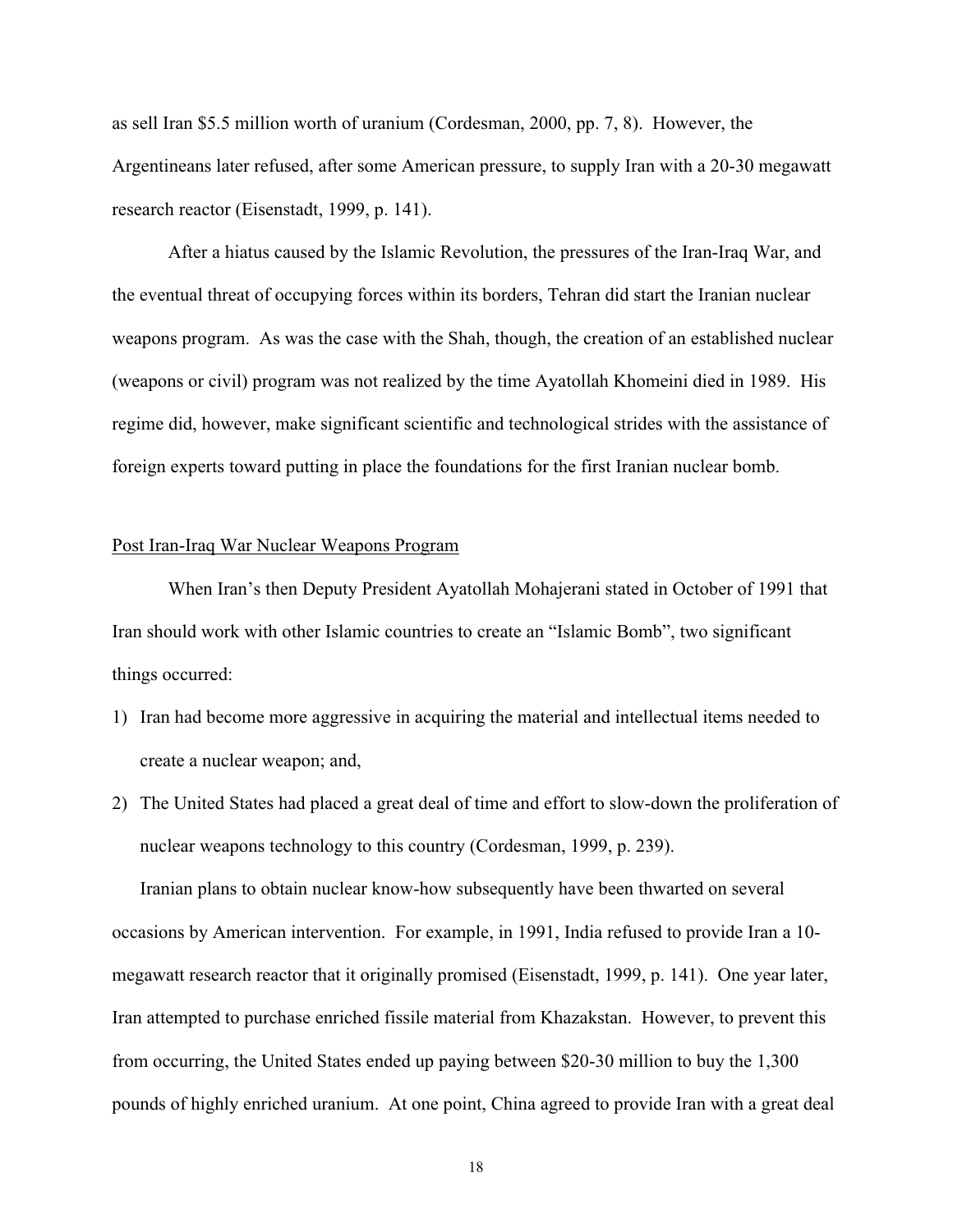as sell Iran $5.5 million worth of uranium (Cordesman, 2000, pp. 7, 8). However, the Argentineans later refused, after some American pressure, to supply Iran with a 20-30 megawatt research reactor (Eisenstadt, 1999, p. 141).

After a hiatus caused by the Islamic Revolution, the pressures of the Iran-Iraq War, and the eventual threat of occupying forces within its borders, Tehran did start the Iranian nuclear weapons program. As was the case with the Shah, though, the creation of an established nuclear (weapons or civil) program was not realized by the time Ayatollah Khomeini died in 1989. His regime did, however, make significant scientific and technological strides with the assistance of foreign experts toward putting in place the foundations for the first Iranian nuclear bomb.

<u>Post Iran-Iraq War Nuclear Weapons Program</u>

When Iran's then Deputy President Ayatollah Mohajerani stated in October of 1991 that Iran should work with other Islamic countries to create an "Islamic Bomb", two significant things occurred:

1) Iran had become more aggressive in acquiring the material and intellectual items needed to create a nuclear weapon; and,
2) The United States had placed a great deal of time and effort to slow-down the proliferation of nuclear weapons technology to this country (Cordesman, 1999, p. 239).

Iranian plans to obtain nuclear know-how subsequently have been thwarted on several occasions by American intervention. For example, in 1991, India refused to provide Iran a 10-megawatt research reactor that it originally promised (Eisenstadt, 1999, p. 141). One year later, Iran attempted to purchase enriched fissile material from Khazakstan. However, to prevent this from occurring, the United States ended up paying between $20-30 million to buy the 1,300 pounds of highly enriched uranium. At one point, China agreed to provide Iran with a great deal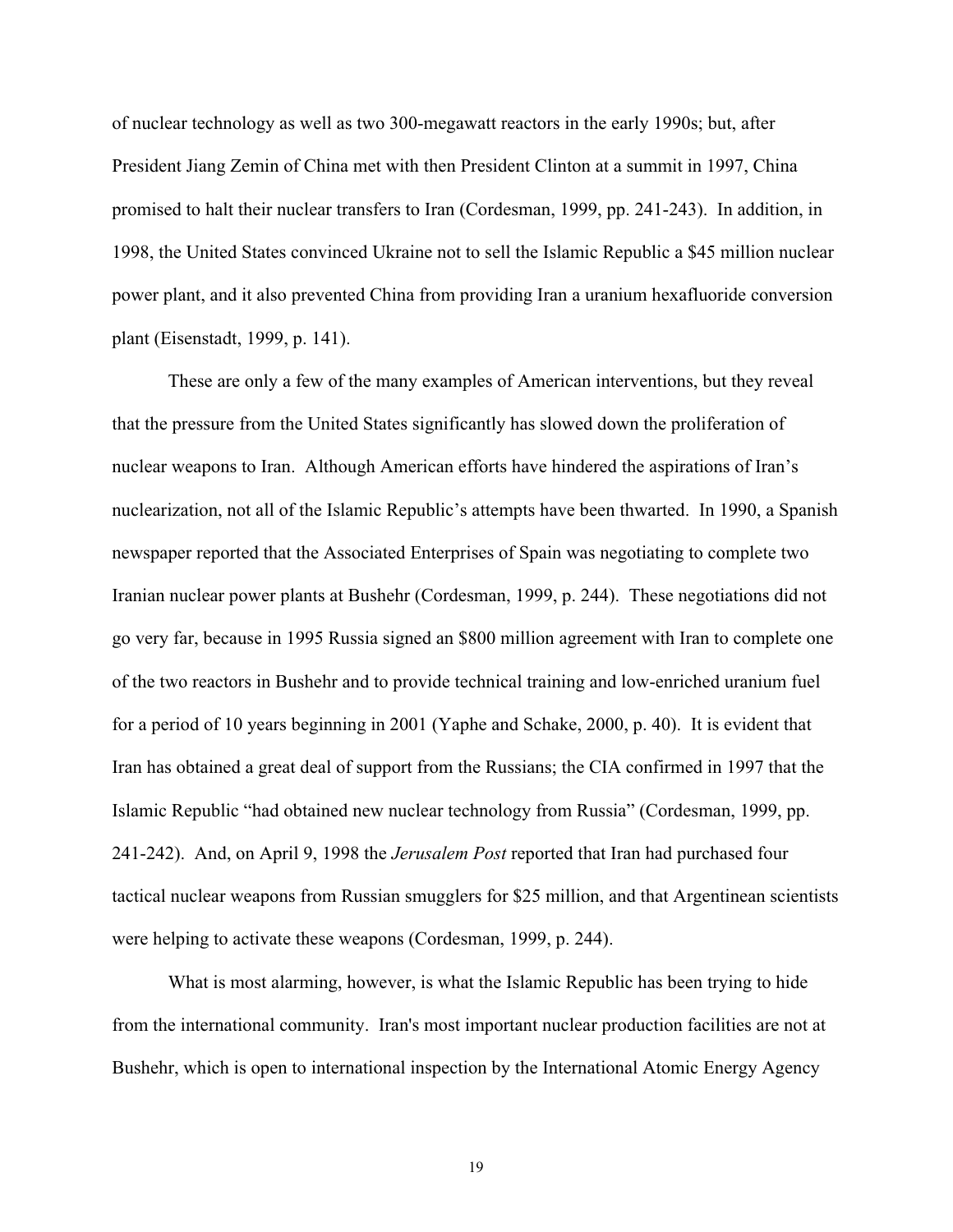of nuclear technology as well as two 300-megawatt reactors in the early 1990s; but, after President Jiang Zemin of China met with then President Clinton at a summit in 1997, China promised to halt their nuclear transfers to Iran (Cordesman, 1999, pp. 241-243). In addition, in 1998, the United States convinced Ukraine not to sell the Islamic Republic a $45 million nuclear power plant, and it also prevented China from providing Iran a uranium hexafluoride conversion plant (Eisenstadt, 1999, p. 141).

These are only a few of the many examples of American interventions, but they reveal that the pressure from the United States significantly has slowed down the proliferation of nuclear weapons to Iran. Although American efforts have hindered the aspirations of Iran's nuclearization, not all of the Islamic Republic's attempts have been thwarted. In 1990, a Spanish newspaper reported that the Associated Enterprises of Spain was negotiating to complete two Iranian nuclear power plants at Bushehr (Cordesman, 1999, p. 244). These negotiations did not go very far, because in 1995 Russia signed an $800 million agreement with Iran to complete one of the two reactors in Bushehr and to provide technical training and low-enriched uranium fuel for a period of 10 years beginning in 2001 (Yaphe and Schake, 2000, p. 40). It is evident that Iran has obtained a great deal of support from the Russians; the CIA confirmed in 1997 that the Islamic Republic "had obtained new nuclear technology from Russia" (Cordesman, 1999, pp. 241-242). And, on April 9, 1998 the *Jerusalem Post* reported that Iran had purchased four tactical nuclear weapons from Russian smugglers for $25 million, and that Argentinean scientists were helping to activate these weapons (Cordesman, 1999, p. 244).

What is most alarming, however, is what the Islamic Republic has been trying to hide from the international community. Iran's most important nuclear production facilities are not at Bushehr, which is open to international inspection by the International Atomic Energy Agency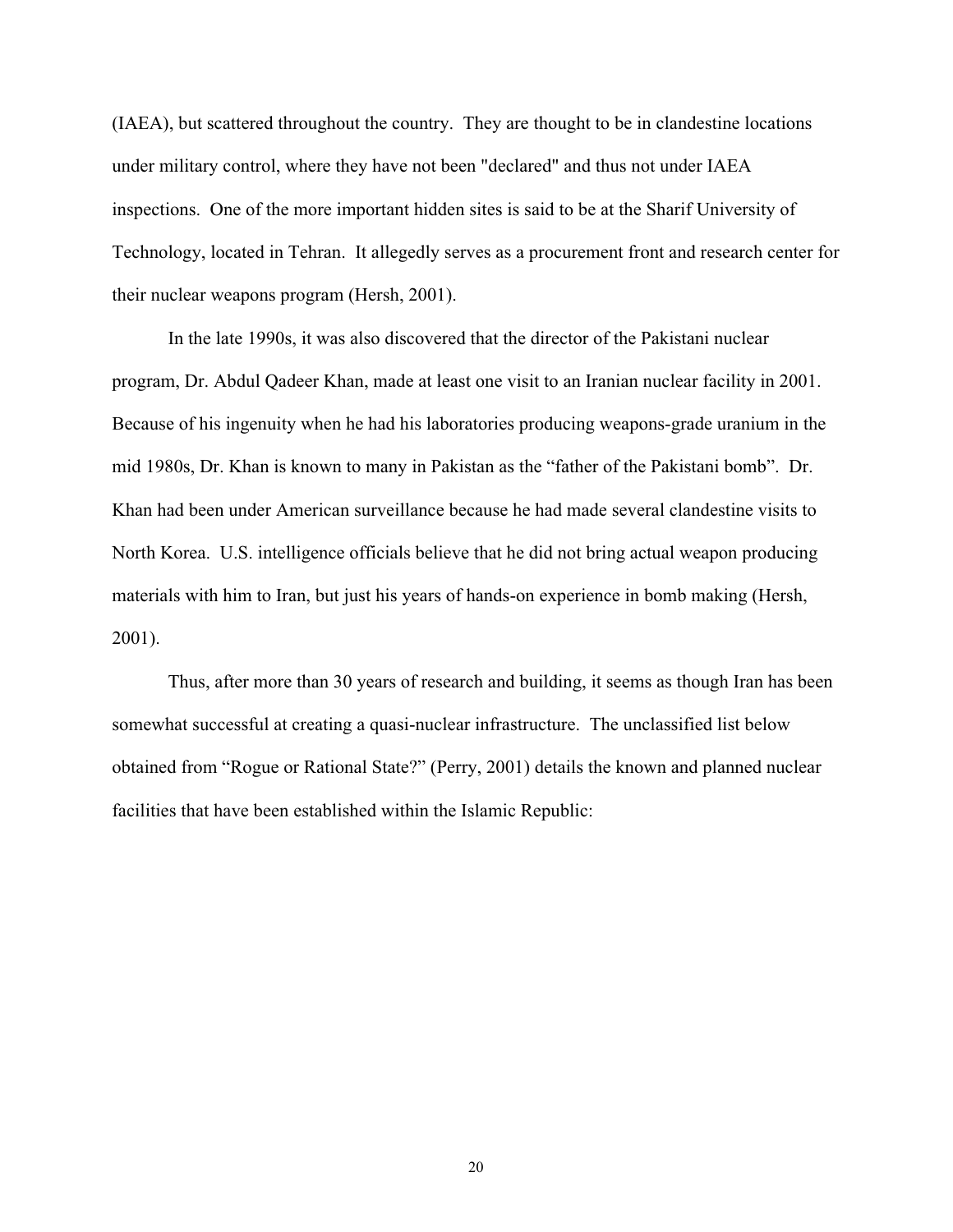(IAEA), but scattered throughout the country. They are thought to be in clandestine locations under military control, where they have not been "declared" and thus not under IAEA inspections. One of the more important hidden sites is said to be at the Sharif University of Technology, located in Tehran. It allegedly serves as a procurement front and research center for their nuclear weapons program (Hersh, 2001).

In the late 1990s, it was also discovered that the director of the Pakistani nuclear program, Dr. Abdul Qadeer Khan, made at least one visit to an Iranian nuclear facility in 2001. Because of his ingenuity when he had his laboratories producing weapons-grade uranium in the mid 1980s, Dr. Khan is known to many in Pakistan as the "father of the Pakistani bomb". Dr. Khan had been under American surveillance because he had made several clandestine visits to North Korea. U.S. intelligence officials believe that he did not bring actual weapon producing materials with him to Iran, but just his years of hands-on experience in bomb making (Hersh, 2001).

Thus, after more than 30 years of research and building, it seems as though Iran has been somewhat successful at creating a quasi-nuclear infrastructure. The unclassified list below obtained from "Rogue or Rational State?" (Perry, 2001) details the known and planned nuclear facilities that have been established within the Islamic Republic: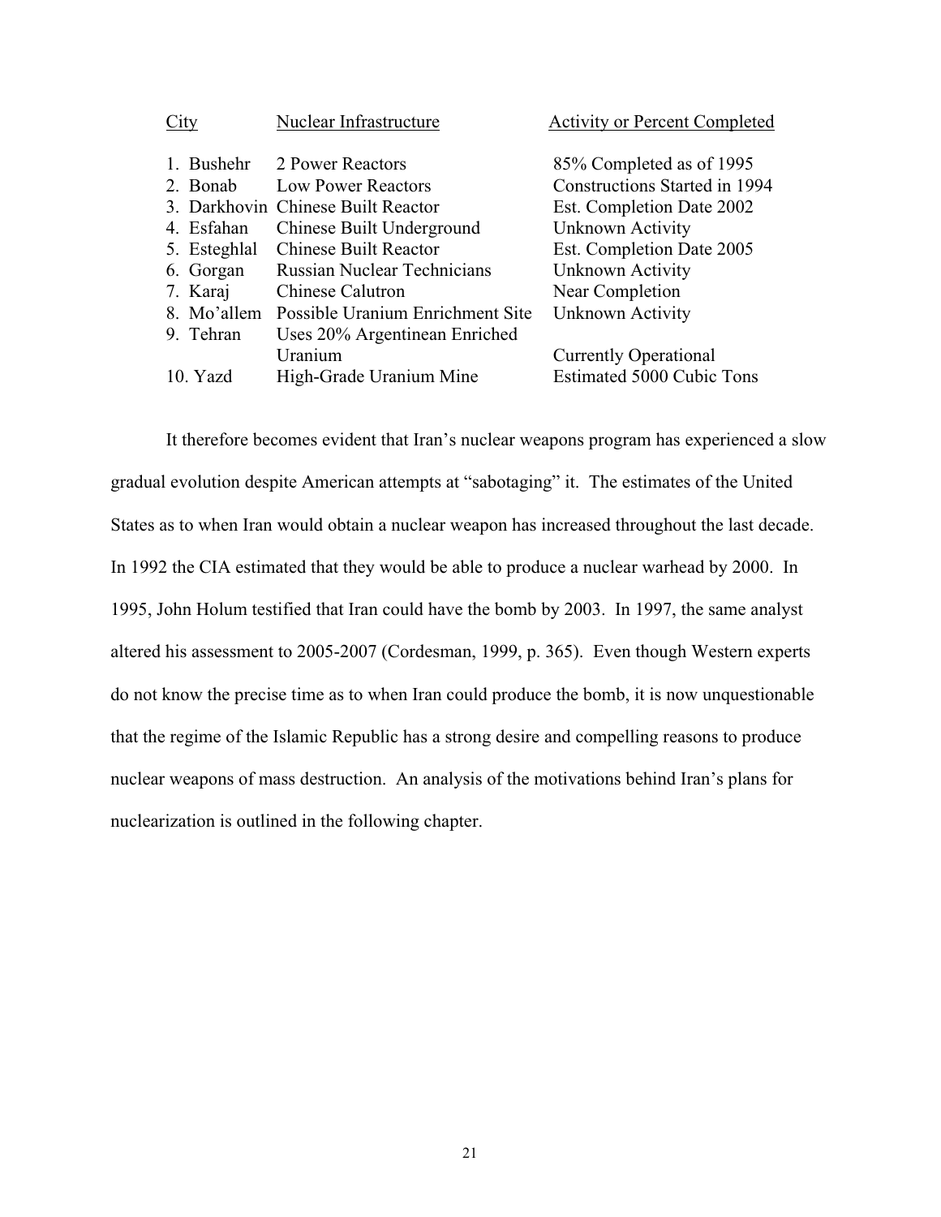| City | Nuclear Infrastructure | Activity or Percent Completed |
|---|---|---|
| 1. Bushehr | 2 Power Reactors | 85% Completed as of 1995 |
| 2. Bonab | Low Power Reactors | Constructions Started in 1994 |
| 3. Darkhovin | Chinese Built Reactor | Est. Completion Date 2002 |
| 4. Esfahan | Chinese Built Underground | Unknown Activity |
| 5. Esteghlal | Chinese Built Reactor | Est. Completion Date 2005 |
| 6. Gorgan | Russian Nuclear Technicians | Unknown Activity |
| 7. Karaj | Chinese Calutron | Near Completion |
| 8. Mo'allem | Possible Uranium Enrichment Site | Unknown Activity |
| 9. Tehran | Uses 20% Argentinean Enriched Uranium | Currently Operational |
| 10. Yazd | High-Grade Uranium Mine | Estimated 5000 Cubic Tons |

It therefore becomes evident that Iran's nuclear weapons program has experienced a slow gradual evolution despite American attempts at "sabotaging" it. The estimates of the United States as to when Iran would obtain a nuclear weapon has increased throughout the last decade. In 1992 the CIA estimated that they would be able to produce a nuclear warhead by 2000. In 1995, John Holum testified that Iran could have the bomb by 2003. In 1997, the same analyst altered his assessment to 2005-2007 (Cordesman, 1999, p. 365). Even though Western experts do not know the precise time as to when Iran could produce the bomb, it is now unquestionable that the regime of the Islamic Republic has a strong desire and compelling reasons to produce nuclear weapons of mass destruction. An analysis of the motivations behind Iran's plans for nuclearization is outlined in the following chapter.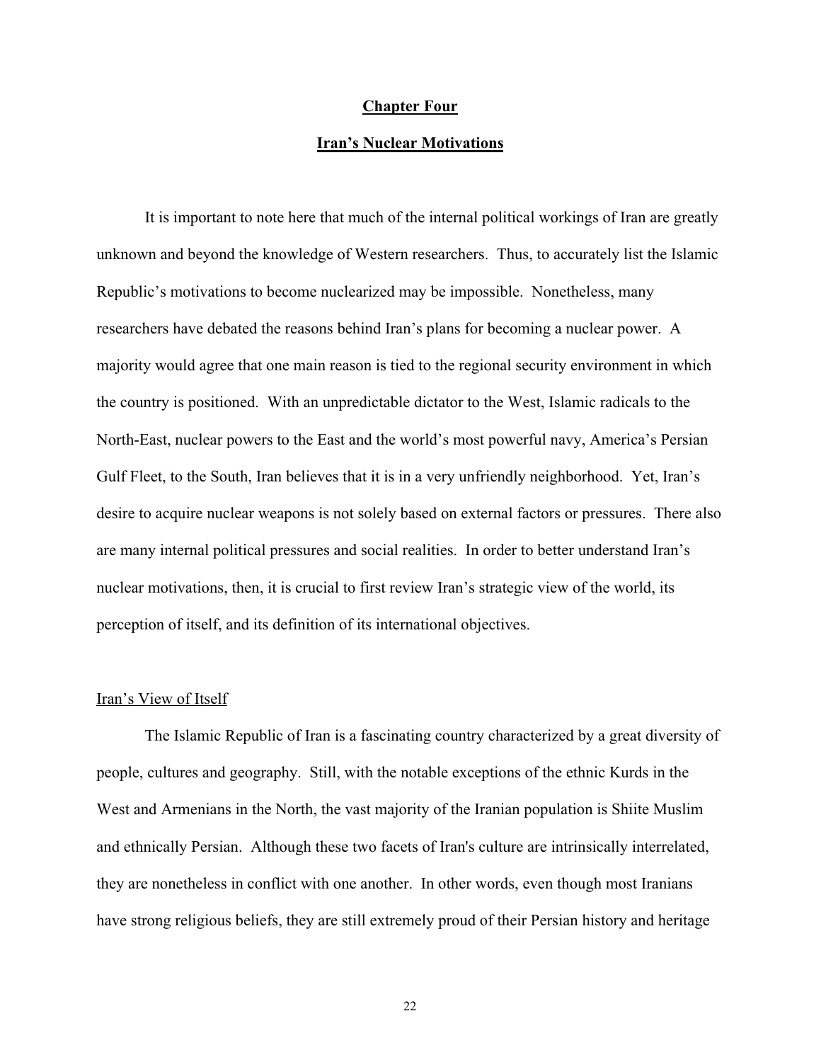## Chapter Four

## Iran's Nuclear Motivations

It is important to note here that much of the internal political workings of Iran are greatly unknown and beyond the knowledge of Western researchers. Thus, to accurately list the Islamic Republic's motivations to become nuclearized may be impossible. Nonetheless, many researchers have debated the reasons behind Iran's plans for becoming a nuclear power. A majority would agree that one main reason is tied to the regional security environment in which the country is positioned. With an unpredictable dictator to the West, Islamic radicals to the North-East, nuclear powers to the East and the world's most powerful navy, America's Persian Gulf Fleet, to the South, Iran believes that it is in a very unfriendly neighborhood. Yet, Iran's desire to acquire nuclear weapons is not solely based on external factors or pressures. There also are many internal political pressures and social realities. In order to better understand Iran's nuclear motivations, then, it is crucial to first review Iran's strategic view of the world, its perception of itself, and its definition of its international objectives.

### Iran's View of Itself

The Islamic Republic of Iran is a fascinating country characterized by a great diversity of people, cultures and geography. Still, with the notable exceptions of the ethnic Kurds in the West and Armenians in the North, the vast majority of the Iranian population is Shiite Muslim and ethnically Persian. Although these two facets of Iran's culture are intrinsically interrelated, they are nonetheless in conflict with one another. In other words, even though most Iranians have strong religious beliefs, they are still extremely proud of their Persian history and heritage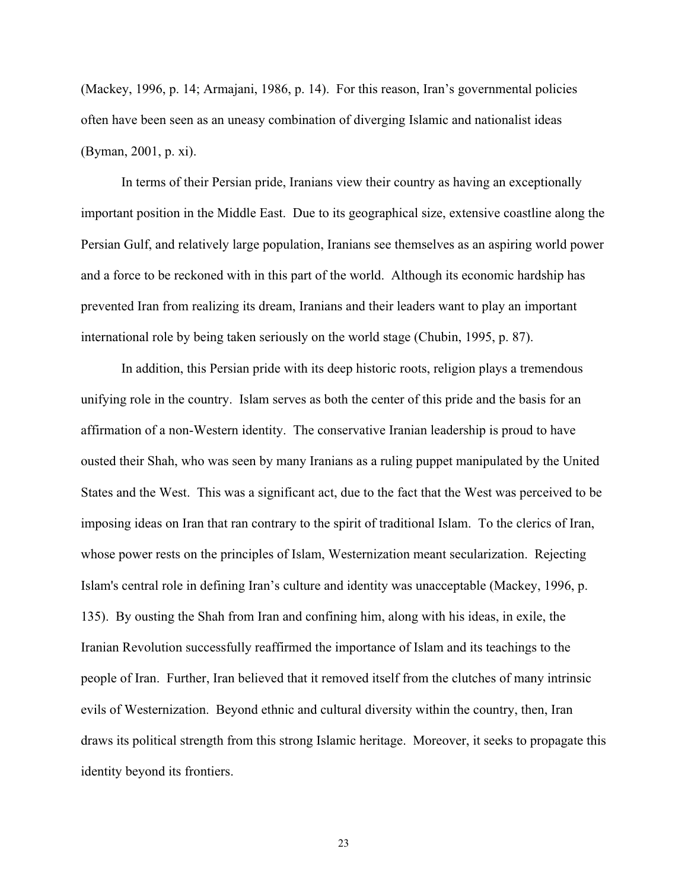(Mackey, 1996, p. 14; Armajani, 1986, p. 14). For this reason, Iran's governmental policies often have been seen as an uneasy combination of diverging Islamic and nationalist ideas (Byman, 2001, p. xi).

In terms of their Persian pride, Iranians view their country as having an exceptionally important position in the Middle East. Due to its geographical size, extensive coastline along the Persian Gulf, and relatively large population, Iranians see themselves as an aspiring world power and a force to be reckoned with in this part of the world. Although its economic hardship has prevented Iran from realizing its dream, Iranians and their leaders want to play an important international role by being taken seriously on the world stage (Chubin, 1995, p. 87).

In addition, this Persian pride with its deep historic roots, religion plays a tremendous unifying role in the country. Islam serves as both the center of this pride and the basis for an affirmation of a non-Western identity. The conservative Iranian leadership is proud to have ousted their Shah, who was seen by many Iranians as a ruling puppet manipulated by the United States and the West. This was a significant act, due to the fact that the West was perceived to be imposing ideas on Iran that ran contrary to the spirit of traditional Islam. To the clerics of Iran, whose power rests on the principles of Islam, Westernization meant secularization. Rejecting Islam's central role in defining Iran's culture and identity was unacceptable (Mackey, 1996, p. 135). By ousting the Shah from Iran and confining him, along with his ideas, in exile, the Iranian Revolution successfully reaffirmed the importance of Islam and its teachings to the people of Iran. Further, Iran believed that it removed itself from the clutches of many intrinsic evils of Westernization. Beyond ethnic and cultural diversity within the country, then, Iran draws its political strength from this strong Islamic heritage. Moreover, it seeks to propagate this identity beyond its frontiers.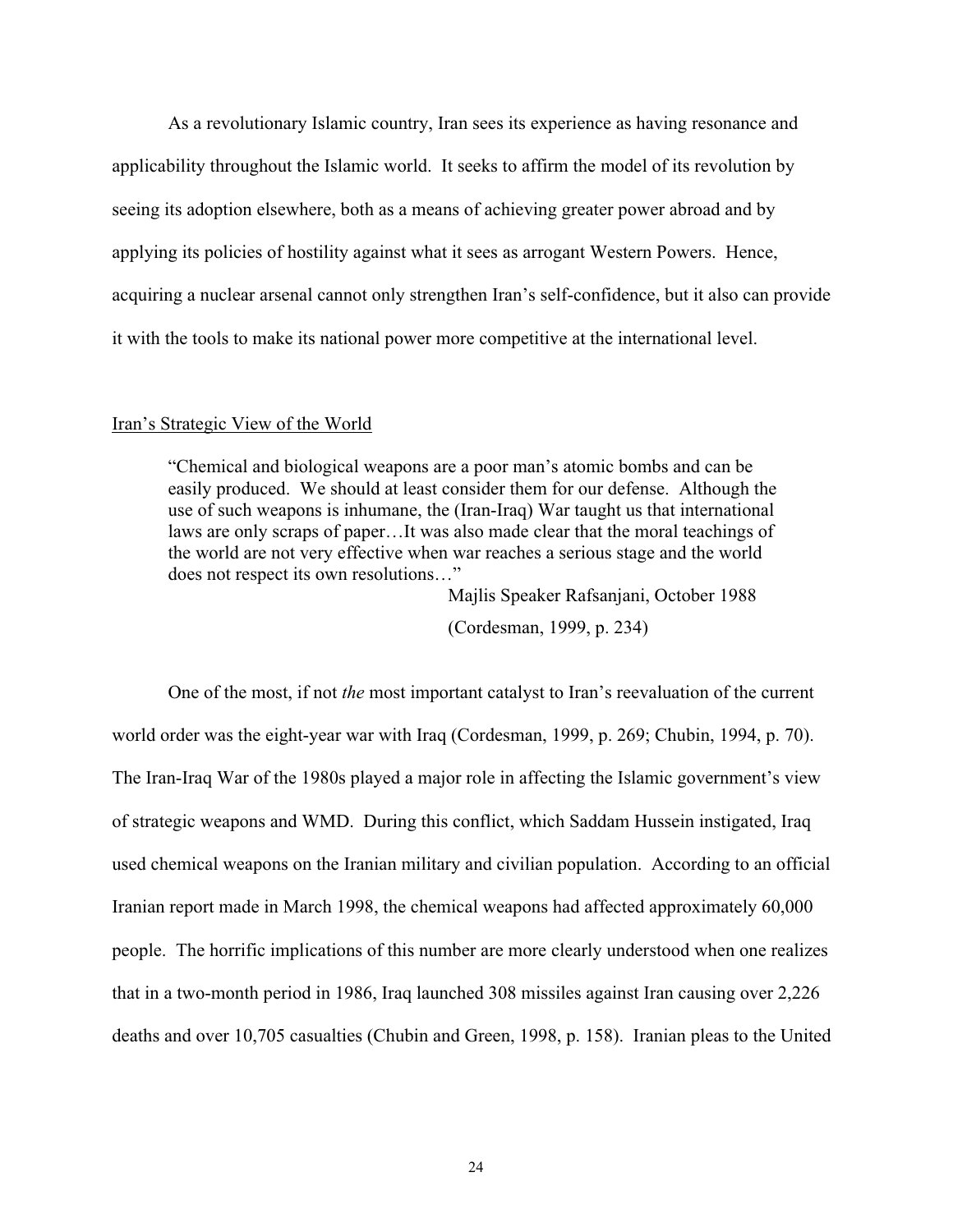As a revolutionary Islamic country, Iran sees its experience as having resonance and applicability throughout the Islamic world. It seeks to affirm the model of its revolution by seeing its adoption elsewhere, both as a means of achieving greater power abroad and by applying its policies of hostility against what it sees as arrogant Western Powers. Hence, acquiring a nuclear arsenal cannot only strengthen Iran's self-confidence, but it also can provide it with the tools to make its national power more competitive at the international level.

## Iran's Strategic View of the World

> "Chemical and biological weapons are a poor man's atomic bombs and can be easily produced. We should at least consider them for our defense. Although the use of such weapons is inhumane, the (Iran-Iraq) War taught us that international laws are only scraps of paper…It was also made clear that the moral teachings of the world are not very effective when war reaches a serious stage and the world does not respect its own resolutions…"
>
> Majlis Speaker Rafsanjani, October 1988
>
> (Cordesman, 1999, p. 234)

One of the most, if not *the* most important catalyst to Iran's reevaluation of the current world order was the eight-year war with Iraq (Cordesman, 1999, p. 269; Chubin, 1994, p. 70). The Iran-Iraq War of the 1980s played a major role in affecting the Islamic government's view of strategic weapons and WMD. During this conflict, which Saddam Hussein instigated, Iraq used chemical weapons on the Iranian military and civilian population. According to an official Iranian report made in March 1998, the chemical weapons had affected approximately 60,000 people. The horrific implications of this number are more clearly understood when one realizes that in a two-month period in 1986, Iraq launched 308 missiles against Iran causing over 2,226 deaths and over 10,705 casualties (Chubin and Green, 1998, p. 158). Iranian pleas to the United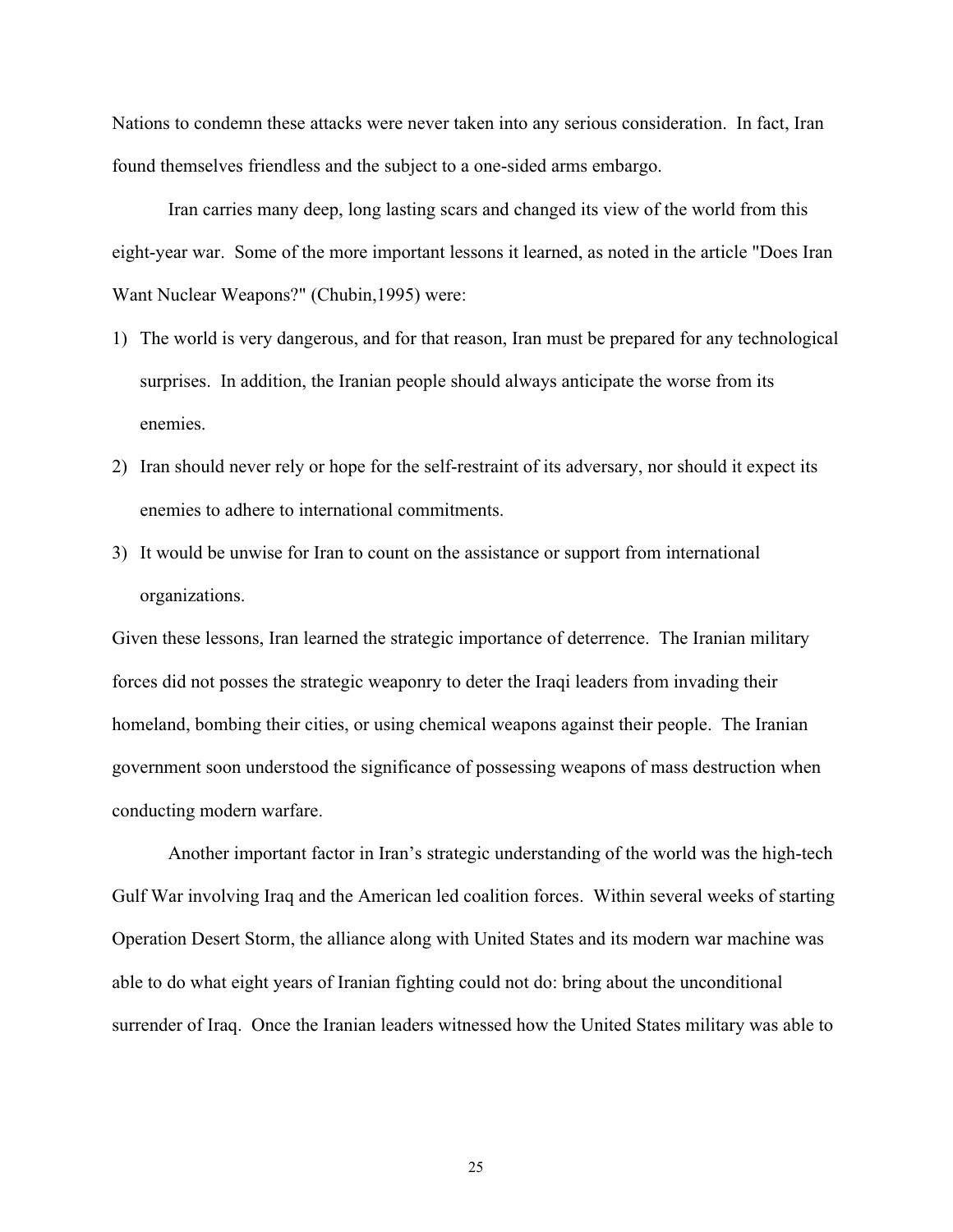Nations to condemn these attacks were never taken into any serious consideration. In fact, Iran found themselves friendless and the subject to a one-sided arms embargo.

Iran carries many deep, long lasting scars and changed its view of the world from this eight-year war. Some of the more important lessons it learned, as noted in the article "Does Iran Want Nuclear Weapons?" (Chubin,1995) were:

1) The world is very dangerous, and for that reason, Iran must be prepared for any technological surprises. In addition, the Iranian people should always anticipate the worse from its enemies.
2) Iran should never rely or hope for the self-restraint of its adversary, nor should it expect its enemies to adhere to international commitments.
3) It would be unwise for Iran to count on the assistance or support from international organizations.

Given these lessons, Iran learned the strategic importance of deterrence. The Iranian military forces did not posses the strategic weaponry to deter the Iraqi leaders from invading their homeland, bombing their cities, or using chemical weapons against their people. The Iranian government soon understood the significance of possessing weapons of mass destruction when conducting modern warfare.

Another important factor in Iran's strategic understanding of the world was the high-tech Gulf War involving Iraq and the American led coalition forces. Within several weeks of starting Operation Desert Storm, the alliance along with United States and its modern war machine was able to do what eight years of Iranian fighting could not do: bring about the unconditional surrender of Iraq. Once the Iranian leaders witnessed how the United States military was able to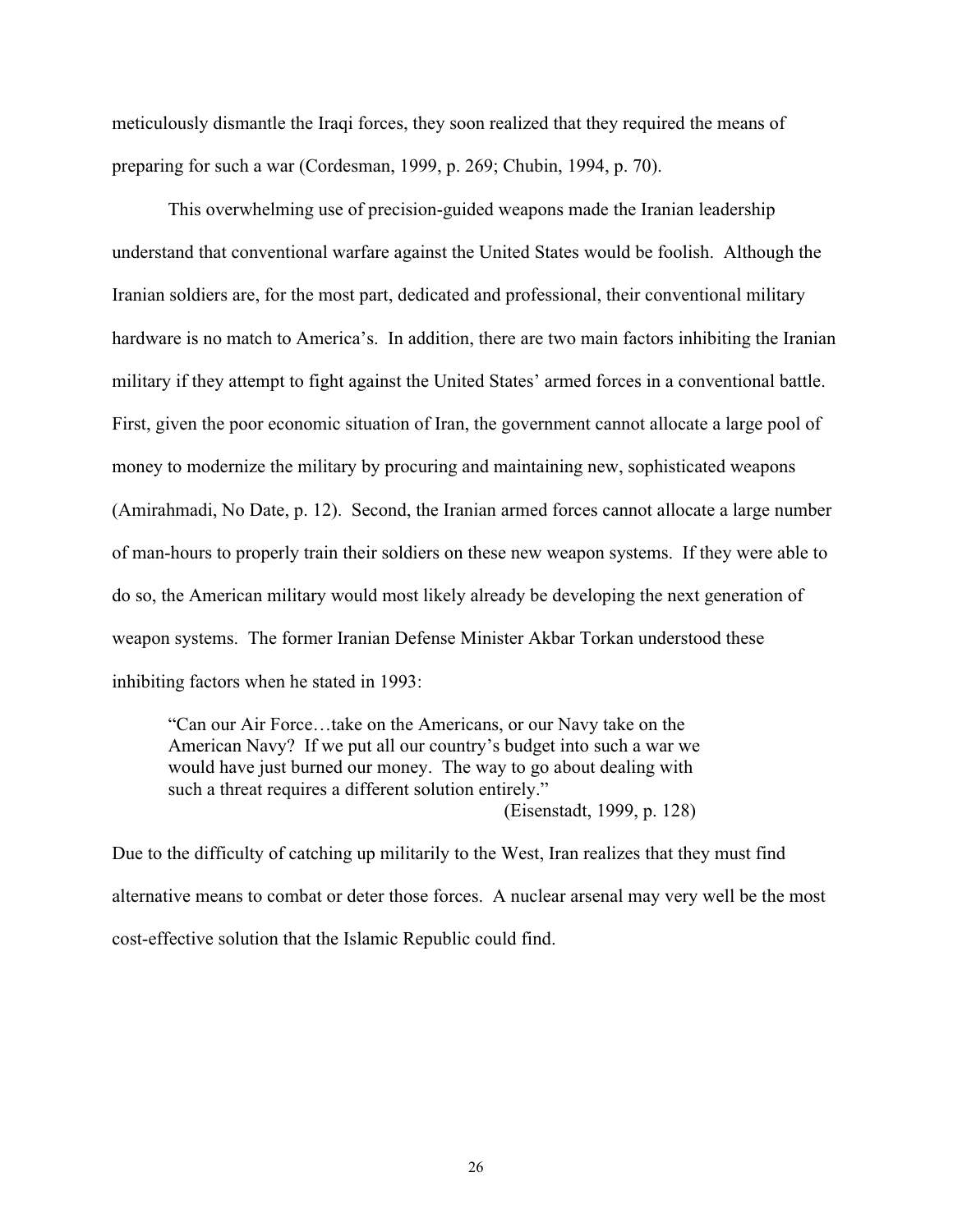meticulously dismantle the Iraqi forces, they soon realized that they required the means of preparing for such a war (Cordesman, 1999, p. 269; Chubin, 1994, p. 70).

This overwhelming use of precision-guided weapons made the Iranian leadership understand that conventional warfare against the United States would be foolish. Although the Iranian soldiers are, for the most part, dedicated and professional, their conventional military hardware is no match to America's. In addition, there are two main factors inhibiting the Iranian military if they attempt to fight against the United States' armed forces in a conventional battle. First, given the poor economic situation of Iran, the government cannot allocate a large pool of money to modernize the military by procuring and maintaining new, sophisticated weapons (Amirahmadi, No Date, p. 12). Second, the Iranian armed forces cannot allocate a large number of man-hours to properly train their soldiers on these new weapon systems. If they were able to do so, the American military would most likely already be developing the next generation of weapon systems. The former Iranian Defense Minister Akbar Torkan understood these inhibiting factors when he stated in 1993:

> "Can our Air Force…take on the Americans, or our Navy take on the American Navy? If we put all our country's budget into such a war we would have just burned our money. The way to go about dealing with such a threat requires a different solution entirely."
>
> (Eisenstadt, 1999, p. 128)

Due to the difficulty of catching up militarily to the West, Iran realizes that they must find alternative means to combat or deter those forces. A nuclear arsenal may very well be the most cost-effective solution that the Islamic Republic could find.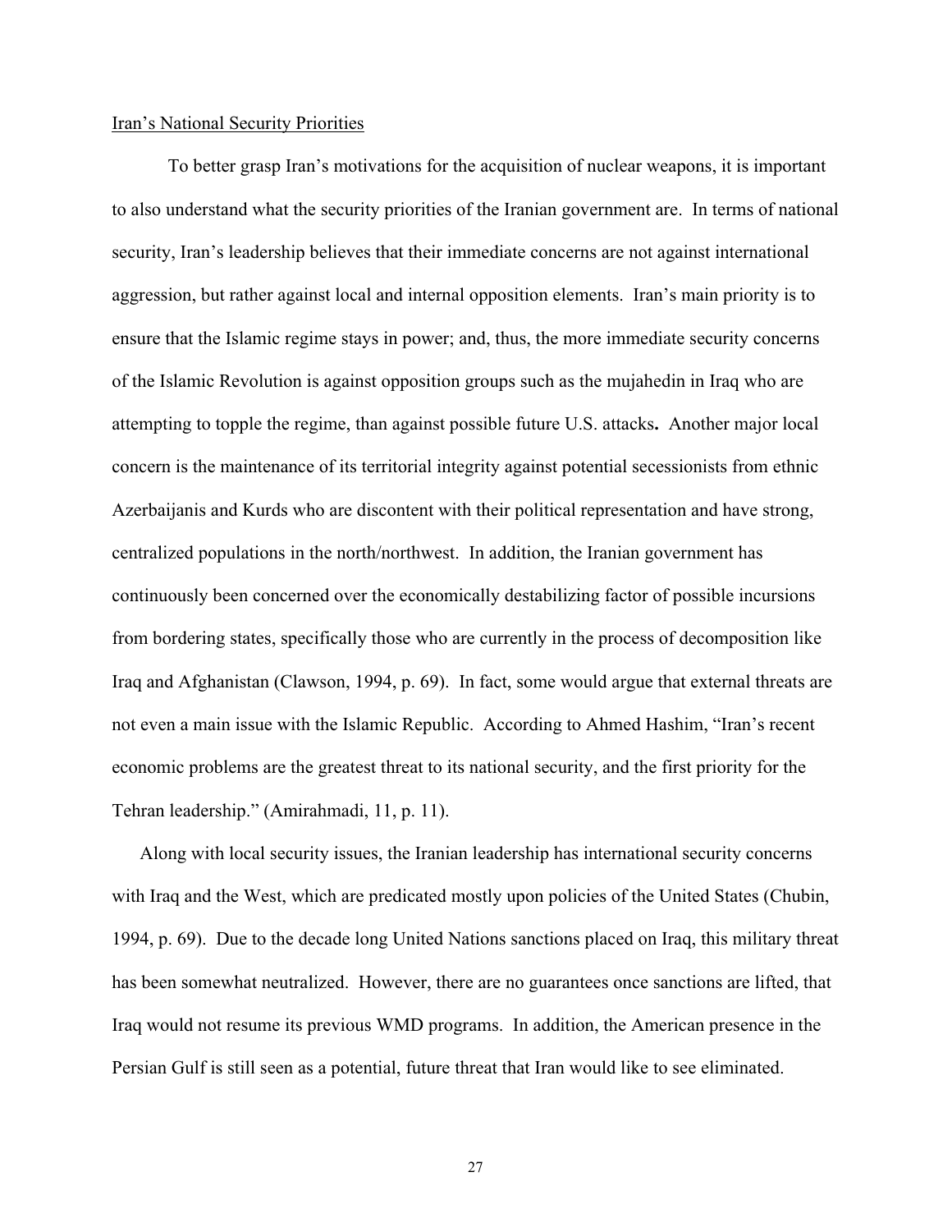Iran's National Security Priorities

To better grasp Iran's motivations for the acquisition of nuclear weapons, it is important to also understand what the security priorities of the Iranian government are. In terms of national security, Iran's leadership believes that their immediate concerns are not against international aggression, but rather against local and internal opposition elements. Iran's main priority is to ensure that the Islamic regime stays in power; and, thus, the more immediate security concerns of the Islamic Revolution is against opposition groups such as the mujahedin in Iraq who are attempting to topple the regime, than against possible future U.S. attacks**.** Another major local concern is the maintenance of its territorial integrity against potential secessionists from ethnic Azerbaijanis and Kurds who are discontent with their political representation and have strong, centralized populations in the north/northwest. In addition, the Iranian government has continuously been concerned over the economically destabilizing factor of possible incursions from bordering states, specifically those who are currently in the process of decomposition like Iraq and Afghanistan (Clawson, 1994, p. 69). In fact, some would argue that external threats are not even a main issue with the Islamic Republic. According to Ahmed Hashim, "Iran's recent economic problems are the greatest threat to its national security, and the first priority for the Tehran leadership." (Amirahmadi, 11, p. 11).

Along with local security issues, the Iranian leadership has international security concerns with Iraq and the West, which are predicated mostly upon policies of the United States (Chubin, 1994, p. 69). Due to the decade long United Nations sanctions placed on Iraq, this military threat has been somewhat neutralized. However, there are no guarantees once sanctions are lifted, that Iraq would not resume its previous WMD programs. In addition, the American presence in the Persian Gulf is still seen as a potential, future threat that Iran would like to see eliminated.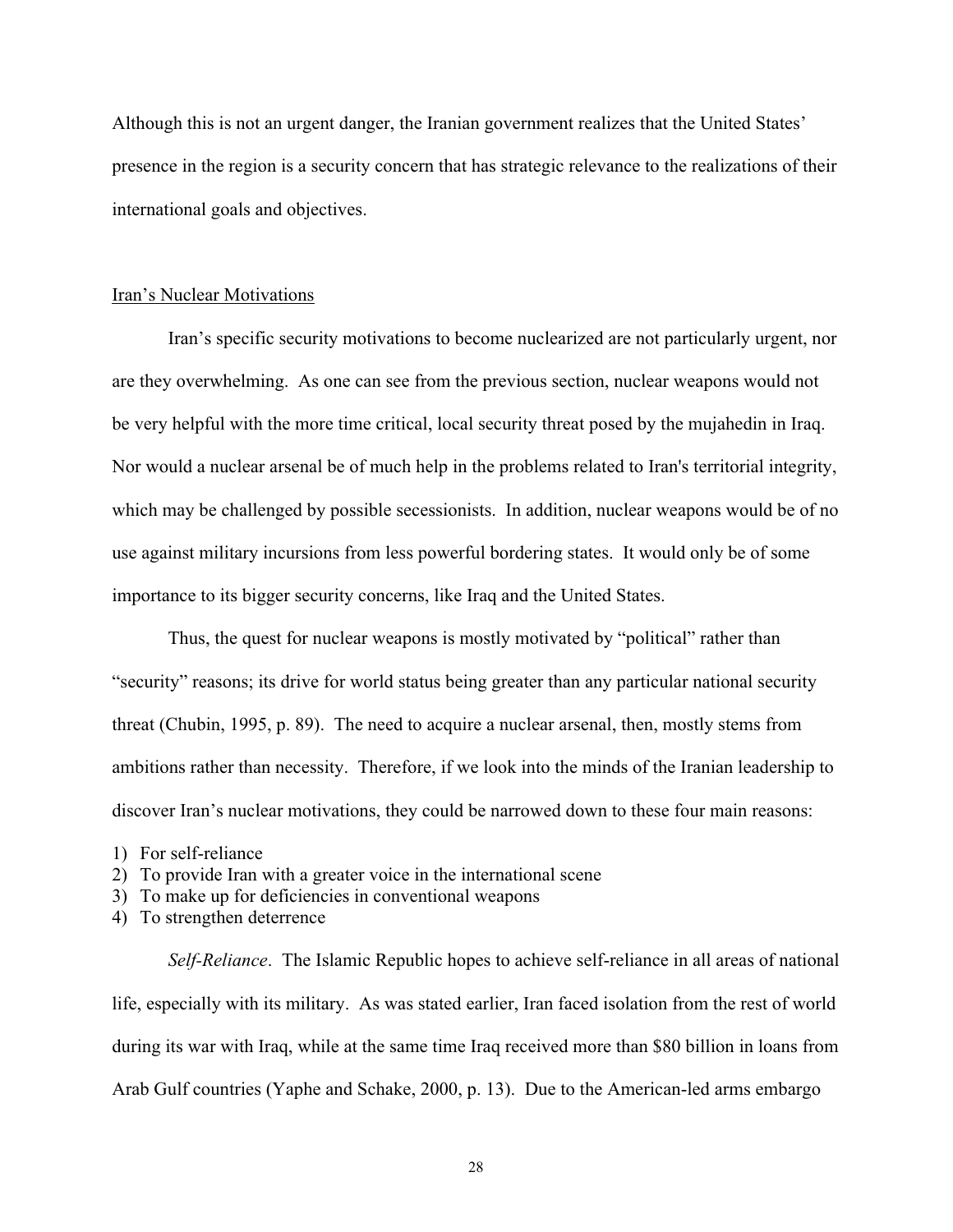Although this is not an urgent danger, the Iranian government realizes that the United States' presence in the region is a security concern that has strategic relevance to the realizations of their international goals and objectives.

## Iran's Nuclear Motivations

Iran's specific security motivations to become nuclearized are not particularly urgent, nor are they overwhelming. As one can see from the previous section, nuclear weapons would not be very helpful with the more time critical, local security threat posed by the mujahedin in Iraq. Nor would a nuclear arsenal be of much help in the problems related to Iran's territorial integrity, which may be challenged by possible secessionists. In addition, nuclear weapons would be of no use against military incursions from less powerful bordering states. It would only be of some importance to its bigger security concerns, like Iraq and the United States.

Thus, the quest for nuclear weapons is mostly motivated by "political" rather than "security" reasons; its drive for world status being greater than any particular national security threat (Chubin, 1995, p. 89). The need to acquire a nuclear arsenal, then, mostly stems from ambitions rather than necessity. Therefore, if we look into the minds of the Iranian leadership to discover Iran's nuclear motivations, they could be narrowed down to these four main reasons:

1) For self-reliance
2) To provide Iran with a greater voice in the international scene
3) To make up for deficiencies in conventional weapons
4) To strengthen deterrence

*Self-Reliance*. The Islamic Republic hopes to achieve self-reliance in all areas of national life, especially with its military. As was stated earlier, Iran faced isolation from the rest of world during its war with Iraq, while at the same time Iraq received more than $80 billion in loans from Arab Gulf countries (Yaphe and Schake, 2000, p. 13). Due to the American-led arms embargo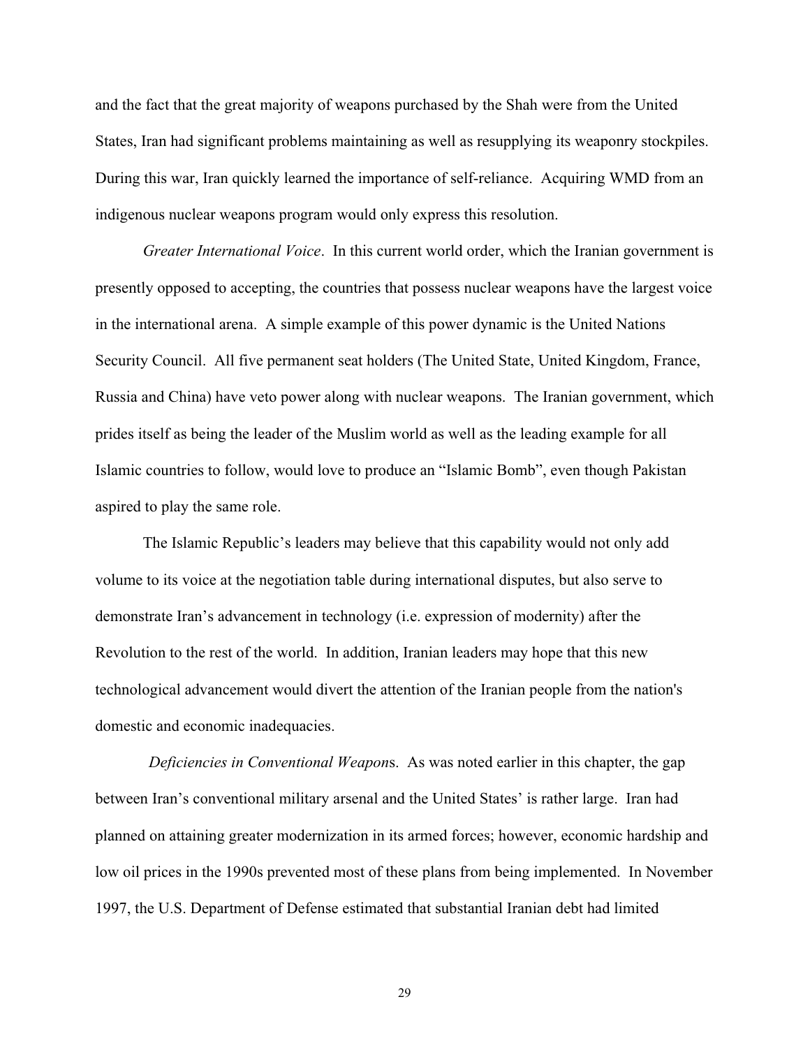and the fact that the great majority of weapons purchased by the Shah were from the United States, Iran had significant problems maintaining as well as resupplying its weaponry stockpiles. During this war, Iran quickly learned the importance of self-reliance. Acquiring WMD from an indigenous nuclear weapons program would only express this resolution.

*Greater International Voice*. In this current world order, which the Iranian government is presently opposed to accepting, the countries that possess nuclear weapons have the largest voice in the international arena. A simple example of this power dynamic is the United Nations Security Council. All five permanent seat holders (The United State, United Kingdom, France, Russia and China) have veto power along with nuclear weapons. The Iranian government, which prides itself as being the leader of the Muslim world as well as the leading example for all Islamic countries to follow, would love to produce an "Islamic Bomb", even though Pakistan aspired to play the same role.

The Islamic Republic's leaders may believe that this capability would not only add volume to its voice at the negotiation table during international disputes, but also serve to demonstrate Iran's advancement in technology (i.e. expression of modernity) after the Revolution to the rest of the world. In addition, Iranian leaders may hope that this new technological advancement would divert the attention of the Iranian people from the nation's domestic and economic inadequacies.

*Deficiencies in Conventional Weapon*s. As was noted earlier in this chapter, the gap between Iran's conventional military arsenal and the United States' is rather large. Iran had planned on attaining greater modernization in its armed forces; however, economic hardship and low oil prices in the 1990s prevented most of these plans from being implemented. In November 1997, the U.S. Department of Defense estimated that substantial Iranian debt had limited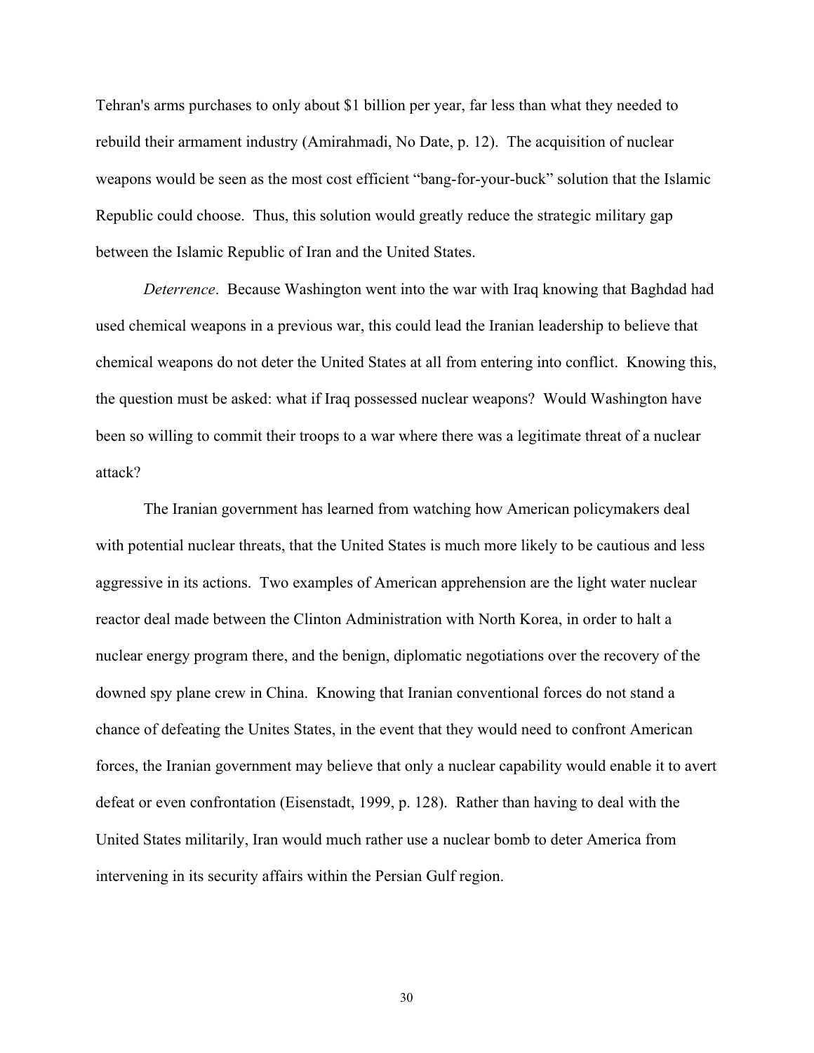Tehran's arms purchases to only about $1 billion per year, far less than what they needed to rebuild their armament industry (Amirahmadi, No Date, p. 12). The acquisition of nuclear weapons would be seen as the most cost efficient "bang-for-your-buck" solution that the Islamic Republic could choose. Thus, this solution would greatly reduce the strategic military gap between the Islamic Republic of Iran and the United States.

*Deterrence*. Because Washington went into the war with Iraq knowing that Baghdad had used chemical weapons in a previous war, this could lead the Iranian leadership to believe that chemical weapons do not deter the United States at all from entering into conflict. Knowing this, the question must be asked: what if Iraq possessed nuclear weapons? Would Washington have been so willing to commit their troops to a war where there was a legitimate threat of a nuclear attack?

The Iranian government has learned from watching how American policymakers deal with potential nuclear threats, that the United States is much more likely to be cautious and less aggressive in its actions. Two examples of American apprehension are the light water nuclear reactor deal made between the Clinton Administration with North Korea, in order to halt a nuclear energy program there, and the benign, diplomatic negotiations over the recovery of the downed spy plane crew in China. Knowing that Iranian conventional forces do not stand a chance of defeating the Unites States, in the event that they would need to confront American forces, the Iranian government may believe that only a nuclear capability would enable it to avert defeat or even confrontation (Eisenstadt, 1999, p. 128). Rather than having to deal with the United States militarily, Iran would much rather use a nuclear bomb to deter America from intervening in its security affairs within the Persian Gulf region.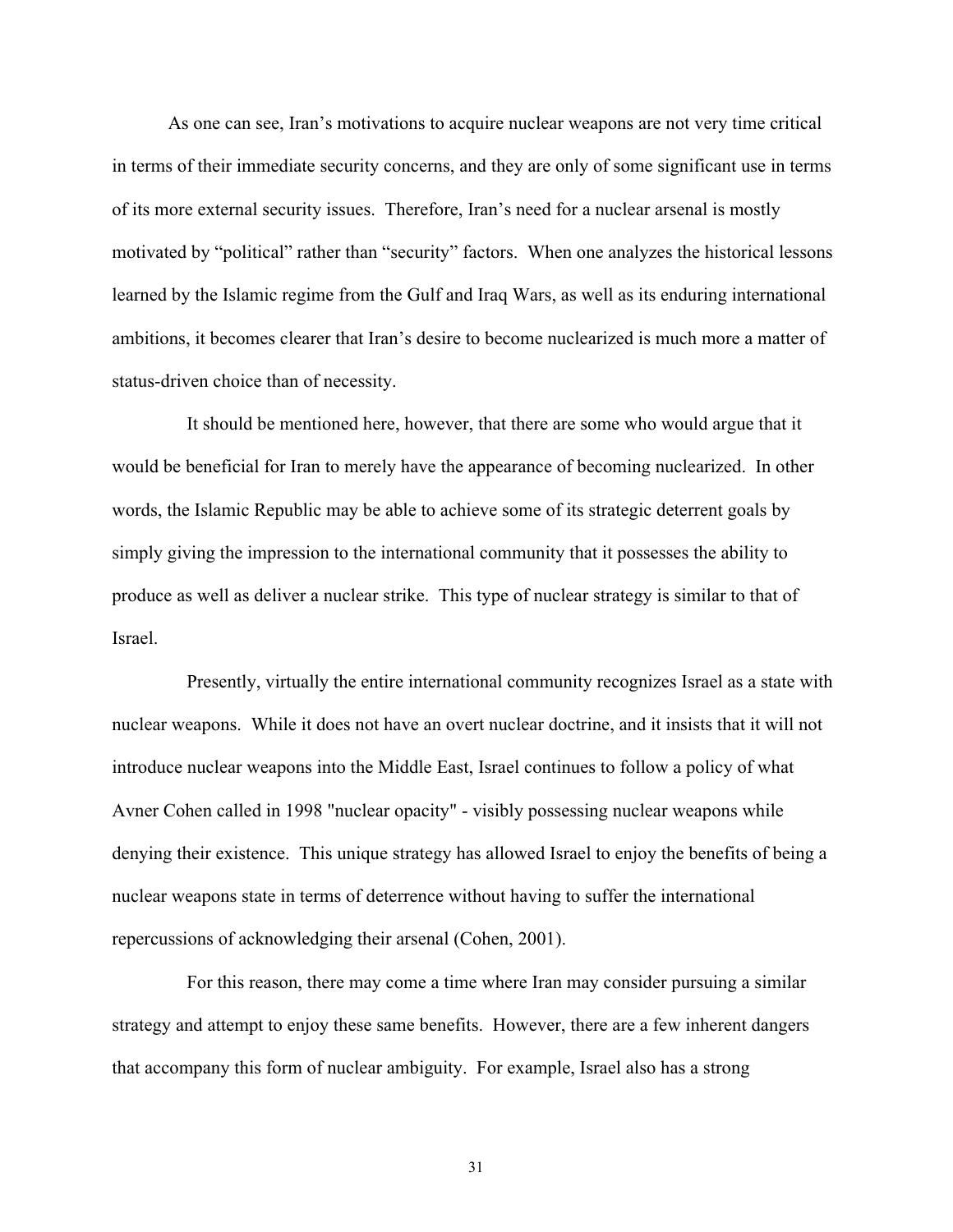As one can see, Iran's motivations to acquire nuclear weapons are not very time critical in terms of their immediate security concerns, and they are only of some significant use in terms of its more external security issues. Therefore, Iran's need for a nuclear arsenal is mostly motivated by "political" rather than "security" factors. When one analyzes the historical lessons learned by the Islamic regime from the Gulf and Iraq Wars, as well as its enduring international ambitions, it becomes clearer that Iran's desire to become nuclearized is much more a matter of status-driven choice than of necessity.

It should be mentioned here, however, that there are some who would argue that it would be beneficial for Iran to merely have the appearance of becoming nuclearized. In other words, the Islamic Republic may be able to achieve some of its strategic deterrent goals by simply giving the impression to the international community that it possesses the ability to produce as well as deliver a nuclear strike. This type of nuclear strategy is similar to that of Israel.

Presently, virtually the entire international community recognizes Israel as a state with nuclear weapons. While it does not have an overt nuclear doctrine, and it insists that it will not introduce nuclear weapons into the Middle East, Israel continues to follow a policy of what Avner Cohen called in 1998 "nuclear opacity" - visibly possessing nuclear weapons while denying their existence. This unique strategy has allowed Israel to enjoy the benefits of being a nuclear weapons state in terms of deterrence without having to suffer the international repercussions of acknowledging their arsenal (Cohen, 2001).

For this reason, there may come a time where Iran may consider pursuing a similar strategy and attempt to enjoy these same benefits. However, there are a few inherent dangers that accompany this form of nuclear ambiguity. For example, Israel also has a strong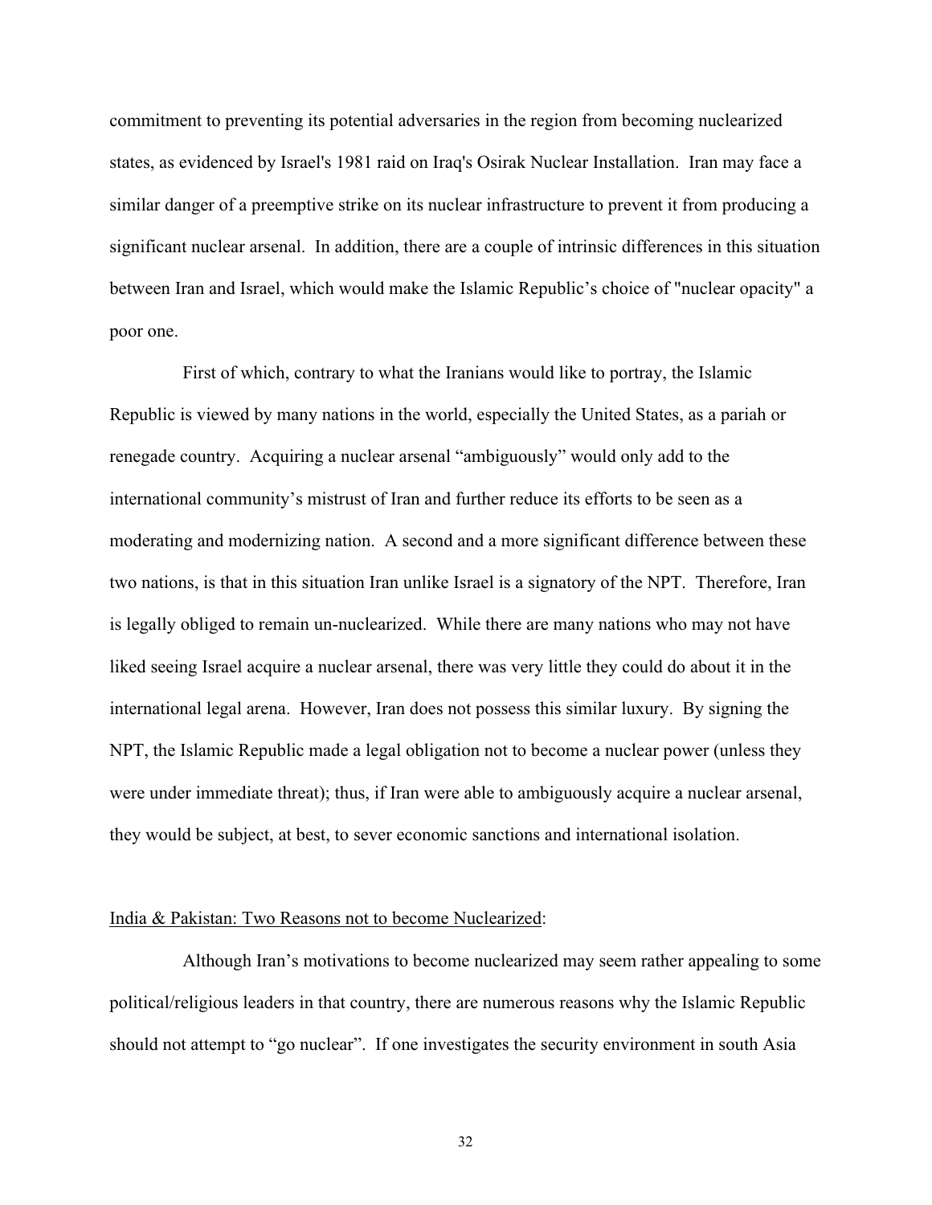commitment to preventing its potential adversaries in the region from becoming nuclearized states, as evidenced by Israel's 1981 raid on Iraq's Osirak Nuclear Installation. Iran may face a similar danger of a preemptive strike on its nuclear infrastructure to prevent it from producing a significant nuclear arsenal. In addition, there are a couple of intrinsic differences in this situation between Iran and Israel, which would make the Islamic Republic's choice of "nuclear opacity" a poor one.

First of which, contrary to what the Iranians would like to portray, the Islamic Republic is viewed by many nations in the world, especially the United States, as a pariah or renegade country. Acquiring a nuclear arsenal "ambiguously" would only add to the international community's mistrust of Iran and further reduce its efforts to be seen as a moderating and modernizing nation. A second and a more significant difference between these two nations, is that in this situation Iran unlike Israel is a signatory of the NPT. Therefore, Iran is legally obliged to remain un-nuclearized. While there are many nations who may not have liked seeing Israel acquire a nuclear arsenal, there was very little they could do about it in the international legal arena. However, Iran does not possess this similar luxury. By signing the NPT, the Islamic Republic made a legal obligation not to become a nuclear power (unless they were under immediate threat); thus, if Iran were able to ambiguously acquire a nuclear arsenal, they would be subject, at best, to sever economic sanctions and international isolation.

<u>India & Pakistan: Two Reasons not to become Nuclearized</u>:

Although Iran's motivations to become nuclearized may seem rather appealing to some political/religious leaders in that country, there are numerous reasons why the Islamic Republic should not attempt to "go nuclear". If one investigates the security environment in south Asia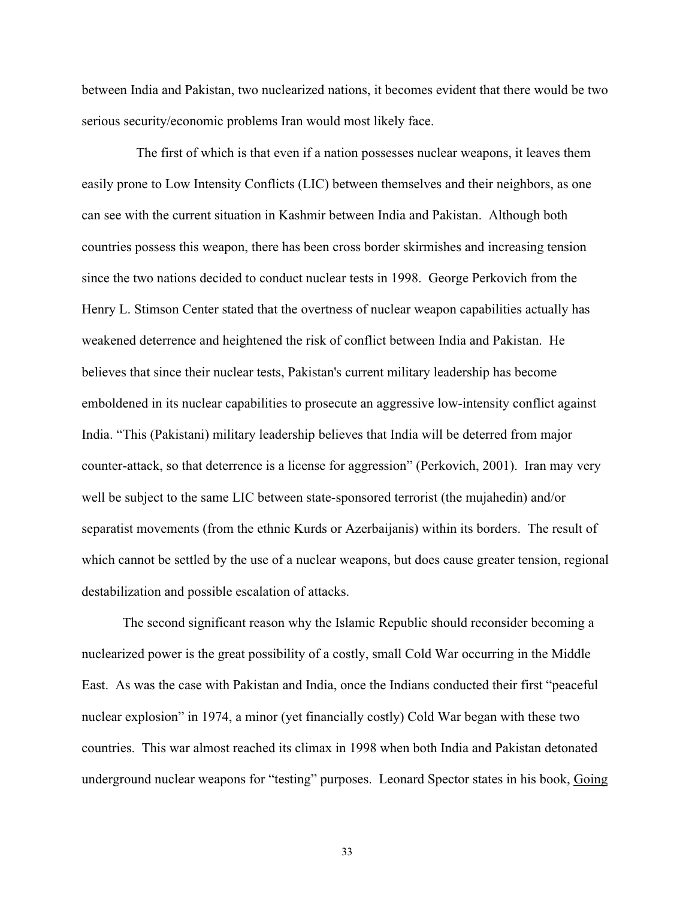between India and Pakistan, two nuclearized nations, it becomes evident that there would be two serious security/economic problems Iran would most likely face.

The first of which is that even if a nation possesses nuclear weapons, it leaves them easily prone to Low Intensity Conflicts (LIC) between themselves and their neighbors, as one can see with the current situation in Kashmir between India and Pakistan. Although both countries possess this weapon, there has been cross border skirmishes and increasing tension since the two nations decided to conduct nuclear tests in 1998. George Perkovich from the Henry L. Stimson Center stated that the overtness of nuclear weapon capabilities actually has weakened deterrence and heightened the risk of conflict between India and Pakistan. He believes that since their nuclear tests, Pakistan's current military leadership has become emboldened in its nuclear capabilities to prosecute an aggressive low-intensity conflict against India. "This (Pakistani) military leadership believes that India will be deterred from major counter-attack, so that deterrence is a license for aggression" (Perkovich, 2001). Iran may very well be subject to the same LIC between state-sponsored terrorist (the mujahedin) and/or separatist movements (from the ethnic Kurds or Azerbaijanis) within its borders. The result of which cannot be settled by the use of a nuclear weapons, but does cause greater tension, regional destabilization and possible escalation of attacks.

The second significant reason why the Islamic Republic should reconsider becoming a nuclearized power is the great possibility of a costly, small Cold War occurring in the Middle East. As was the case with Pakistan and India, once the Indians conducted their first "peaceful nuclear explosion" in 1974, a minor (yet financially costly) Cold War began with these two countries. This war almost reached its climax in 1998 when both India and Pakistan detonated underground nuclear weapons for "testing" purposes. Leonard Spector states in his book, <u>Going</u>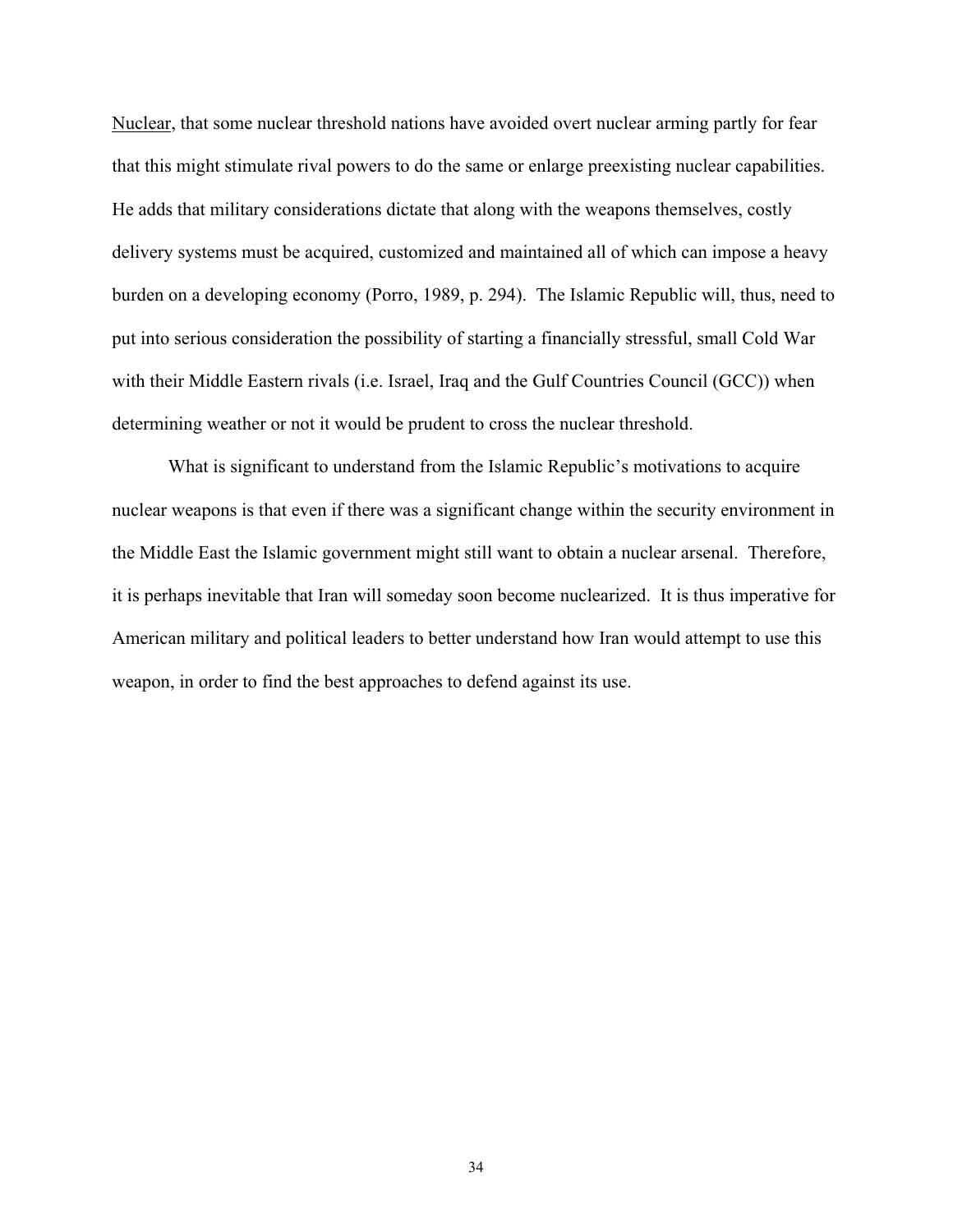Nuclear, that some nuclear threshold nations have avoided overt nuclear arming partly for fear that this might stimulate rival powers to do the same or enlarge preexisting nuclear capabilities. He adds that military considerations dictate that along with the weapons themselves, costly delivery systems must be acquired, customized and maintained all of which can impose a heavy burden on a developing economy (Porro, 1989, p. 294). The Islamic Republic will, thus, need to put into serious consideration the possibility of starting a financially stressful, small Cold War with their Middle Eastern rivals (i.e. Israel, Iraq and the Gulf Countries Council (GCC)) when determining weather or not it would be prudent to cross the nuclear threshold.

What is significant to understand from the Islamic Republic's motivations to acquire nuclear weapons is that even if there was a significant change within the security environment in the Middle East the Islamic government might still want to obtain a nuclear arsenal. Therefore, it is perhaps inevitable that Iran will someday soon become nuclearized. It is thus imperative for American military and political leaders to better understand how Iran would attempt to use this weapon, in order to find the best approaches to defend against its use.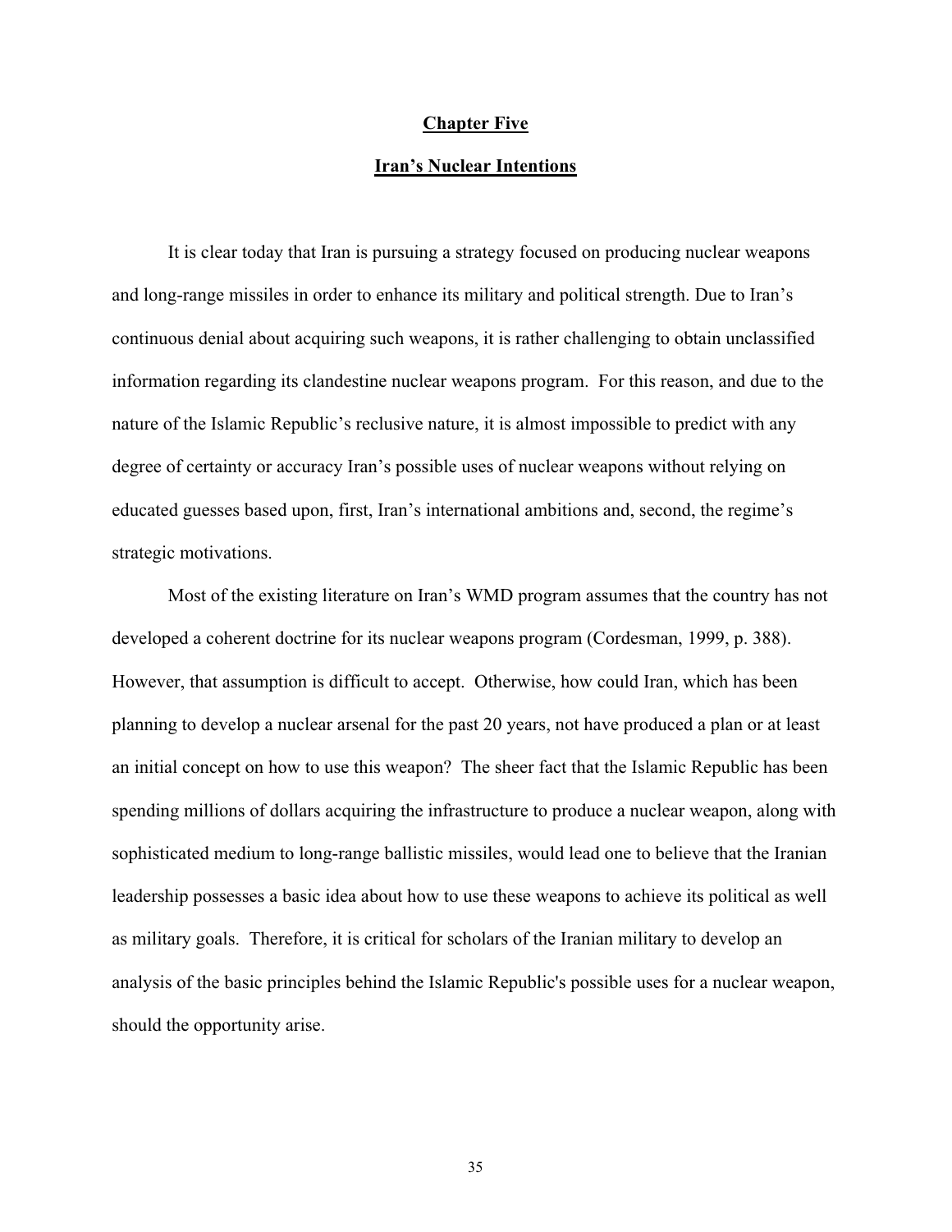## Chapter Five

## Iran's Nuclear Intentions

It is clear today that Iran is pursuing a strategy focused on producing nuclear weapons and long-range missiles in order to enhance its military and political strength. Due to Iran's continuous denial about acquiring such weapons, it is rather challenging to obtain unclassified information regarding its clandestine nuclear weapons program. For this reason, and due to the nature of the Islamic Republic's reclusive nature, it is almost impossible to predict with any degree of certainty or accuracy Iran's possible uses of nuclear weapons without relying on educated guesses based upon, first, Iran's international ambitions and, second, the regime's strategic motivations.

Most of the existing literature on Iran's WMD program assumes that the country has not developed a coherent doctrine for its nuclear weapons program (Cordesman, 1999, p. 388). However, that assumption is difficult to accept. Otherwise, how could Iran, which has been planning to develop a nuclear arsenal for the past 20 years, not have produced a plan or at least an initial concept on how to use this weapon? The sheer fact that the Islamic Republic has been spending millions of dollars acquiring the infrastructure to produce a nuclear weapon, along with sophisticated medium to long-range ballistic missiles, would lead one to believe that the Iranian leadership possesses a basic idea about how to use these weapons to achieve its political as well as military goals. Therefore, it is critical for scholars of the Iranian military to develop an analysis of the basic principles behind the Islamic Republic's possible uses for a nuclear weapon, should the opportunity arise.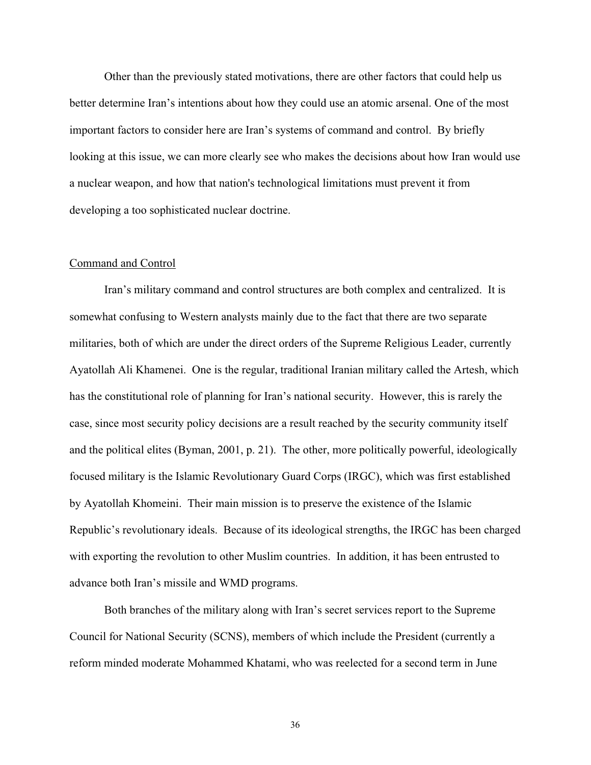Other than the previously stated motivations, there are other factors that could help us better determine Iran's intentions about how they could use an atomic arsenal. One of the most important factors to consider here are Iran's systems of command and control. By briefly looking at this issue, we can more clearly see who makes the decisions about how Iran would use a nuclear weapon, and how that nation's technological limitations must prevent it from developing a too sophisticated nuclear doctrine.

## Command and Control

Iran's military command and control structures are both complex and centralized. It is somewhat confusing to Western analysts mainly due to the fact that there are two separate militaries, both of which are under the direct orders of the Supreme Religious Leader, currently Ayatollah Ali Khamenei. One is the regular, traditional Iranian military called the Artesh, which has the constitutional role of planning for Iran's national security. However, this is rarely the case, since most security policy decisions are a result reached by the security community itself and the political elites (Byman, 2001, p. 21). The other, more politically powerful, ideologically focused military is the Islamic Revolutionary Guard Corps (IRGC), which was first established by Ayatollah Khomeini. Their main mission is to preserve the existence of the Islamic Republic's revolutionary ideals. Because of its ideological strengths, the IRGC has been charged with exporting the revolution to other Muslim countries. In addition, it has been entrusted to advance both Iran's missile and WMD programs.

Both branches of the military along with Iran's secret services report to the Supreme Council for National Security (SCNS), members of which include the President (currently a reform minded moderate Mohammed Khatami, who was reelected for a second term in June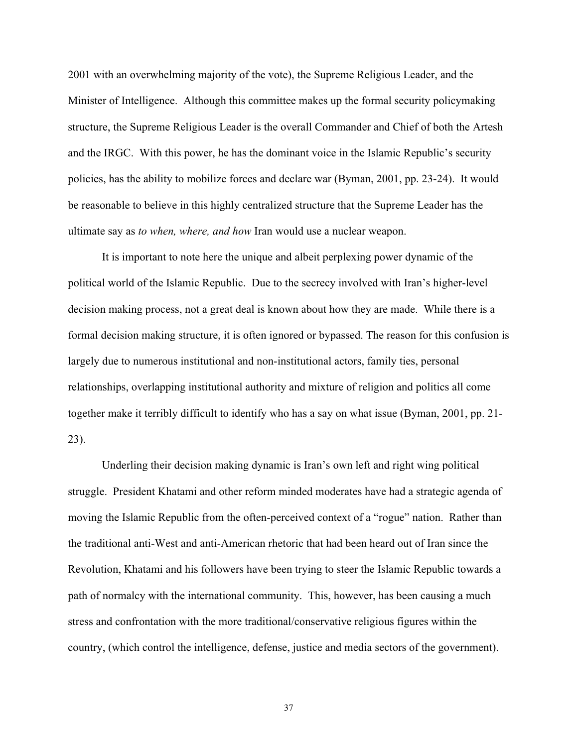2001 with an overwhelming majority of the vote), the Supreme Religious Leader, and the Minister of Intelligence. Although this committee makes up the formal security policymaking structure, the Supreme Religious Leader is the overall Commander and Chief of both the Artesh and the IRGC. With this power, he has the dominant voice in the Islamic Republic's security policies, has the ability to mobilize forces and declare war (Byman, 2001, pp. 23-24). It would be reasonable to believe in this highly centralized structure that the Supreme Leader has the ultimate say as *to when, where, and how* Iran would use a nuclear weapon.

It is important to note here the unique and albeit perplexing power dynamic of the political world of the Islamic Republic. Due to the secrecy involved with Iran's higher-level decision making process, not a great deal is known about how they are made. While there is a formal decision making structure, it is often ignored or bypassed. The reason for this confusion is largely due to numerous institutional and non-institutional actors, family ties, personal relationships, overlapping institutional authority and mixture of religion and politics all come together make it terribly difficult to identify who has a say on what issue (Byman, 2001, pp. 21-23).

Underling their decision making dynamic is Iran's own left and right wing political struggle. President Khatami and other reform minded moderates have had a strategic agenda of moving the Islamic Republic from the often-perceived context of a "rogue" nation. Rather than the traditional anti-West and anti-American rhetoric that had been heard out of Iran since the Revolution, Khatami and his followers have been trying to steer the Islamic Republic towards a path of normalcy with the international community. This, however, has been causing a much stress and confrontation with the more traditional/conservative religious figures within the country, (which control the intelligence, defense, justice and media sectors of the government).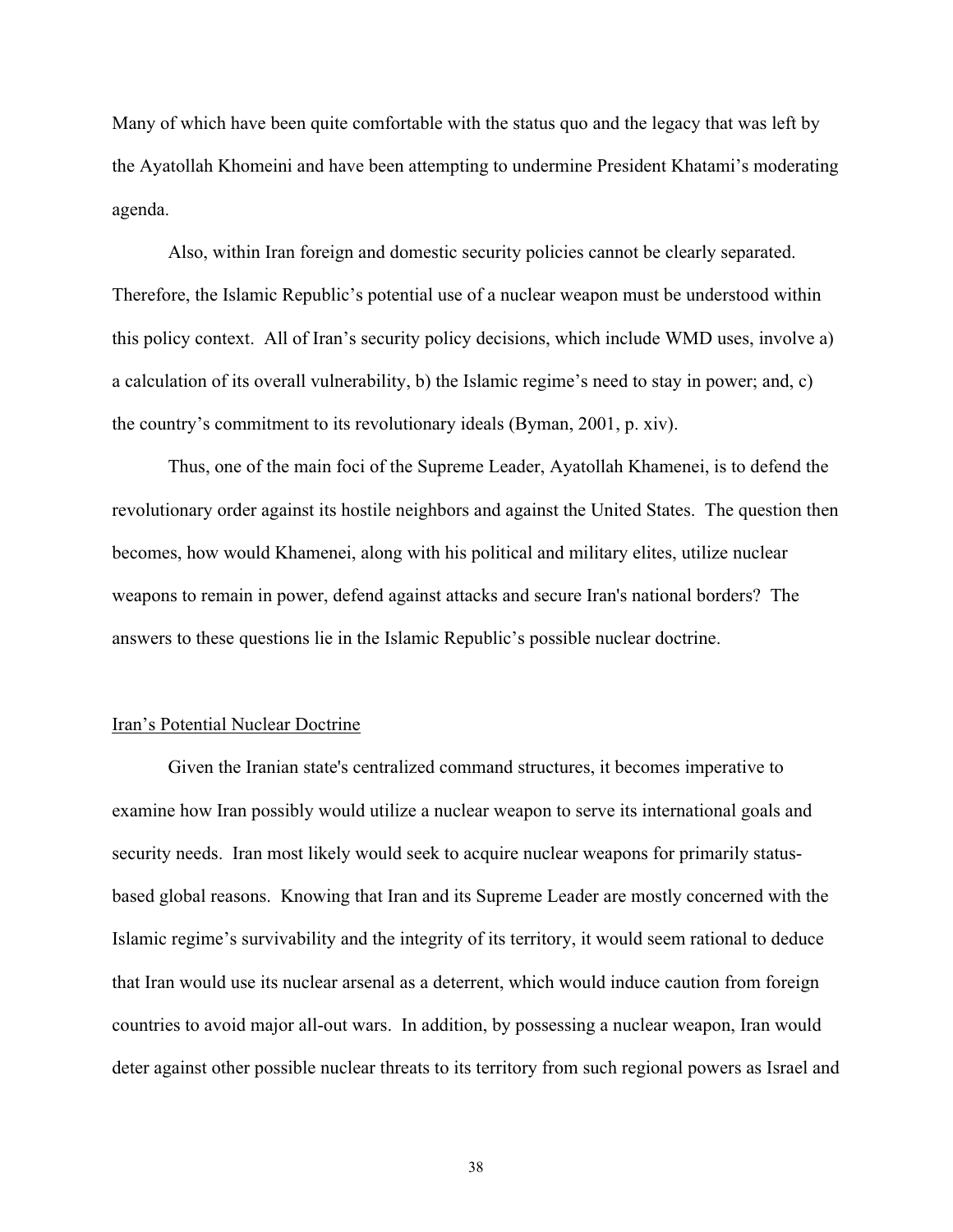Many of which have been quite comfortable with the status quo and the legacy that was left by the Ayatollah Khomeini and have been attempting to undermine President Khatami's moderating agenda.

Also, within Iran foreign and domestic security policies cannot be clearly separated. Therefore, the Islamic Republic's potential use of a nuclear weapon must be understood within this policy context. All of Iran's security policy decisions, which include WMD uses, involve a) a calculation of its overall vulnerability, b) the Islamic regime's need to stay in power; and, c) the country's commitment to its revolutionary ideals (Byman, 2001, p. xiv).

Thus, one of the main foci of the Supreme Leader, Ayatollah Khamenei, is to defend the revolutionary order against its hostile neighbors and against the United States. The question then becomes, how would Khamenei, along with his political and military elites, utilize nuclear weapons to remain in power, defend against attacks and secure Iran's national borders? The answers to these questions lie in the Islamic Republic's possible nuclear doctrine.

## Iran's Potential Nuclear Doctrine

Given the Iranian state's centralized command structures, it becomes imperative to examine how Iran possibly would utilize a nuclear weapon to serve its international goals and security needs. Iran most likely would seek to acquire nuclear weapons for primarily status-based global reasons. Knowing that Iran and its Supreme Leader are mostly concerned with the Islamic regime's survivability and the integrity of its territory, it would seem rational to deduce that Iran would use its nuclear arsenal as a deterrent, which would induce caution from foreign countries to avoid major all-out wars. In addition, by possessing a nuclear weapon, Iran would deter against other possible nuclear threats to its territory from such regional powers as Israel and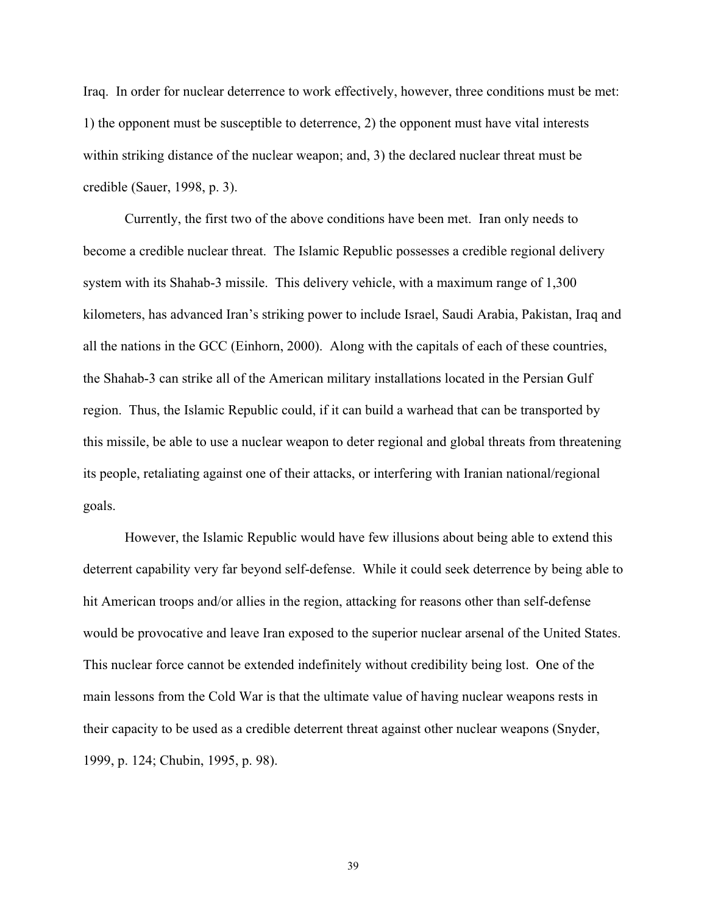Iraq. In order for nuclear deterrence to work effectively, however, three conditions must be met: 1) the opponent must be susceptible to deterrence, 2) the opponent must have vital interests within striking distance of the nuclear weapon; and, 3) the declared nuclear threat must be credible (Sauer, 1998, p. 3).

Currently, the first two of the above conditions have been met. Iran only needs to become a credible nuclear threat. The Islamic Republic possesses a credible regional delivery system with its Shahab-3 missile. This delivery vehicle, with a maximum range of 1,300 kilometers, has advanced Iran's striking power to include Israel, Saudi Arabia, Pakistan, Iraq and all the nations in the GCC (Einhorn, 2000). Along with the capitals of each of these countries, the Shahab-3 can strike all of the American military installations located in the Persian Gulf region. Thus, the Islamic Republic could, if it can build a warhead that can be transported by this missile, be able to use a nuclear weapon to deter regional and global threats from threatening its people, retaliating against one of their attacks, or interfering with Iranian national/regional goals.

However, the Islamic Republic would have few illusions about being able to extend this deterrent capability very far beyond self-defense. While it could seek deterrence by being able to hit American troops and/or allies in the region, attacking for reasons other than self-defense would be provocative and leave Iran exposed to the superior nuclear arsenal of the United States. This nuclear force cannot be extended indefinitely without credibility being lost. One of the main lessons from the Cold War is that the ultimate value of having nuclear weapons rests in their capacity to be used as a credible deterrent threat against other nuclear weapons (Snyder, 1999, p. 124; Chubin, 1995, p. 98).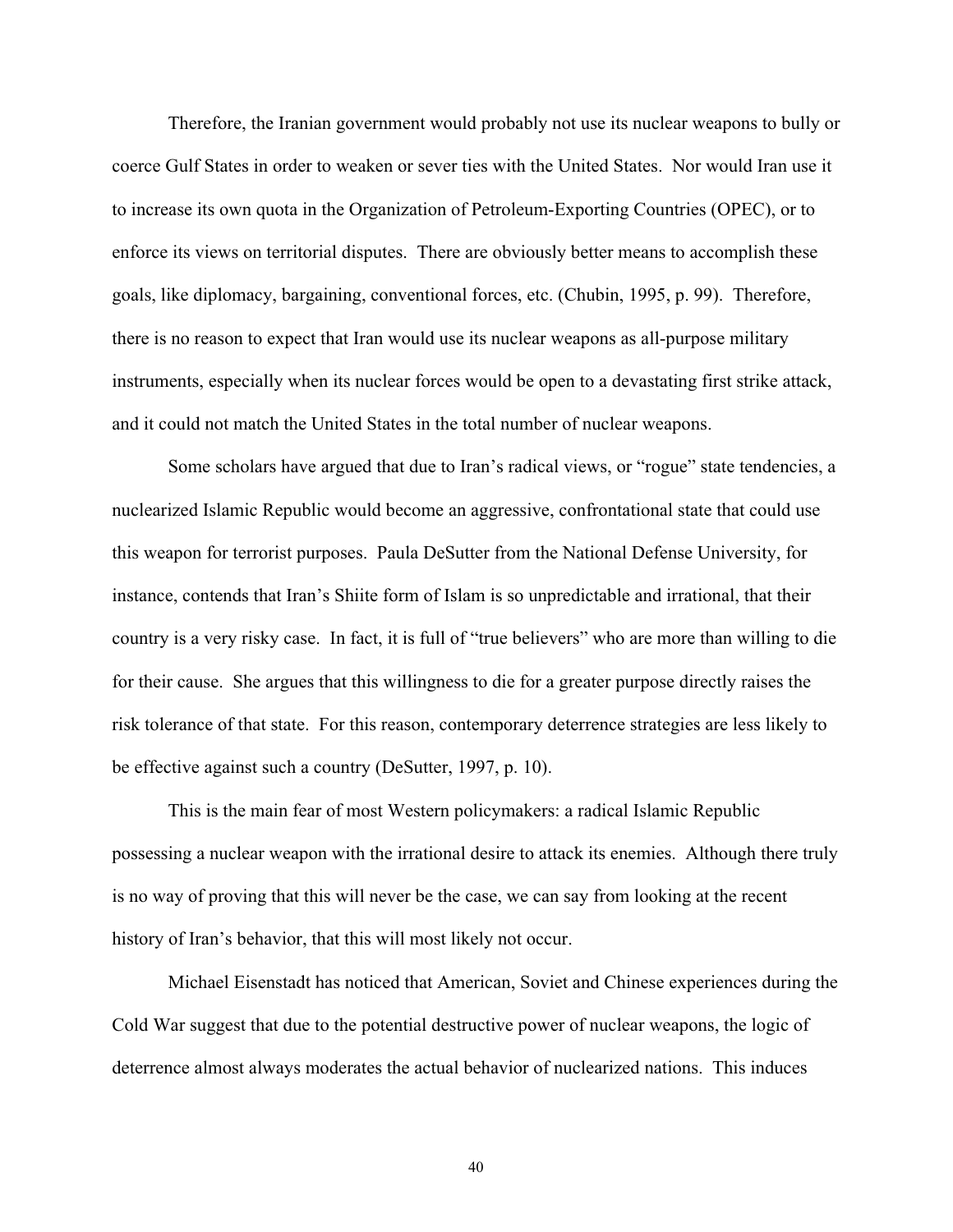Therefore, the Iranian government would probably not use its nuclear weapons to bully or coerce Gulf States in order to weaken or sever ties with the United States. Nor would Iran use it to increase its own quota in the Organization of Petroleum-Exporting Countries (OPEC), or to enforce its views on territorial disputes. There are obviously better means to accomplish these goals, like diplomacy, bargaining, conventional forces, etc. (Chubin, 1995, p. 99). Therefore, there is no reason to expect that Iran would use its nuclear weapons as all-purpose military instruments, especially when its nuclear forces would be open to a devastating first strike attack, and it could not match the United States in the total number of nuclear weapons.

Some scholars have argued that due to Iran's radical views, or "rogue" state tendencies, a nuclearized Islamic Republic would become an aggressive, confrontational state that could use this weapon for terrorist purposes. Paula DeSutter from the National Defense University, for instance, contends that Iran's Shiite form of Islam is so unpredictable and irrational, that their country is a very risky case. In fact, it is full of "true believers" who are more than willing to die for their cause. She argues that this willingness to die for a greater purpose directly raises the risk tolerance of that state. For this reason, contemporary deterrence strategies are less likely to be effective against such a country (DeSutter, 1997, p. 10).

This is the main fear of most Western policymakers: a radical Islamic Republic possessing a nuclear weapon with the irrational desire to attack its enemies. Although there truly is no way of proving that this will never be the case, we can say from looking at the recent history of Iran's behavior, that this will most likely not occur.

Michael Eisenstadt has noticed that American, Soviet and Chinese experiences during the Cold War suggest that due to the potential destructive power of nuclear weapons, the logic of deterrence almost always moderates the actual behavior of nuclearized nations. This induces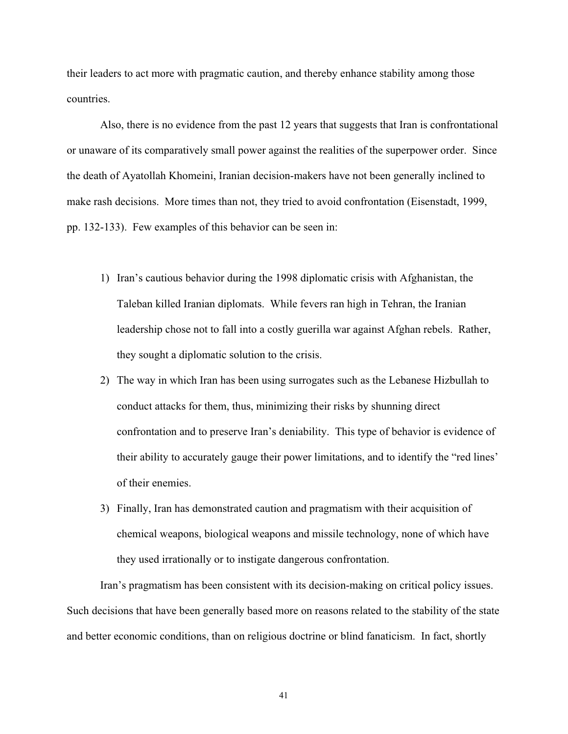their leaders to act more with pragmatic caution, and thereby enhance stability among those countries.

Also, there is no evidence from the past 12 years that suggests that Iran is confrontational or unaware of its comparatively small power against the realities of the superpower order. Since the death of Ayatollah Khomeini, Iranian decision-makers have not been generally inclined to make rash decisions. More times than not, they tried to avoid confrontation (Eisenstadt, 1999, pp. 132-133). Few examples of this behavior can be seen in:

1) Iran's cautious behavior during the 1998 diplomatic crisis with Afghanistan, the Taleban killed Iranian diplomats. While fevers ran high in Tehran, the Iranian leadership chose not to fall into a costly guerilla war against Afghan rebels. Rather, they sought a diplomatic solution to the crisis.
2) The way in which Iran has been using surrogates such as the Lebanese Hizbullah to conduct attacks for them, thus, minimizing their risks by shunning direct confrontation and to preserve Iran's deniability. This type of behavior is evidence of their ability to accurately gauge their power limitations, and to identify the "red lines' of their enemies.
3) Finally, Iran has demonstrated caution and pragmatism with their acquisition of chemical weapons, biological weapons and missile technology, none of which have they used irrationally or to instigate dangerous confrontation.

Iran's pragmatism has been consistent with its decision-making on critical policy issues. Such decisions that have been generally based more on reasons related to the stability of the state and better economic conditions, than on religious doctrine or blind fanaticism. In fact, shortly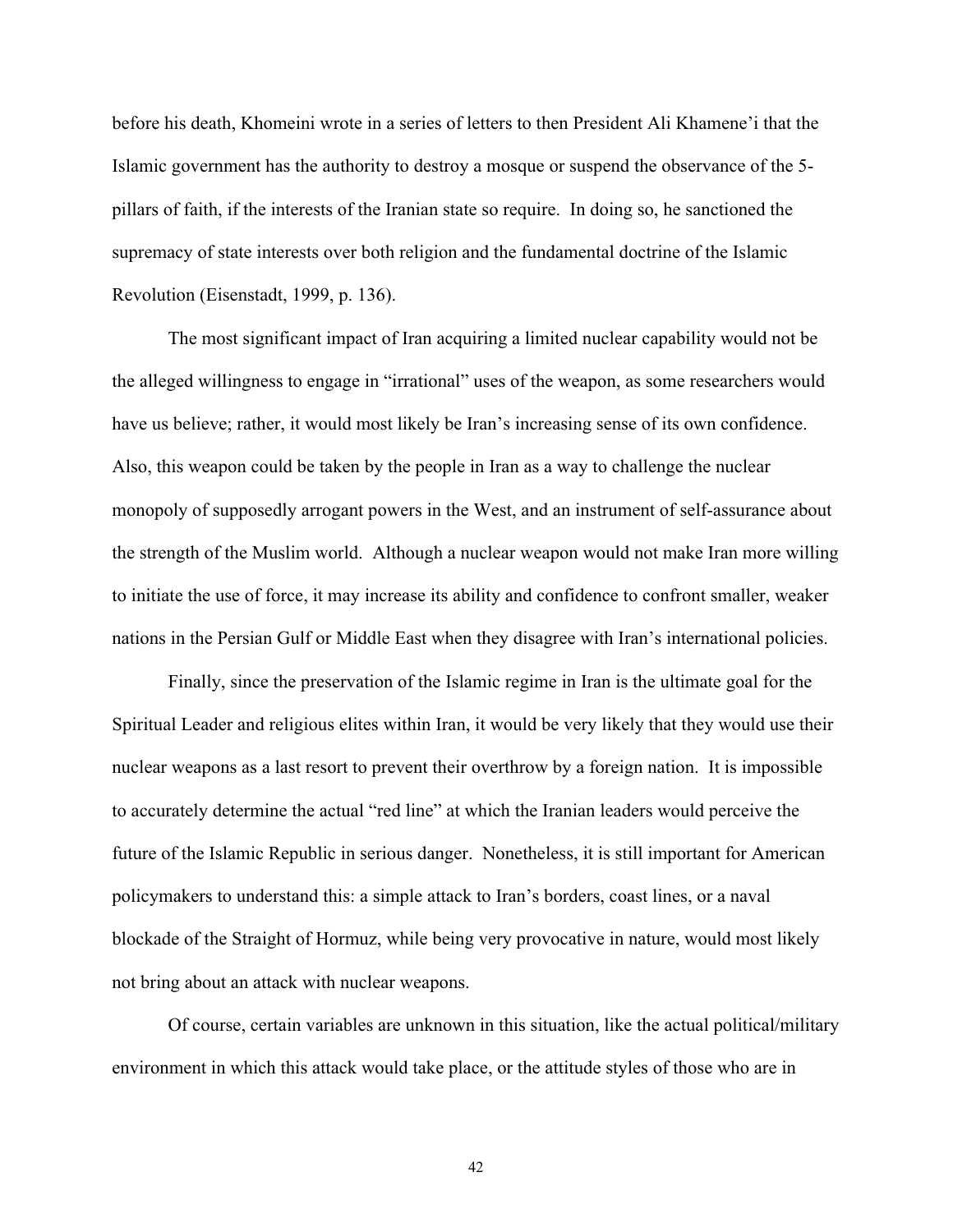before his death, Khomeini wrote in a series of letters to then President Ali Khamene'i that the Islamic government has the authority to destroy a mosque or suspend the observance of the 5-pillars of faith, if the interests of the Iranian state so require. In doing so, he sanctioned the supremacy of state interests over both religion and the fundamental doctrine of the Islamic Revolution (Eisenstadt, 1999, p. 136).

The most significant impact of Iran acquiring a limited nuclear capability would not be the alleged willingness to engage in "irrational" uses of the weapon, as some researchers would have us believe; rather, it would most likely be Iran's increasing sense of its own confidence. Also, this weapon could be taken by the people in Iran as a way to challenge the nuclear monopoly of supposedly arrogant powers in the West, and an instrument of self-assurance about the strength of the Muslim world. Although a nuclear weapon would not make Iran more willing to initiate the use of force, it may increase its ability and confidence to confront smaller, weaker nations in the Persian Gulf or Middle East when they disagree with Iran's international policies.

Finally, since the preservation of the Islamic regime in Iran is the ultimate goal for the Spiritual Leader and religious elites within Iran, it would be very likely that they would use their nuclear weapons as a last resort to prevent their overthrow by a foreign nation. It is impossible to accurately determine the actual "red line" at which the Iranian leaders would perceive the future of the Islamic Republic in serious danger. Nonetheless, it is still important for American policymakers to understand this: a simple attack to Iran's borders, coast lines, or a naval blockade of the Straight of Hormuz, while being very provocative in nature, would most likely not bring about an attack with nuclear weapons.

Of course, certain variables are unknown in this situation, like the actual political/military environment in which this attack would take place, or the attitude styles of those who are in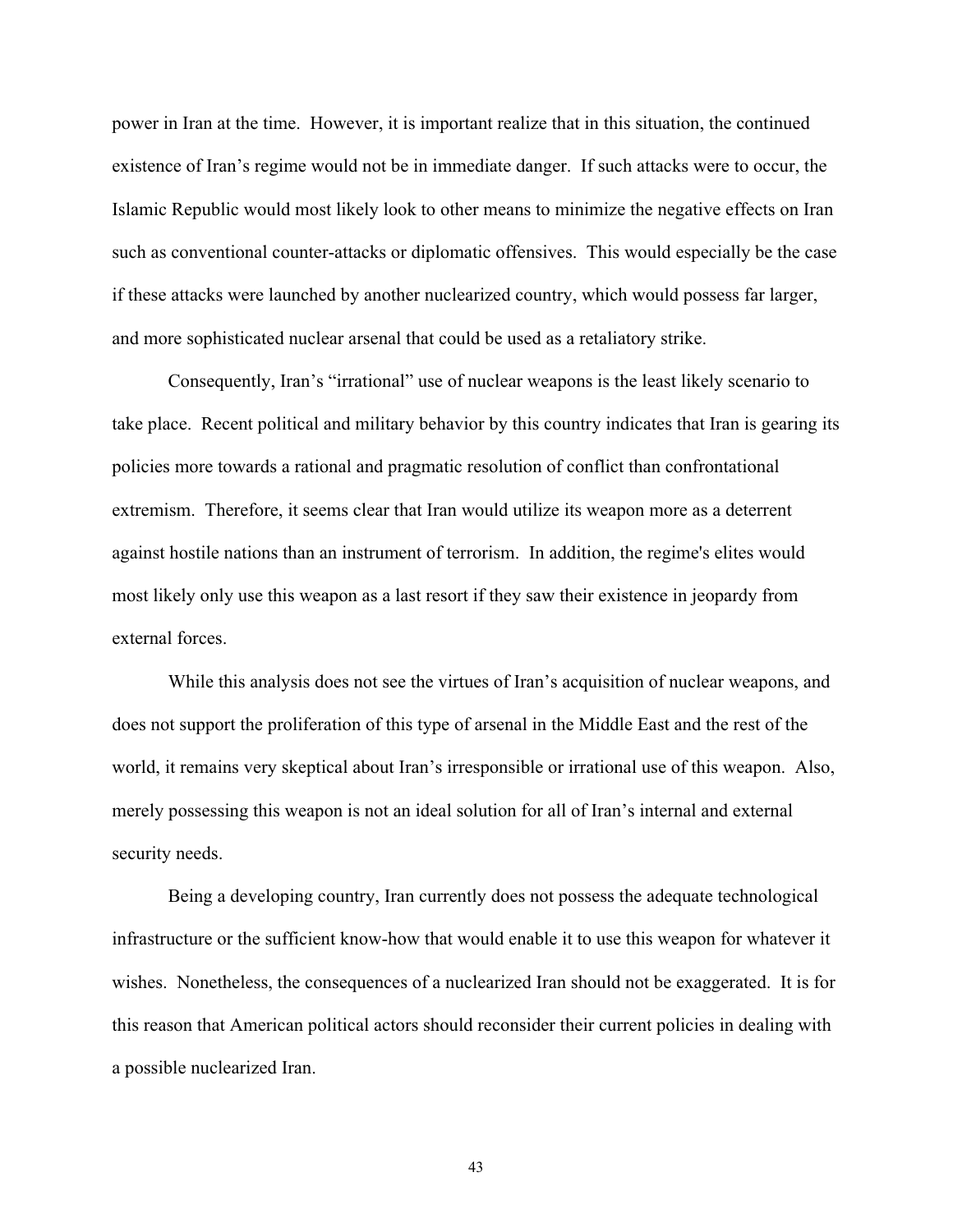power in Iran at the time. However, it is important realize that in this situation, the continued existence of Iran's regime would not be in immediate danger. If such attacks were to occur, the Islamic Republic would most likely look to other means to minimize the negative effects on Iran such as conventional counter-attacks or diplomatic offensives. This would especially be the case if these attacks were launched by another nuclearized country, which would possess far larger, and more sophisticated nuclear arsenal that could be used as a retaliatory strike.

Consequently, Iran's "irrational" use of nuclear weapons is the least likely scenario to take place. Recent political and military behavior by this country indicates that Iran is gearing its policies more towards a rational and pragmatic resolution of conflict than confrontational extremism. Therefore, it seems clear that Iran would utilize its weapon more as a deterrent against hostile nations than an instrument of terrorism. In addition, the regime's elites would most likely only use this weapon as a last resort if they saw their existence in jeopardy from external forces.

While this analysis does not see the virtues of Iran's acquisition of nuclear weapons, and does not support the proliferation of this type of arsenal in the Middle East and the rest of the world, it remains very skeptical about Iran's irresponsible or irrational use of this weapon. Also, merely possessing this weapon is not an ideal solution for all of Iran's internal and external security needs.

Being a developing country, Iran currently does not possess the adequate technological infrastructure or the sufficient know-how that would enable it to use this weapon for whatever it wishes. Nonetheless, the consequences of a nuclearized Iran should not be exaggerated. It is for this reason that American political actors should reconsider their current policies in dealing with a possible nuclearized Iran.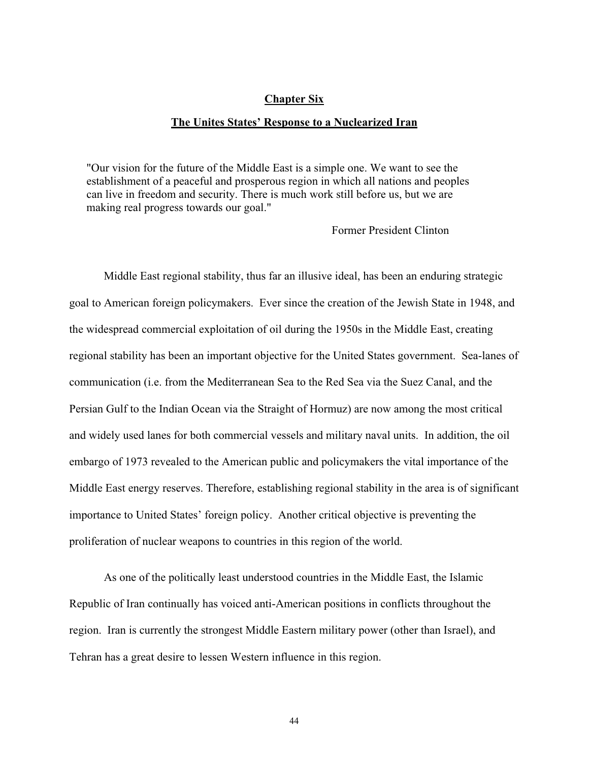## Chapter Six

## The Unites States' Response to a Nuclearized Iran

> "Our vision for the future of the Middle East is a simple one. We want to see the establishment of a peaceful and prosperous region in which all nations and peoples can live in freedom and security. There is much work still before us, but we are making real progress towards our goal."
>
> Former President Clinton

Middle East regional stability, thus far an illusive ideal, has been an enduring strategic goal to American foreign policymakers. Ever since the creation of the Jewish State in 1948, and the widespread commercial exploitation of oil during the 1950s in the Middle East, creating regional stability has been an important objective for the United States government. Sea-lanes of communication (i.e. from the Mediterranean Sea to the Red Sea via the Suez Canal, and the Persian Gulf to the Indian Ocean via the Straight of Hormuz) are now among the most critical and widely used lanes for both commercial vessels and military naval units. In addition, the oil embargo of 1973 revealed to the American public and policymakers the vital importance of the Middle East energy reserves. Therefore, establishing regional stability in the area is of significant importance to United States' foreign policy. Another critical objective is preventing the proliferation of nuclear weapons to countries in this region of the world.

As one of the politically least understood countries in the Middle East, the Islamic Republic of Iran continually has voiced anti-American positions in conflicts throughout the region. Iran is currently the strongest Middle Eastern military power (other than Israel), and Tehran has a great desire to lessen Western influence in this region.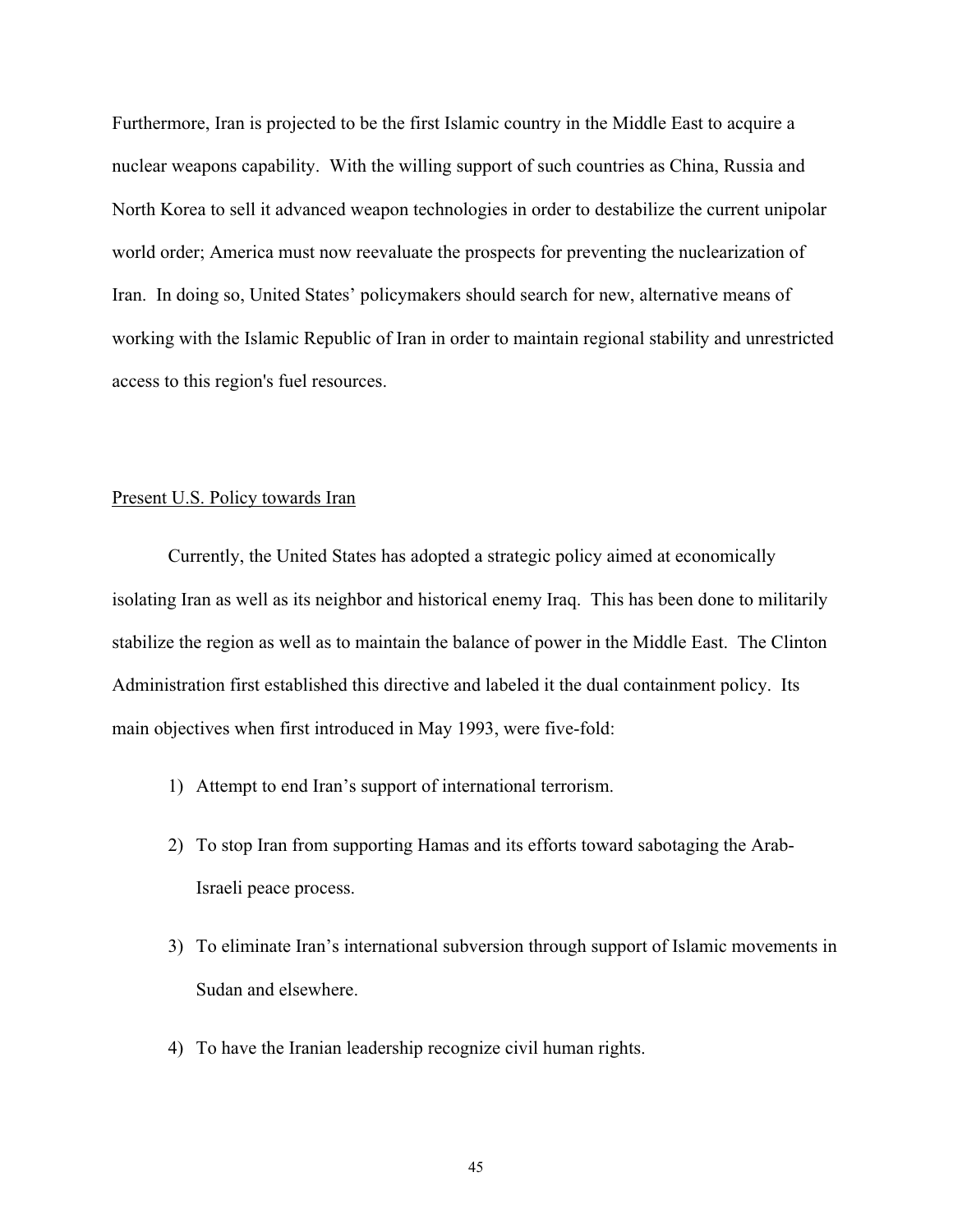Furthermore, Iran is projected to be the first Islamic country in the Middle East to acquire a nuclear weapons capability. With the willing support of such countries as China, Russia and North Korea to sell it advanced weapon technologies in order to destabilize the current unipolar world order; America must now reevaluate the prospects for preventing the nuclearization of Iran. In doing so, United States' policymakers should search for new, alternative means of working with the Islamic Republic of Iran in order to maintain regional stability and unrestricted access to this region's fuel resources.

<u>Present U.S. Policy towards Iran</u>

Currently, the United States has adopted a strategic policy aimed at economically isolating Iran as well as its neighbor and historical enemy Iraq. This has been done to militarily stabilize the region as well as to maintain the balance of power in the Middle East. The Clinton Administration first established this directive and labeled it the dual containment policy. Its main objectives when first introduced in May 1993, were five-fold:

1) Attempt to end Iran's support of international terrorism.
2) To stop Iran from supporting Hamas and its efforts toward sabotaging the Arab-Israeli peace process.
3) To eliminate Iran's international subversion through support of Islamic movements in Sudan and elsewhere.
4) To have the Iranian leadership recognize civil human rights.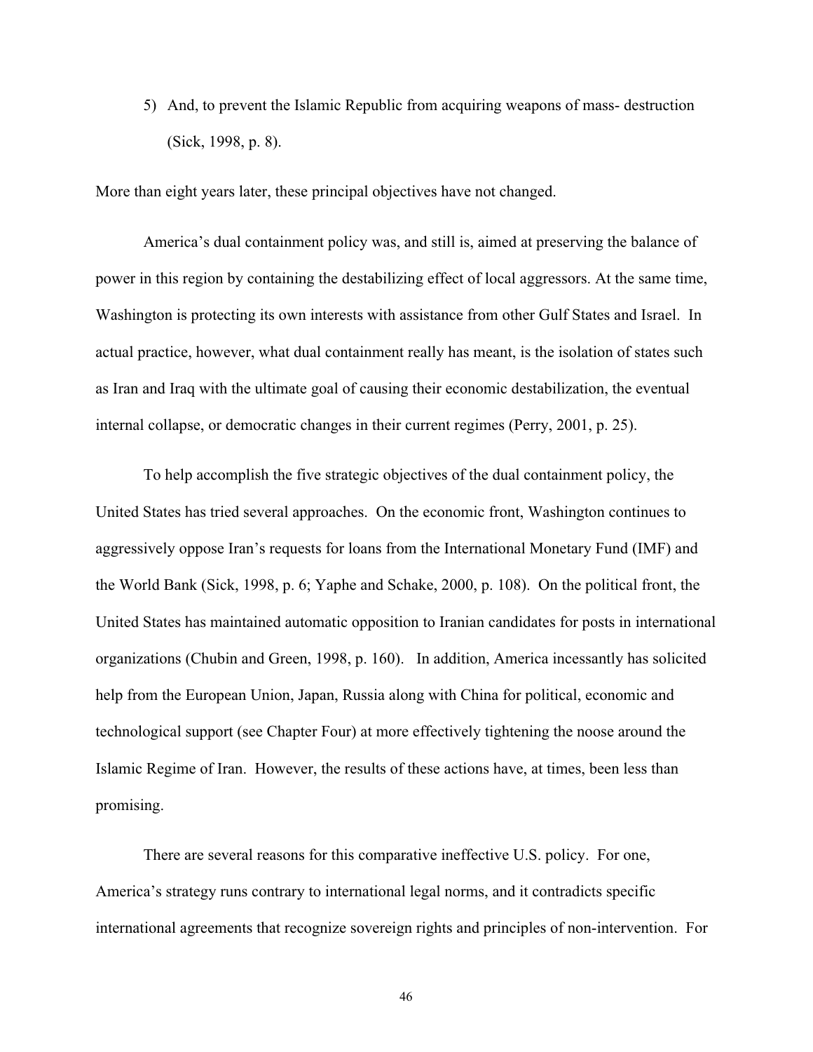5) And, to prevent the Islamic Republic from acquiring weapons of mass- destruction (Sick, 1998, p. 8).

More than eight years later, these principal objectives have not changed.

America's dual containment policy was, and still is, aimed at preserving the balance of power in this region by containing the destabilizing effect of local aggressors. At the same time, Washington is protecting its own interests with assistance from other Gulf States and Israel. In actual practice, however, what dual containment really has meant, is the isolation of states such as Iran and Iraq with the ultimate goal of causing their economic destabilization, the eventual internal collapse, or democratic changes in their current regimes (Perry, 2001, p. 25).

To help accomplish the five strategic objectives of the dual containment policy, the United States has tried several approaches. On the economic front, Washington continues to aggressively oppose Iran's requests for loans from the International Monetary Fund (IMF) and the World Bank (Sick, 1998, p. 6; Yaphe and Schake, 2000, p. 108). On the political front, the United States has maintained automatic opposition to Iranian candidates for posts in international organizations (Chubin and Green, 1998, p. 160). In addition, America incessantly has solicited help from the European Union, Japan, Russia along with China for political, economic and technological support (see Chapter Four) at more effectively tightening the noose around the Islamic Regime of Iran. However, the results of these actions have, at times, been less than promising.

There are several reasons for this comparative ineffective U.S. policy. For one, America's strategy runs contrary to international legal norms, and it contradicts specific international agreements that recognize sovereign rights and principles of non-intervention. For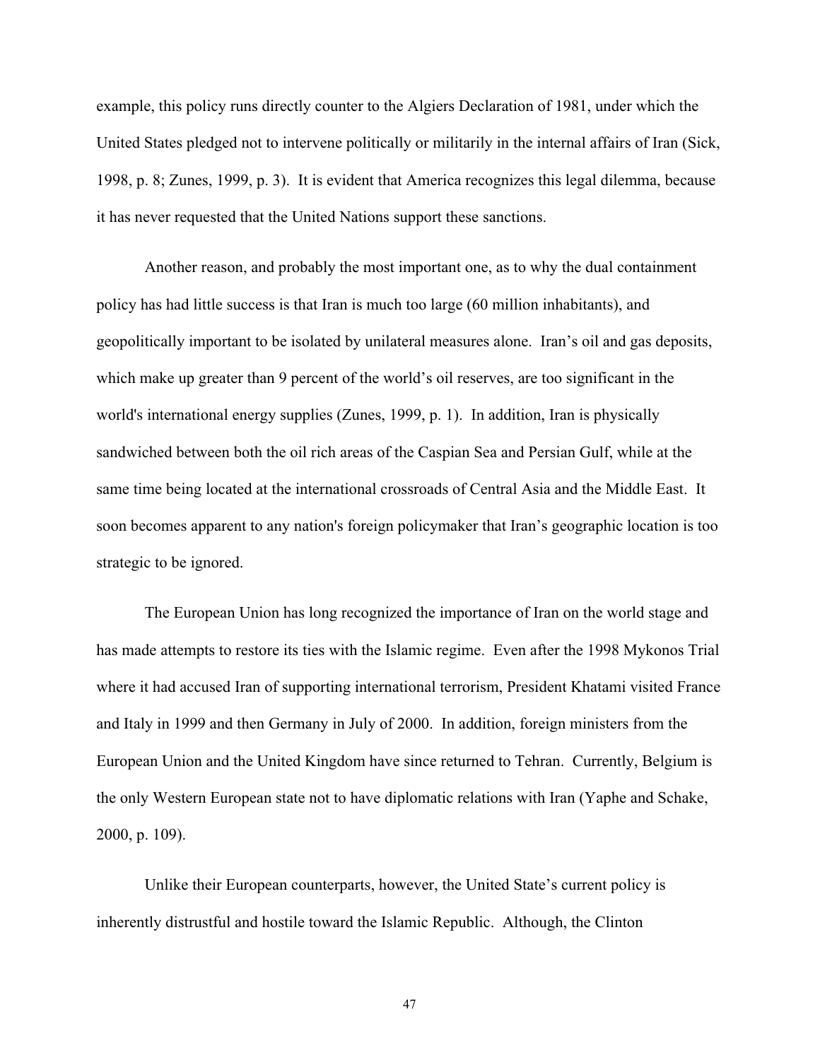example, this policy runs directly counter to the Algiers Declaration of 1981, under which the United States pledged not to intervene politically or militarily in the internal affairs of Iran (Sick, 1998, p. 8; Zunes, 1999, p. 3). It is evident that America recognizes this legal dilemma, because it has never requested that the United Nations support these sanctions.

Another reason, and probably the most important one, as to why the dual containment policy has had little success is that Iran is much too large (60 million inhabitants), and geopolitically important to be isolated by unilateral measures alone. Iran's oil and gas deposits, which make up greater than 9 percent of the world's oil reserves, are too significant in the world's international energy supplies (Zunes, 1999, p. 1). In addition, Iran is physically sandwiched between both the oil rich areas of the Caspian Sea and Persian Gulf, while at the same time being located at the international crossroads of Central Asia and the Middle East. It soon becomes apparent to any nation's foreign policymaker that Iran's geographic location is too strategic to be ignored.

The European Union has long recognized the importance of Iran on the world stage and has made attempts to restore its ties with the Islamic regime. Even after the 1998 Mykonos Trial where it had accused Iran of supporting international terrorism, President Khatami visited France and Italy in 1999 and then Germany in July of 2000. In addition, foreign ministers from the European Union and the United Kingdom have since returned to Tehran. Currently, Belgium is the only Western European state not to have diplomatic relations with Iran (Yaphe and Schake, 2000, p. 109).

Unlike their European counterparts, however, the United State's current policy is inherently distrustful and hostile toward the Islamic Republic. Although, the Clinton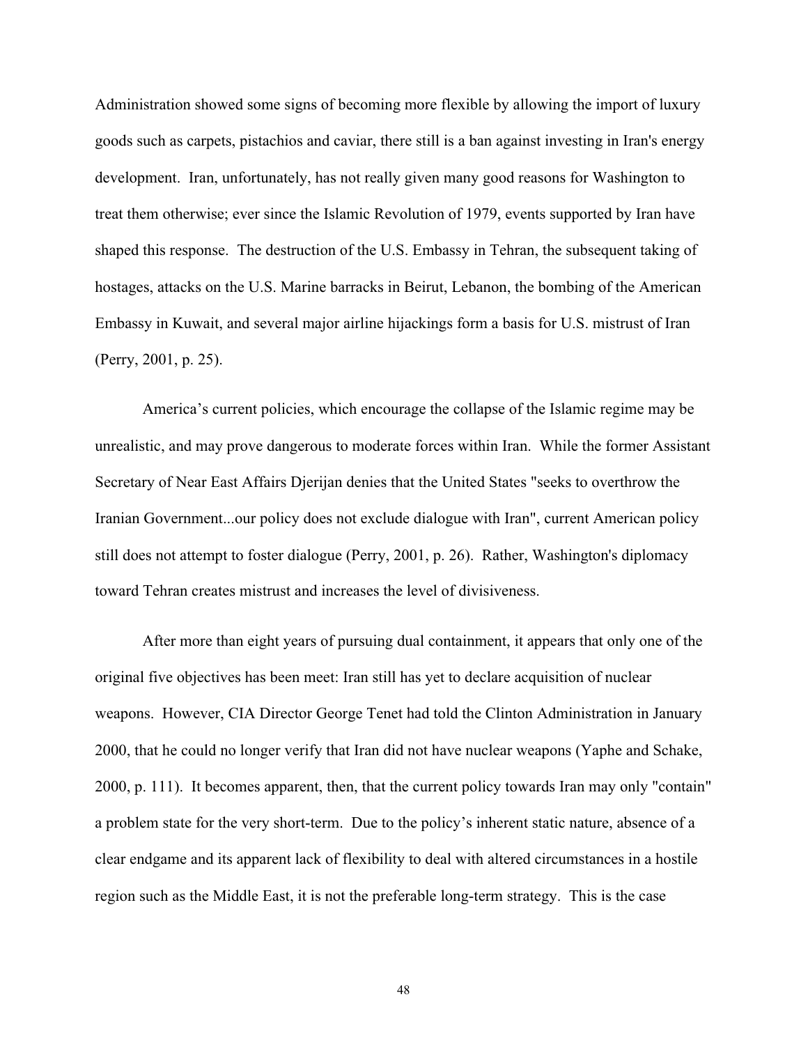Administration showed some signs of becoming more flexible by allowing the import of luxury goods such as carpets, pistachios and caviar, there still is a ban against investing in Iran's energy development. Iran, unfortunately, has not really given many good reasons for Washington to treat them otherwise; ever since the Islamic Revolution of 1979, events supported by Iran have shaped this response. The destruction of the U.S. Embassy in Tehran, the subsequent taking of hostages, attacks on the U.S. Marine barracks in Beirut, Lebanon, the bombing of the American Embassy in Kuwait, and several major airline hijackings form a basis for U.S. mistrust of Iran (Perry, 2001, p. 25).

America's current policies, which encourage the collapse of the Islamic regime may be unrealistic, and may prove dangerous to moderate forces within Iran. While the former Assistant Secretary of Near East Affairs Djerijan denies that the United States "seeks to overthrow the Iranian Government...our policy does not exclude dialogue with Iran", current American policy still does not attempt to foster dialogue (Perry, 2001, p. 26). Rather, Washington's diplomacy toward Tehran creates mistrust and increases the level of divisiveness.

After more than eight years of pursuing dual containment, it appears that only one of the original five objectives has been meet: Iran still has yet to declare acquisition of nuclear weapons. However, CIA Director George Tenet had told the Clinton Administration in January 2000, that he could no longer verify that Iran did not have nuclear weapons (Yaphe and Schake, 2000, p. 111). It becomes apparent, then, that the current policy towards Iran may only "contain" a problem state for the very short-term. Due to the policy's inherent static nature, absence of a clear endgame and its apparent lack of flexibility to deal with altered circumstances in a hostile region such as the Middle East, it is not the preferable long-term strategy. This is the case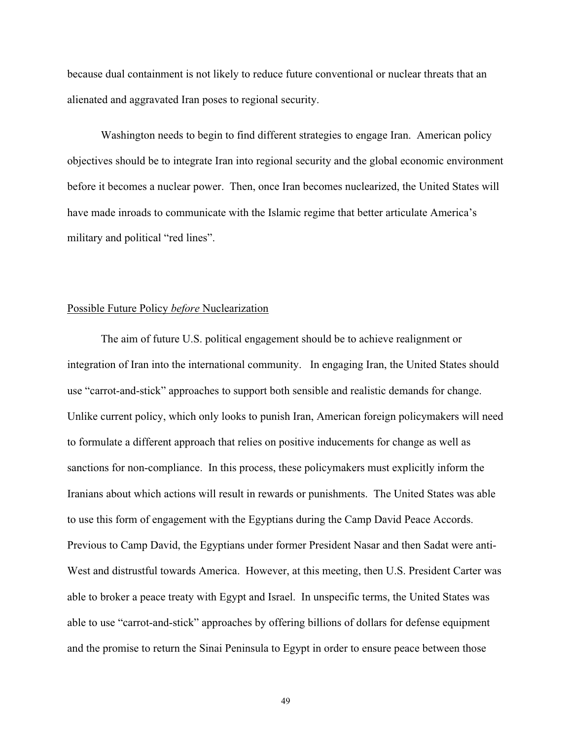because dual containment is not likely to reduce future conventional or nuclear threats that an alienated and aggravated Iran poses to regional security.

Washington needs to begin to find different strategies to engage Iran. American policy objectives should be to integrate Iran into regional security and the global economic environment before it becomes a nuclear power. Then, once Iran becomes nuclearized, the United States will have made inroads to communicate with the Islamic regime that better articulate America's military and political "red lines".

## Possible Future Policy *before* Nuclearization

The aim of future U.S. political engagement should be to achieve realignment or integration of Iran into the international community. In engaging Iran, the United States should use "carrot-and-stick" approaches to support both sensible and realistic demands for change. Unlike current policy, which only looks to punish Iran, American foreign policymakers will need to formulate a different approach that relies on positive inducements for change as well as sanctions for non-compliance. In this process, these policymakers must explicitly inform the Iranians about which actions will result in rewards or punishments. The United States was able to use this form of engagement with the Egyptians during the Camp David Peace Accords. Previous to Camp David, the Egyptians under former President Nasar and then Sadat were anti-West and distrustful towards America. However, at this meeting, then U.S. President Carter was able to broker a peace treaty with Egypt and Israel. In unspecific terms, the United States was able to use "carrot-and-stick" approaches by offering billions of dollars for defense equipment and the promise to return the Sinai Peninsula to Egypt in order to ensure peace between those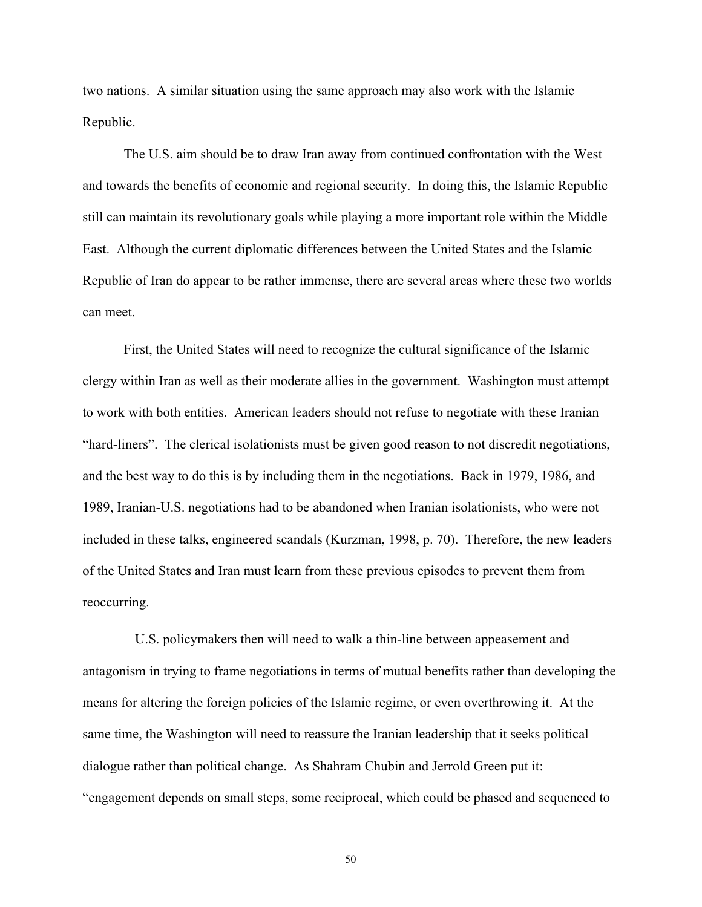two nations. A similar situation using the same approach may also work with the Islamic Republic.

The U.S. aim should be to draw Iran away from continued confrontation with the West and towards the benefits of economic and regional security. In doing this, the Islamic Republic still can maintain its revolutionary goals while playing a more important role within the Middle East. Although the current diplomatic differences between the United States and the Islamic Republic of Iran do appear to be rather immense, there are several areas where these two worlds can meet.

First, the United States will need to recognize the cultural significance of the Islamic clergy within Iran as well as their moderate allies in the government. Washington must attempt to work with both entities. American leaders should not refuse to negotiate with these Iranian "hard-liners". The clerical isolationists must be given good reason to not discredit negotiations, and the best way to do this is by including them in the negotiations. Back in 1979, 1986, and 1989, Iranian-U.S. negotiations had to be abandoned when Iranian isolationists, who were not included in these talks, engineered scandals (Kurzman, 1998, p. 70). Therefore, the new leaders of the United States and Iran must learn from these previous episodes to prevent them from reoccurring.

U.S. policymakers then will need to walk a thin-line between appeasement and antagonism in trying to frame negotiations in terms of mutual benefits rather than developing the means for altering the foreign policies of the Islamic regime, or even overthrowing it. At the same time, the Washington will need to reassure the Iranian leadership that it seeks political dialogue rather than political change. As Shahram Chubin and Jerrold Green put it: "engagement depends on small steps, some reciprocal, which could be phased and sequenced to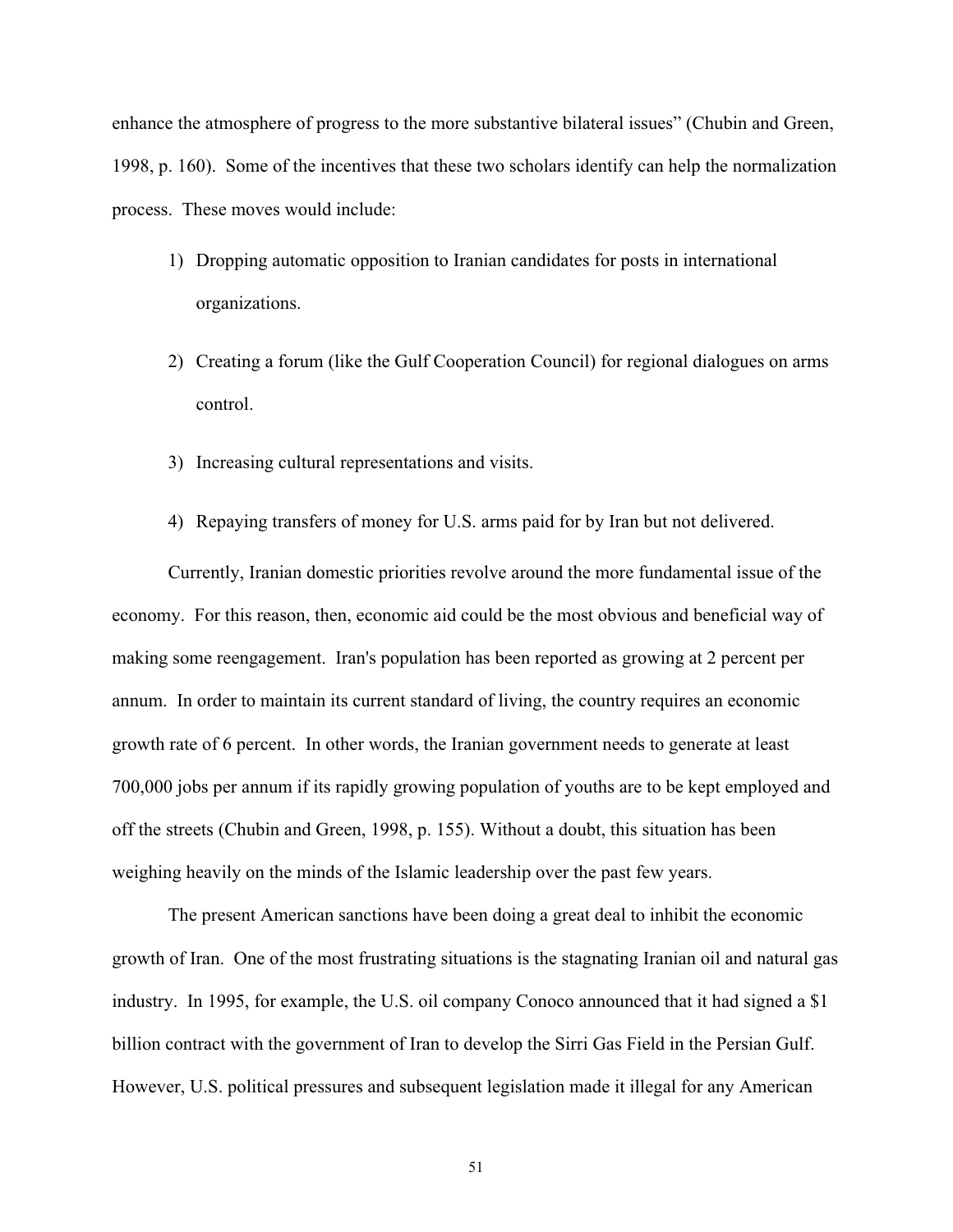enhance the atmosphere of progress to the more substantive bilateral issues" (Chubin and Green, 1998, p. 160). Some of the incentives that these two scholars identify can help the normalization process. These moves would include:

1) Dropping automatic opposition to Iranian candidates for posts in international organizations.

2) Creating a forum (like the Gulf Cooperation Council) for regional dialogues on arms control.

3) Increasing cultural representations and visits.

4) Repaying transfers of money for U.S. arms paid for by Iran but not delivered.

Currently, Iranian domestic priorities revolve around the more fundamental issue of the economy. For this reason, then, economic aid could be the most obvious and beneficial way of making some reengagement. Iran's population has been reported as growing at 2 percent per annum. In order to maintain its current standard of living, the country requires an economic growth rate of 6 percent. In other words, the Iranian government needs to generate at least 700,000 jobs per annum if its rapidly growing population of youths are to be kept employed and off the streets (Chubin and Green, 1998, p. 155). Without a doubt, this situation has been weighing heavily on the minds of the Islamic leadership over the past few years.

The present American sanctions have been doing a great deal to inhibit the economic growth of Iran. One of the most frustrating situations is the stagnating Iranian oil and natural gas industry. In 1995, for example, the U.S. oil company Conoco announced that it had signed a $1 billion contract with the government of Iran to develop the Sirri Gas Field in the Persian Gulf. However, U.S. political pressures and subsequent legislation made it illegal for any American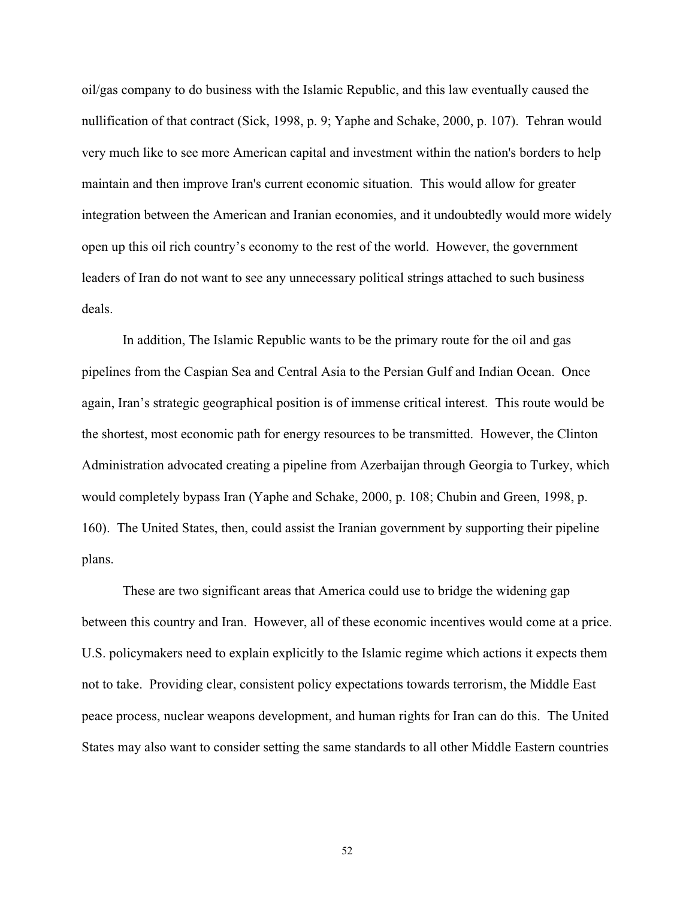oil/gas company to do business with the Islamic Republic, and this law eventually caused the nullification of that contract (Sick, 1998, p. 9; Yaphe and Schake, 2000, p. 107). Tehran would very much like to see more American capital and investment within the nation's borders to help maintain and then improve Iran's current economic situation. This would allow for greater integration between the American and Iranian economies, and it undoubtedly would more widely open up this oil rich country's economy to the rest of the world. However, the government leaders of Iran do not want to see any unnecessary political strings attached to such business deals.

In addition, The Islamic Republic wants to be the primary route for the oil and gas pipelines from the Caspian Sea and Central Asia to the Persian Gulf and Indian Ocean. Once again, Iran's strategic geographical position is of immense critical interest. This route would be the shortest, most economic path for energy resources to be transmitted. However, the Clinton Administration advocated creating a pipeline from Azerbaijan through Georgia to Turkey, which would completely bypass Iran (Yaphe and Schake, 2000, p. 108; Chubin and Green, 1998, p. 160). The United States, then, could assist the Iranian government by supporting their pipeline plans.

These are two significant areas that America could use to bridge the widening gap between this country and Iran. However, all of these economic incentives would come at a price. U.S. policymakers need to explain explicitly to the Islamic regime which actions it expects them not to take. Providing clear, consistent policy expectations towards terrorism, the Middle East peace process, nuclear weapons development, and human rights for Iran can do this. The United States may also want to consider setting the same standards to all other Middle Eastern countries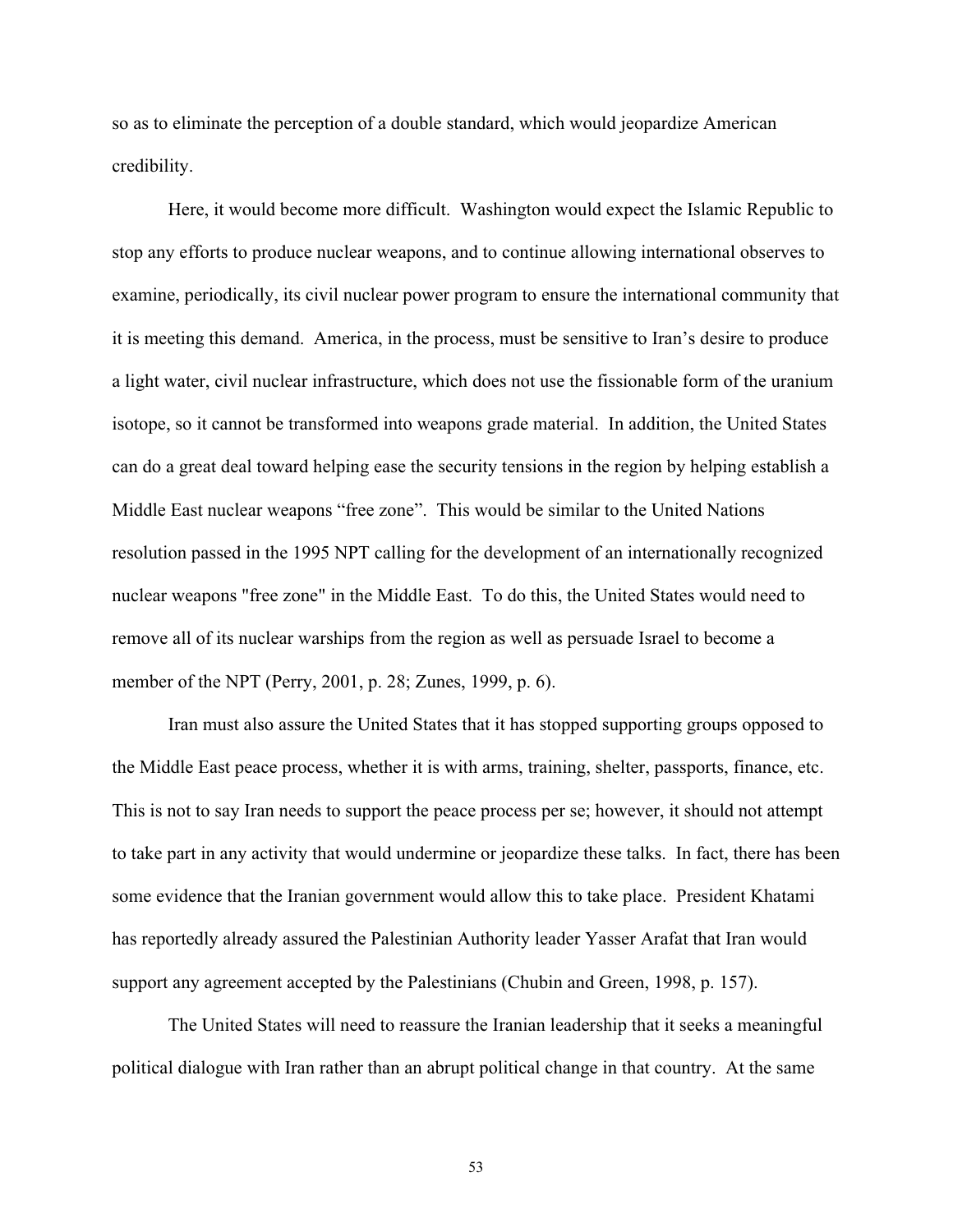so as to eliminate the perception of a double standard, which would jeopardize American credibility.

Here, it would become more difficult. Washington would expect the Islamic Republic to stop any efforts to produce nuclear weapons, and to continue allowing international observes to examine, periodically, its civil nuclear power program to ensure the international community that it is meeting this demand. America, in the process, must be sensitive to Iran's desire to produce a light water, civil nuclear infrastructure, which does not use the fissionable form of the uranium isotope, so it cannot be transformed into weapons grade material. In addition, the United States can do a great deal toward helping ease the security tensions in the region by helping establish a Middle East nuclear weapons "free zone". This would be similar to the United Nations resolution passed in the 1995 NPT calling for the development of an internationally recognized nuclear weapons "free zone" in the Middle East. To do this, the United States would need to remove all of its nuclear warships from the region as well as persuade Israel to become a member of the NPT (Perry, 2001, p. 28; Zunes, 1999, p. 6).

Iran must also assure the United States that it has stopped supporting groups opposed to the Middle East peace process, whether it is with arms, training, shelter, passports, finance, etc. This is not to say Iran needs to support the peace process per se; however, it should not attempt to take part in any activity that would undermine or jeopardize these talks. In fact, there has been some evidence that the Iranian government would allow this to take place. President Khatami has reportedly already assured the Palestinian Authority leader Yasser Arafat that Iran would support any agreement accepted by the Palestinians (Chubin and Green, 1998, p. 157).

The United States will need to reassure the Iranian leadership that it seeks a meaningful political dialogue with Iran rather than an abrupt political change in that country. At the same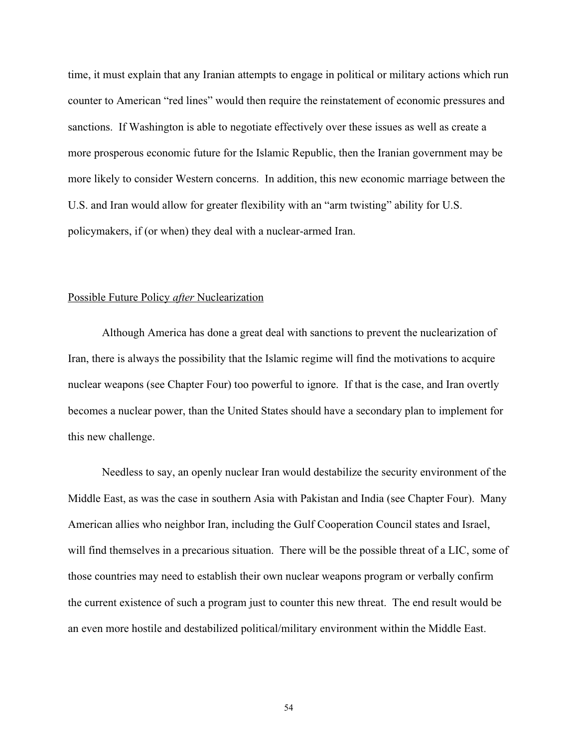time, it must explain that any Iranian attempts to engage in political or military actions which run counter to American "red lines" would then require the reinstatement of economic pressures and sanctions. If Washington is able to negotiate effectively over these issues as well as create a more prosperous economic future for the Islamic Republic, then the Iranian government may be more likely to consider Western concerns. In addition, this new economic marriage between the U.S. and Iran would allow for greater flexibility with an "arm twisting" ability for U.S. policymakers, if (or when) they deal with a nuclear-armed Iran.

## Possible Future Policy *after* Nuclearization

Although America has done a great deal with sanctions to prevent the nuclearization of Iran, there is always the possibility that the Islamic regime will find the motivations to acquire nuclear weapons (see Chapter Four) too powerful to ignore. If that is the case, and Iran overtly becomes a nuclear power, than the United States should have a secondary plan to implement for this new challenge.

Needless to say, an openly nuclear Iran would destabilize the security environment of the Middle East, as was the case in southern Asia with Pakistan and India (see Chapter Four). Many American allies who neighbor Iran, including the Gulf Cooperation Council states and Israel, will find themselves in a precarious situation. There will be the possible threat of a LIC, some of those countries may need to establish their own nuclear weapons program or verbally confirm the current existence of such a program just to counter this new threat. The end result would be an even more hostile and destabilized political/military environment within the Middle East.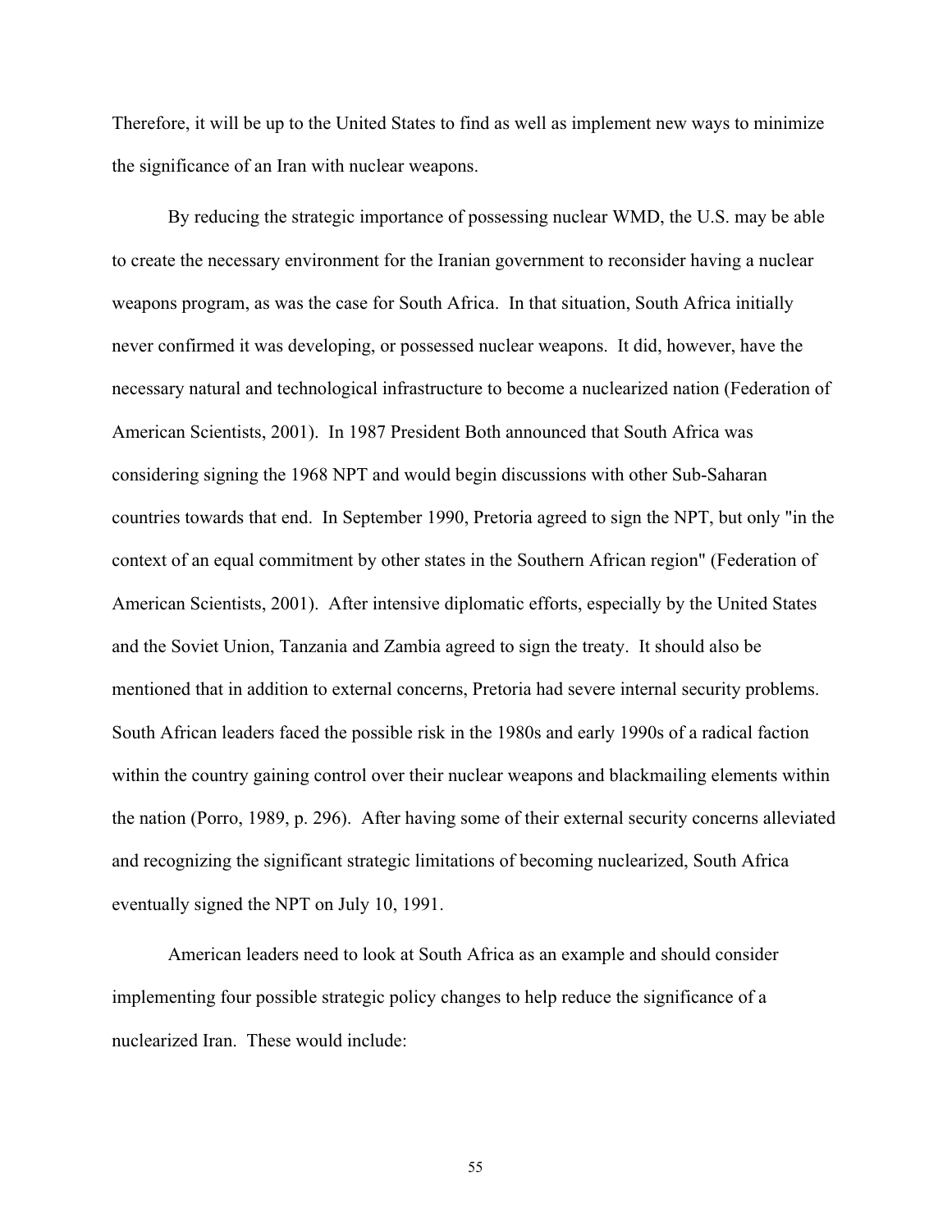Therefore, it will be up to the United States to find as well as implement new ways to minimize the significance of an Iran with nuclear weapons.

By reducing the strategic importance of possessing nuclear WMD, the U.S. may be able to create the necessary environment for the Iranian government to reconsider having a nuclear weapons program, as was the case for South Africa. In that situation, South Africa initially never confirmed it was developing, or possessed nuclear weapons. It did, however, have the necessary natural and technological infrastructure to become a nuclearized nation (Federation of American Scientists, 2001). In 1987 President Both announced that South Africa was considering signing the 1968 NPT and would begin discussions with other Sub-Saharan countries towards that end. In September 1990, Pretoria agreed to sign the NPT, but only "in the context of an equal commitment by other states in the Southern African region" (Federation of American Scientists, 2001). After intensive diplomatic efforts, especially by the United States and the Soviet Union, Tanzania and Zambia agreed to sign the treaty. It should also be mentioned that in addition to external concerns, Pretoria had severe internal security problems. South African leaders faced the possible risk in the 1980s and early 1990s of a radical faction within the country gaining control over their nuclear weapons and blackmailing elements within the nation (Porro, 1989, p. 296). After having some of their external security concerns alleviated and recognizing the significant strategic limitations of becoming nuclearized, South Africa eventually signed the NPT on July 10, 1991.

American leaders need to look at South Africa as an example and should consider implementing four possible strategic policy changes to help reduce the significance of a nuclearized Iran. These would include: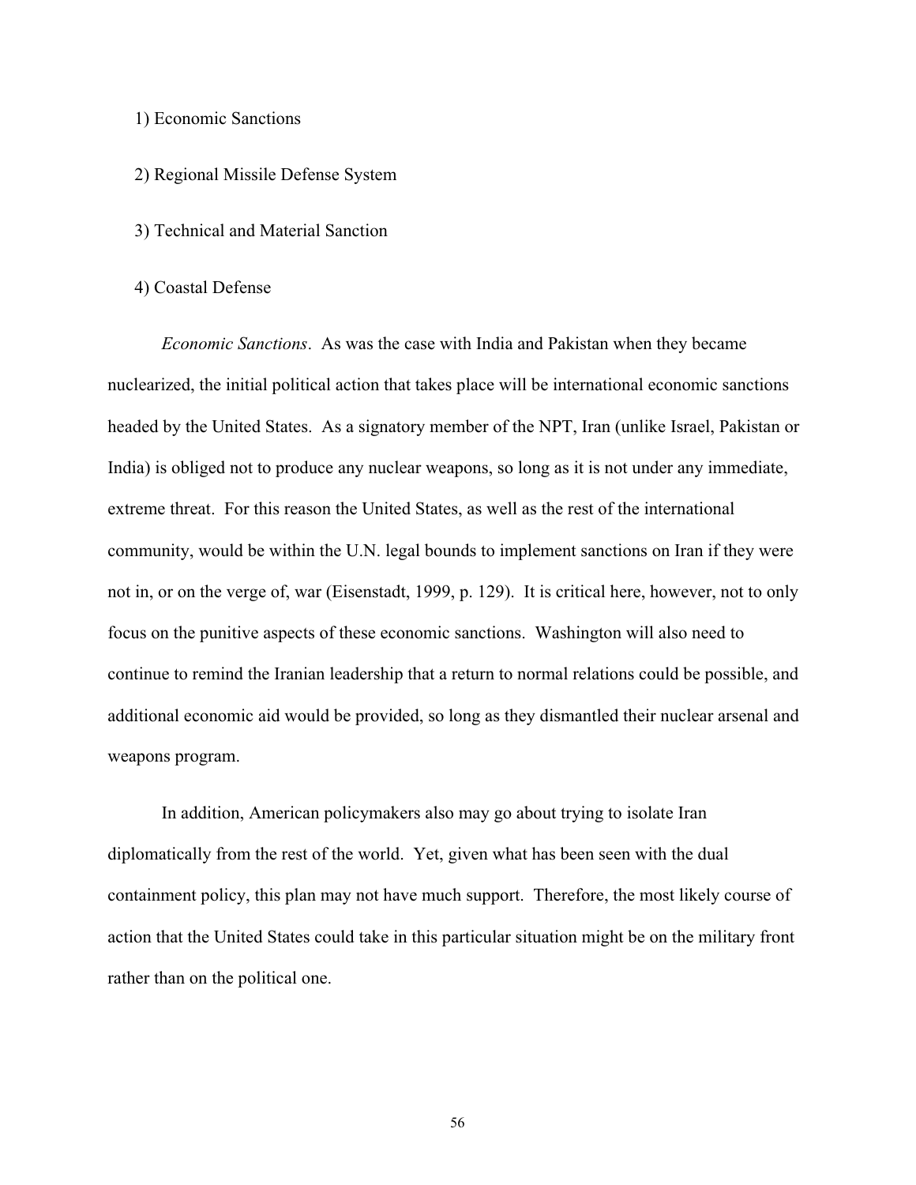1) Economic Sanctions

2) Regional Missile Defense System

3) Technical and Material Sanction

4) Coastal Defense

*Economic Sanctions*. As was the case with India and Pakistan when they became nuclearized, the initial political action that takes place will be international economic sanctions headed by the United States. As a signatory member of the NPT, Iran (unlike Israel, Pakistan or India) is obliged not to produce any nuclear weapons, so long as it is not under any immediate, extreme threat. For this reason the United States, as well as the rest of the international community, would be within the U.N. legal bounds to implement sanctions on Iran if they were not in, or on the verge of, war (Eisenstadt, 1999, p. 129). It is critical here, however, not to only focus on the punitive aspects of these economic sanctions. Washington will also need to continue to remind the Iranian leadership that a return to normal relations could be possible, and additional economic aid would be provided, so long as they dismantled their nuclear arsenal and weapons program.

In addition, American policymakers also may go about trying to isolate Iran diplomatically from the rest of the world. Yet, given what has been seen with the dual containment policy, this plan may not have much support. Therefore, the most likely course of action that the United States could take in this particular situation might be on the military front rather than on the political one.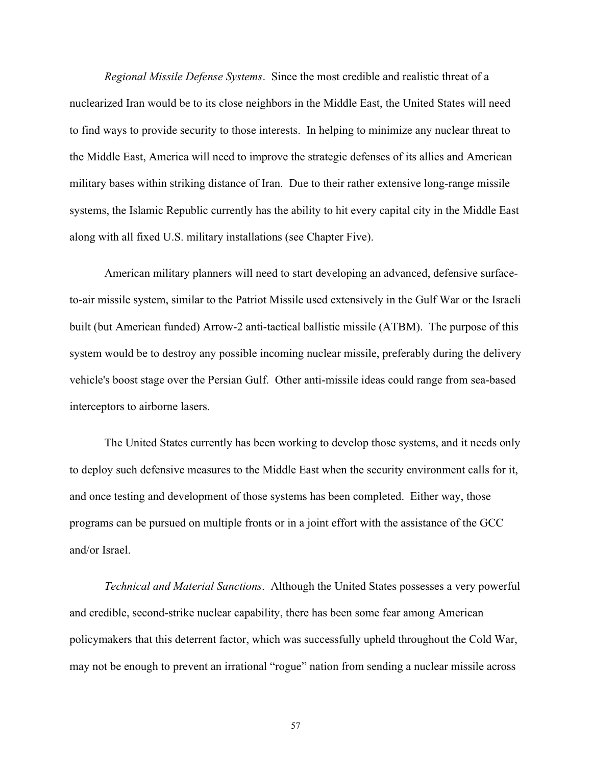*Regional Missile Defense Systems*. Since the most credible and realistic threat of a nuclearized Iran would be to its close neighbors in the Middle East, the United States will need to find ways to provide security to those interests. In helping to minimize any nuclear threat to the Middle East, America will need to improve the strategic defenses of its allies and American military bases within striking distance of Iran. Due to their rather extensive long-range missile systems, the Islamic Republic currently has the ability to hit every capital city in the Middle East along with all fixed U.S. military installations (see Chapter Five).

American military planners will need to start developing an advanced, defensive surface-to-air missile system, similar to the Patriot Missile used extensively in the Gulf War or the Israeli built (but American funded) Arrow-2 anti-tactical ballistic missile (ATBM). The purpose of this system would be to destroy any possible incoming nuclear missile, preferably during the delivery vehicle's boost stage over the Persian Gulf. Other anti-missile ideas could range from sea-based interceptors to airborne lasers.

The United States currently has been working to develop those systems, and it needs only to deploy such defensive measures to the Middle East when the security environment calls for it, and once testing and development of those systems has been completed. Either way, those programs can be pursued on multiple fronts or in a joint effort with the assistance of the GCC and/or Israel.

*Technical and Material Sanctions*. Although the United States possesses a very powerful and credible, second-strike nuclear capability, there has been some fear among American policymakers that this deterrent factor, which was successfully upheld throughout the Cold War, may not be enough to prevent an irrational "rogue" nation from sending a nuclear missile across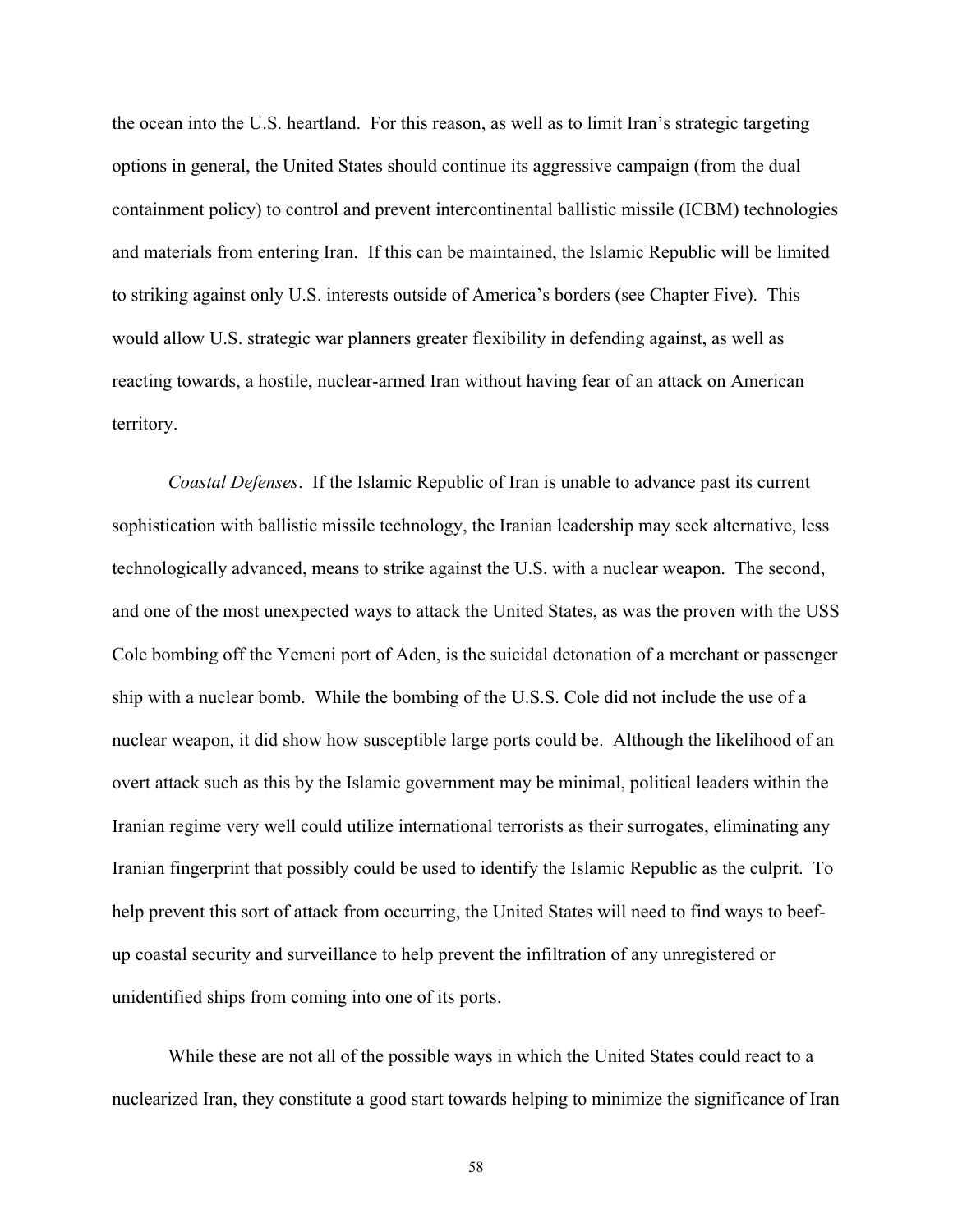the ocean into the U.S. heartland. For this reason, as well as to limit Iran's strategic targeting options in general, the United States should continue its aggressive campaign (from the dual containment policy) to control and prevent intercontinental ballistic missile (ICBM) technologies and materials from entering Iran. If this can be maintained, the Islamic Republic will be limited to striking against only U.S. interests outside of America's borders (see Chapter Five). This would allow U.S. strategic war planners greater flexibility in defending against, as well as reacting towards, a hostile, nuclear-armed Iran without having fear of an attack on American territory.

*Coastal Defenses*. If the Islamic Republic of Iran is unable to advance past its current sophistication with ballistic missile technology, the Iranian leadership may seek alternative, less technologically advanced, means to strike against the U.S. with a nuclear weapon. The second, and one of the most unexpected ways to attack the United States, as was the proven with the USS Cole bombing off the Yemeni port of Aden, is the suicidal detonation of a merchant or passenger ship with a nuclear bomb. While the bombing of the U.S.S. Cole did not include the use of a nuclear weapon, it did show how susceptible large ports could be. Although the likelihood of an overt attack such as this by the Islamic government may be minimal, political leaders within the Iranian regime very well could utilize international terrorists as their surrogates, eliminating any Iranian fingerprint that possibly could be used to identify the Islamic Republic as the culprit. To help prevent this sort of attack from occurring, the United States will need to find ways to beef-up coastal security and surveillance to help prevent the infiltration of any unregistered or unidentified ships from coming into one of its ports.

While these are not all of the possible ways in which the United States could react to a nuclearized Iran, they constitute a good start towards helping to minimize the significance of Iran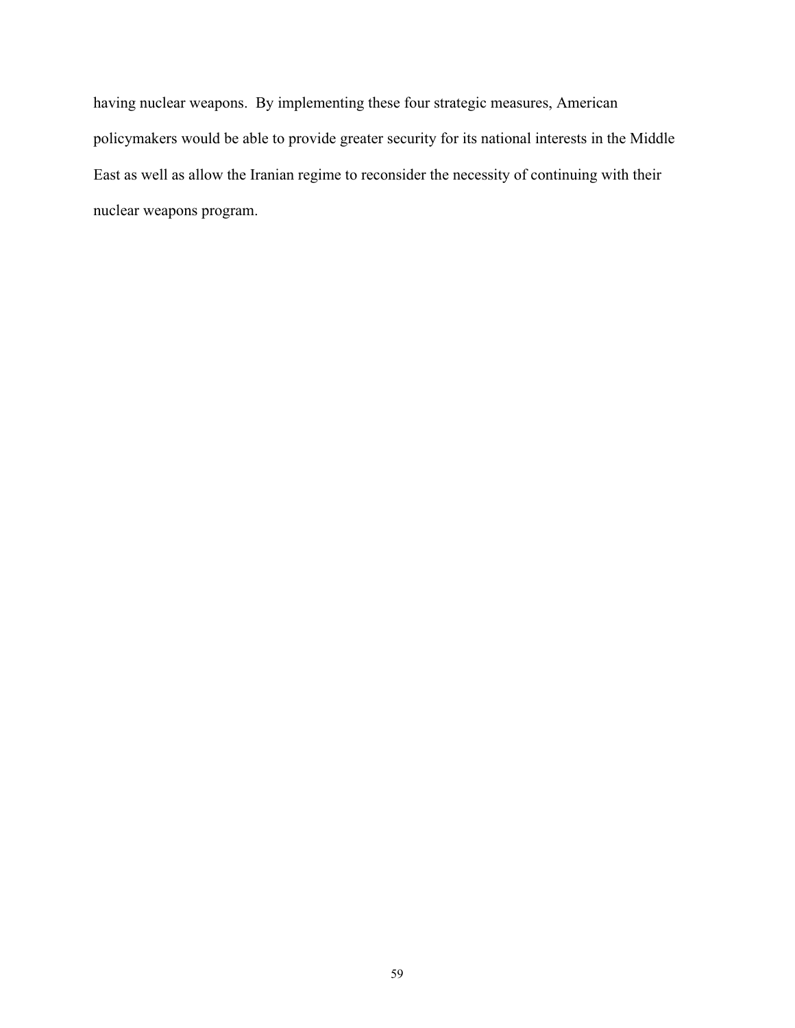having nuclear weapons. By implementing these four strategic measures, American policymakers would be able to provide greater security for its national interests in the Middle East as well as allow the Iranian regime to reconsider the necessity of continuing with their nuclear weapons program.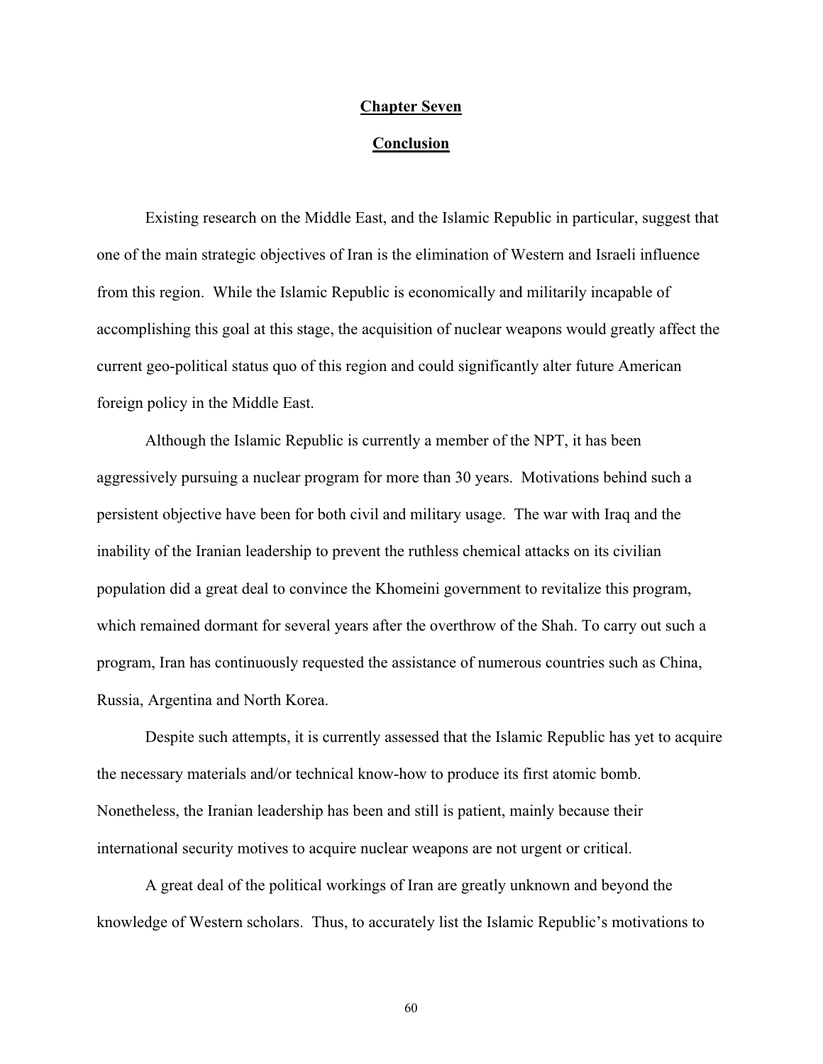## Chapter Seven

## Conclusion

Existing research on the Middle East, and the Islamic Republic in particular, suggest that one of the main strategic objectives of Iran is the elimination of Western and Israeli influence from this region. While the Islamic Republic is economically and militarily incapable of accomplishing this goal at this stage, the acquisition of nuclear weapons would greatly affect the current geo-political status quo of this region and could significantly alter future American foreign policy in the Middle East.

Although the Islamic Republic is currently a member of the NPT, it has been aggressively pursuing a nuclear program for more than 30 years. Motivations behind such a persistent objective have been for both civil and military usage. The war with Iraq and the inability of the Iranian leadership to prevent the ruthless chemical attacks on its civilian population did a great deal to convince the Khomeini government to revitalize this program, which remained dormant for several years after the overthrow of the Shah. To carry out such a program, Iran has continuously requested the assistance of numerous countries such as China, Russia, Argentina and North Korea.

Despite such attempts, it is currently assessed that the Islamic Republic has yet to acquire the necessary materials and/or technical know-how to produce its first atomic bomb. Nonetheless, the Iranian leadership has been and still is patient, mainly because their international security motives to acquire nuclear weapons are not urgent or critical.

A great deal of the political workings of Iran are greatly unknown and beyond the knowledge of Western scholars. Thus, to accurately list the Islamic Republic's motivations to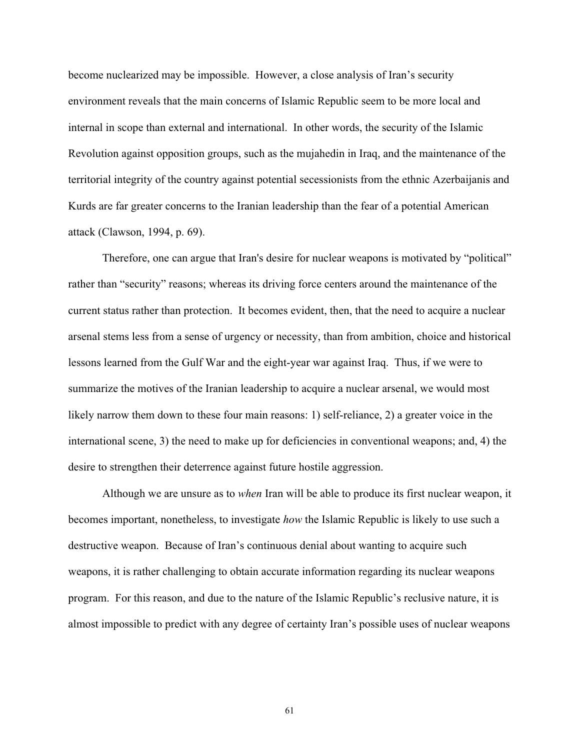become nuclearized may be impossible. However, a close analysis of Iran's security environment reveals that the main concerns of Islamic Republic seem to be more local and internal in scope than external and international. In other words, the security of the Islamic Revolution against opposition groups, such as the mujahedin in Iraq, and the maintenance of the territorial integrity of the country against potential secessionists from the ethnic Azerbaijanis and Kurds are far greater concerns to the Iranian leadership than the fear of a potential American attack (Clawson, 1994, p. 69).

Therefore, one can argue that Iran's desire for nuclear weapons is motivated by "political" rather than "security" reasons; whereas its driving force centers around the maintenance of the current status rather than protection. It becomes evident, then, that the need to acquire a nuclear arsenal stems less from a sense of urgency or necessity, than from ambition, choice and historical lessons learned from the Gulf War and the eight-year war against Iraq. Thus, if we were to summarize the motives of the Iranian leadership to acquire a nuclear arsenal, we would most likely narrow them down to these four main reasons: 1) self-reliance, 2) a greater voice in the international scene, 3) the need to make up for deficiencies in conventional weapons; and, 4) the desire to strengthen their deterrence against future hostile aggression.

Although we are unsure as to *when* Iran will be able to produce its first nuclear weapon, it becomes important, nonetheless, to investigate *how* the Islamic Republic is likely to use such a destructive weapon. Because of Iran's continuous denial about wanting to acquire such weapons, it is rather challenging to obtain accurate information regarding its nuclear weapons program. For this reason, and due to the nature of the Islamic Republic's reclusive nature, it is almost impossible to predict with any degree of certainty Iran's possible uses of nuclear weapons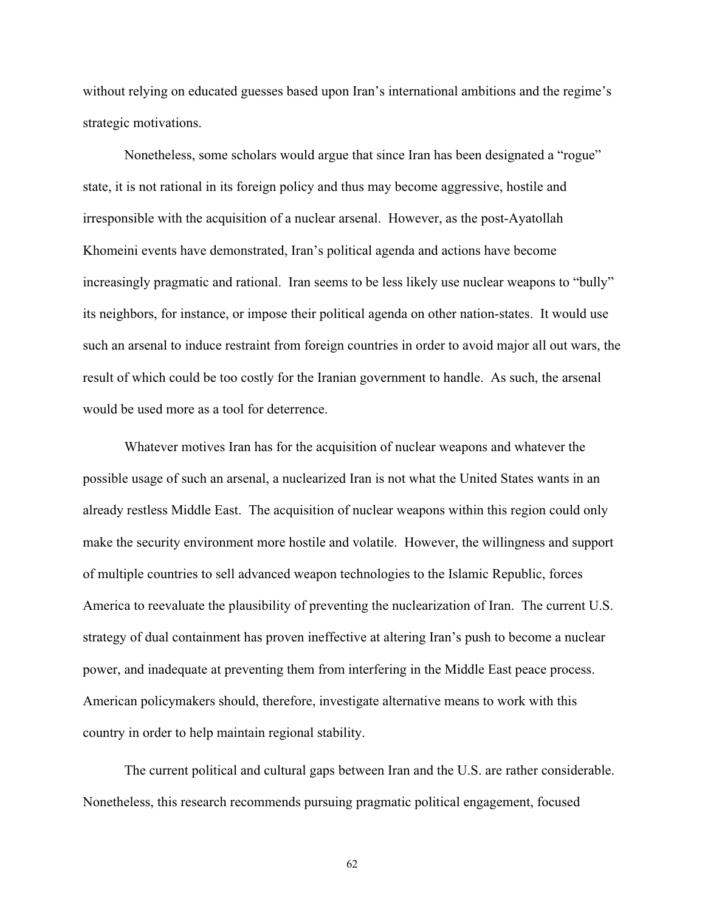without relying on educated guesses based upon Iran's international ambitions and the regime's strategic motivations.

Nonetheless, some scholars would argue that since Iran has been designated a "rogue" state, it is not rational in its foreign policy and thus may become aggressive, hostile and irresponsible with the acquisition of a nuclear arsenal. However, as the post-Ayatollah Khomeini events have demonstrated, Iran's political agenda and actions have become increasingly pragmatic and rational. Iran seems to be less likely use nuclear weapons to "bully" its neighbors, for instance, or impose their political agenda on other nation-states. It would use such an arsenal to induce restraint from foreign countries in order to avoid major all out wars, the result of which could be too costly for the Iranian government to handle. As such, the arsenal would be used more as a tool for deterrence.

Whatever motives Iran has for the acquisition of nuclear weapons and whatever the possible usage of such an arsenal, a nuclearized Iran is not what the United States wants in an already restless Middle East. The acquisition of nuclear weapons within this region could only make the security environment more hostile and volatile. However, the willingness and support of multiple countries to sell advanced weapon technologies to the Islamic Republic, forces America to reevaluate the plausibility of preventing the nuclearization of Iran. The current U.S. strategy of dual containment has proven ineffective at altering Iran's push to become a nuclear power, and inadequate at preventing them from interfering in the Middle East peace process. American policymakers should, therefore, investigate alternative means to work with this country in order to help maintain regional stability.

The current political and cultural gaps between Iran and the U.S. are rather considerable. Nonetheless, this research recommends pursuing pragmatic political engagement, focused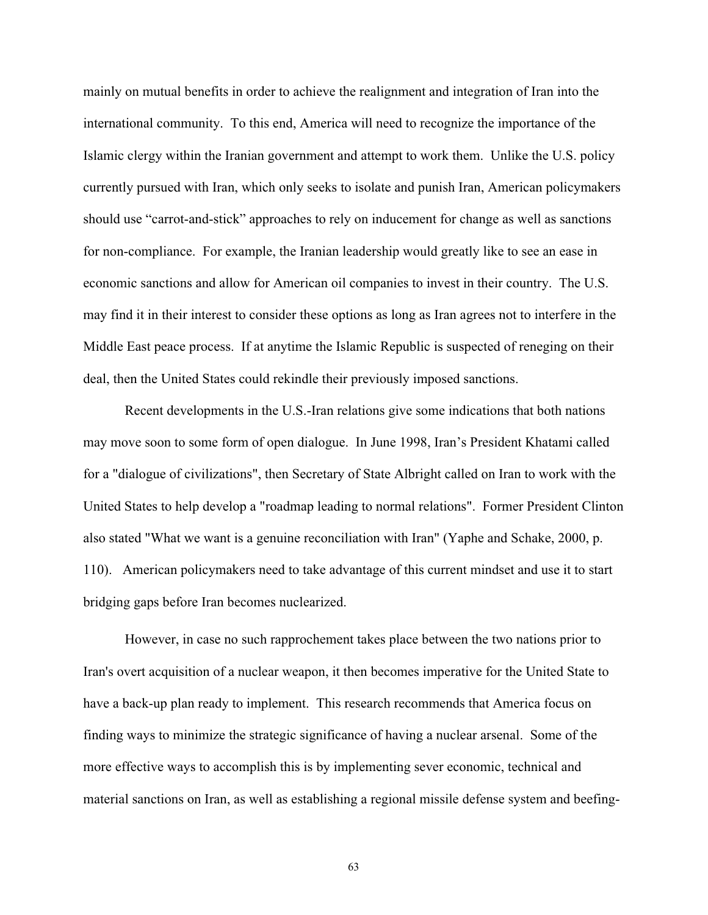mainly on mutual benefits in order to achieve the realignment and integration of Iran into the international community. To this end, America will need to recognize the importance of the Islamic clergy within the Iranian government and attempt to work them. Unlike the U.S. policy currently pursued with Iran, which only seeks to isolate and punish Iran, American policymakers should use "carrot-and-stick" approaches to rely on inducement for change as well as sanctions for non-compliance. For example, the Iranian leadership would greatly like to see an ease in economic sanctions and allow for American oil companies to invest in their country. The U.S. may find it in their interest to consider these options as long as Iran agrees not to interfere in the Middle East peace process. If at anytime the Islamic Republic is suspected of reneging on their deal, then the United States could rekindle their previously imposed sanctions.

Recent developments in the U.S.-Iran relations give some indications that both nations may move soon to some form of open dialogue. In June 1998, Iran's President Khatami called for a "dialogue of civilizations", then Secretary of State Albright called on Iran to work with the United States to help develop a "roadmap leading to normal relations". Former President Clinton also stated "What we want is a genuine reconciliation with Iran" (Yaphe and Schake, 2000, p. 110). American policymakers need to take advantage of this current mindset and use it to start bridging gaps before Iran becomes nuclearized.

However, in case no such rapprochement takes place between the two nations prior to Iran's overt acquisition of a nuclear weapon, it then becomes imperative for the United State to have a back-up plan ready to implement. This research recommends that America focus on finding ways to minimize the strategic significance of having a nuclear arsenal. Some of the more effective ways to accomplish this is by implementing sever economic, technical and material sanctions on Iran, as well as establishing a regional missile defense system and beefing-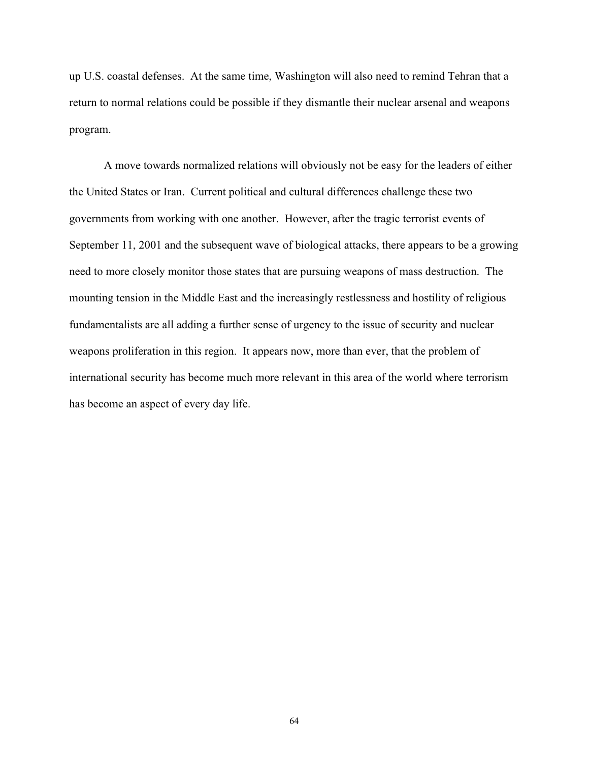up U.S. coastal defenses. At the same time, Washington will also need to remind Tehran that a return to normal relations could be possible if they dismantle their nuclear arsenal and weapons program.

A move towards normalized relations will obviously not be easy for the leaders of either the United States or Iran. Current political and cultural differences challenge these two governments from working with one another. However, after the tragic terrorist events of September 11, 2001 and the subsequent wave of biological attacks, there appears to be a growing need to more closely monitor those states that are pursuing weapons of mass destruction. The mounting tension in the Middle East and the increasingly restlessness and hostility of religious fundamentalists are all adding a further sense of urgency to the issue of security and nuclear weapons proliferation in this region. It appears now, more than ever, that the problem of international security has become much more relevant in this area of the world where terrorism has become an aspect of every day life.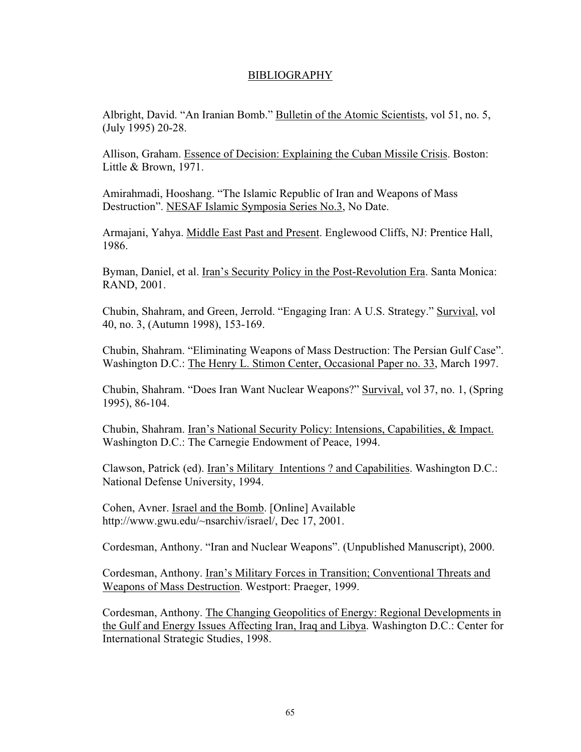# BIBLIOGRAPHY

Albright, David. "An Iranian Bomb." Bulletin of the Atomic Scientists, vol 51, no. 5, (July 1995) 20-28.

Allison, Graham. Essence of Decision: Explaining the Cuban Missile Crisis. Boston: Little & Brown, 1971.

Amirahmadi, Hooshang. "The Islamic Republic of Iran and Weapons of Mass Destruction". NESAF Islamic Symposia Series No.3, No Date.

Armajani, Yahya. Middle East Past and Present. Englewood Cliffs, NJ: Prentice Hall, 1986.

Byman, Daniel, et al. Iran's Security Policy in the Post-Revolution Era. Santa Monica: RAND, 2001.

Chubin, Shahram, and Green, Jerrold. "Engaging Iran: A U.S. Strategy." Survival, vol 40, no. 3, (Autumn 1998), 153-169.

Chubin, Shahram. "Eliminating Weapons of Mass Destruction: The Persian Gulf Case". Washington D.C.: The Henry L. Stimon Center, Occasional Paper no. 33, March 1997.

Chubin, Shahram. "Does Iran Want Nuclear Weapons?" Survival, vol 37, no. 1, (Spring 1995), 86-104.

Chubin, Shahram. Iran's National Security Policy: Intensions, Capabilities, & Impact. Washington D.C.: The Carnegie Endowment of Peace, 1994.

Clawson, Patrick (ed). Iran's Military Intentions ? and Capabilities. Washington D.C.: National Defense University, 1994.

Cohen, Avner. Israel and the Bomb. [Online] Available http://www.gwu.edu/~nsarchiv/israel/, Dec 17, 2001.

Cordesman, Anthony. "Iran and Nuclear Weapons". (Unpublished Manuscript), 2000.

Cordesman, Anthony. Iran's Military Forces in Transition; Conventional Threats and Weapons of Mass Destruction. Westport: Praeger, 1999.

Cordesman, Anthony. The Changing Geopolitics of Energy: Regional Developments in the Gulf and Energy Issues Affecting Iran, Iraq and Libya. Washington D.C.: Center for International Strategic Studies, 1998.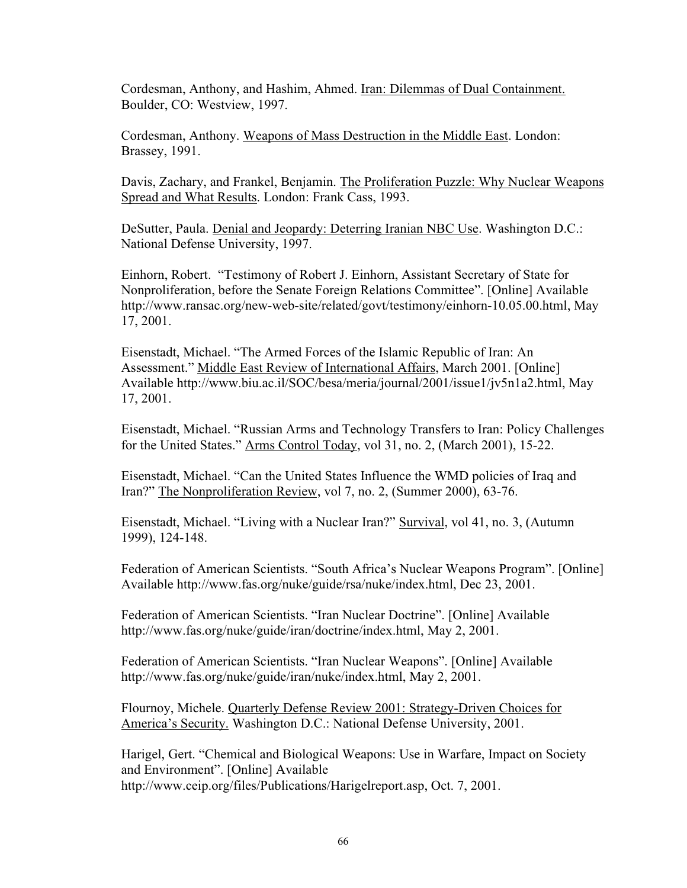Cordesman, Anthony, and Hashim, Ahmed. Iran: Dilemmas of Dual Containment. Boulder, CO: Westview, 1997.

Cordesman, Anthony. Weapons of Mass Destruction in the Middle East. London: Brassey, 1991.

Davis, Zachary, and Frankel, Benjamin. The Proliferation Puzzle: Why Nuclear Weapons Spread and What Results. London: Frank Cass, 1993.

DeSutter, Paula. Denial and Jeopardy: Deterring Iranian NBC Use. Washington D.C.: National Defense University, 1997.

Einhorn, Robert. "Testimony of Robert J. Einhorn, Assistant Secretary of State for Nonproliferation, before the Senate Foreign Relations Committee". [Online] Available http://www.ransac.org/new-web-site/related/govt/testimony/einhorn-10.05.00.html, May 17, 2001.

Eisenstadt, Michael. "The Armed Forces of the Islamic Republic of Iran: An Assessment." Middle East Review of International Affairs, March 2001. [Online] Available http://www.biu.ac.il/SOC/besa/meria/journal/2001/issue1/jv5n1a2.html, May 17, 2001.

Eisenstadt, Michael. "Russian Arms and Technology Transfers to Iran: Policy Challenges for the United States." Arms Control Today, vol 31, no. 2, (March 2001), 15-22.

Eisenstadt, Michael. "Can the United States Influence the WMD policies of Iraq and Iran?" The Nonproliferation Review, vol 7, no. 2, (Summer 2000), 63-76.

Eisenstadt, Michael. "Living with a Nuclear Iran?" Survival, vol 41, no. 3, (Autumn 1999), 124-148.

Federation of American Scientists. "South Africa's Nuclear Weapons Program". [Online] Available http://www.fas.org/nuke/guide/rsa/nuke/index.html, Dec 23, 2001.

Federation of American Scientists. "Iran Nuclear Doctrine". [Online] Available http://www.fas.org/nuke/guide/iran/doctrine/index.html, May 2, 2001.

Federation of American Scientists. "Iran Nuclear Weapons". [Online] Available http://www.fas.org/nuke/guide/iran/nuke/index.html, May 2, 2001.

Flournoy, Michele. Quarterly Defense Review 2001: Strategy-Driven Choices for America's Security. Washington D.C.: National Defense University, 2001.

Harigel, Gert. "Chemical and Biological Weapons: Use in Warfare, Impact on Society and Environment". [Online] Available http://www.ceip.org/files/Publications/Harigelreport.asp, Oct. 7, 2001.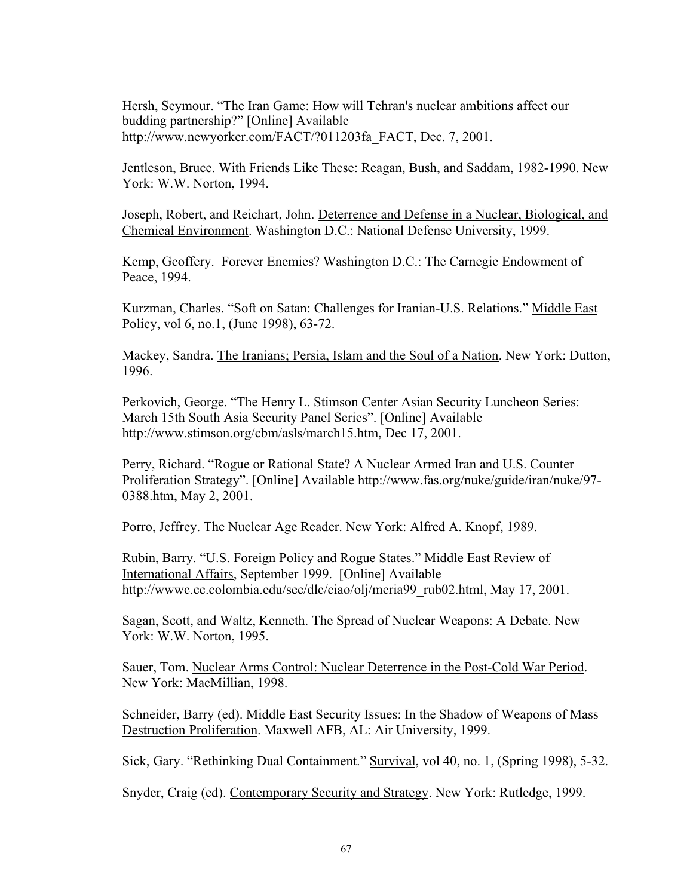Hersh, Seymour. "The Iran Game: How will Tehran's nuclear ambitions affect our budding partnership?" [Online] Available http://www.newyorker.com/FACT/?011203fa_FACT, Dec. 7, 2001.

Jentleson, Bruce. With Friends Like These: Reagan, Bush, and Saddam, 1982-1990. New York: W.W. Norton, 1994.

Joseph, Robert, and Reichart, John. Deterrence and Defense in a Nuclear, Biological, and Chemical Environment. Washington D.C.: National Defense University, 1999.

Kemp, Geoffery. Forever Enemies? Washington D.C.: The Carnegie Endowment of Peace, 1994.

Kurzman, Charles. "Soft on Satan: Challenges for Iranian-U.S. Relations." Middle East Policy, vol 6, no.1, (June 1998), 63-72.

Mackey, Sandra. The Iranians; Persia, Islam and the Soul of a Nation. New York: Dutton, 1996.

Perkovich, George. "The Henry L. Stimson Center Asian Security Luncheon Series: March 15th South Asia Security Panel Series". [Online] Available http://www.stimson.org/cbm/asls/march15.htm, Dec 17, 2001.

Perry, Richard. "Rogue or Rational State? A Nuclear Armed Iran and U.S. Counter Proliferation Strategy". [Online] Available http://www.fas.org/nuke/guide/iran/nuke/97-0388.htm, May 2, 2001.

Porro, Jeffrey. The Nuclear Age Reader. New York: Alfred A. Knopf, 1989.

Rubin, Barry. "U.S. Foreign Policy and Rogue States." Middle East Review of International Affairs, September 1999. [Online] Available http://wwwc.cc.colombia.edu/sec/dlc/ciao/olj/meria99_rub02.html, May 17, 2001.

Sagan, Scott, and Waltz, Kenneth. The Spread of Nuclear Weapons: A Debate. New York: W.W. Norton, 1995.

Sauer, Tom. Nuclear Arms Control: Nuclear Deterrence in the Post-Cold War Period. New York: MacMillian, 1998.

Schneider, Barry (ed). Middle East Security Issues: In the Shadow of Weapons of Mass Destruction Proliferation. Maxwell AFB, AL: Air University, 1999.

Sick, Gary. "Rethinking Dual Containment." Survival, vol 40, no. 1, (Spring 1998), 5-32.

Snyder, Craig (ed). Contemporary Security and Strategy. New York: Rutledge, 1999.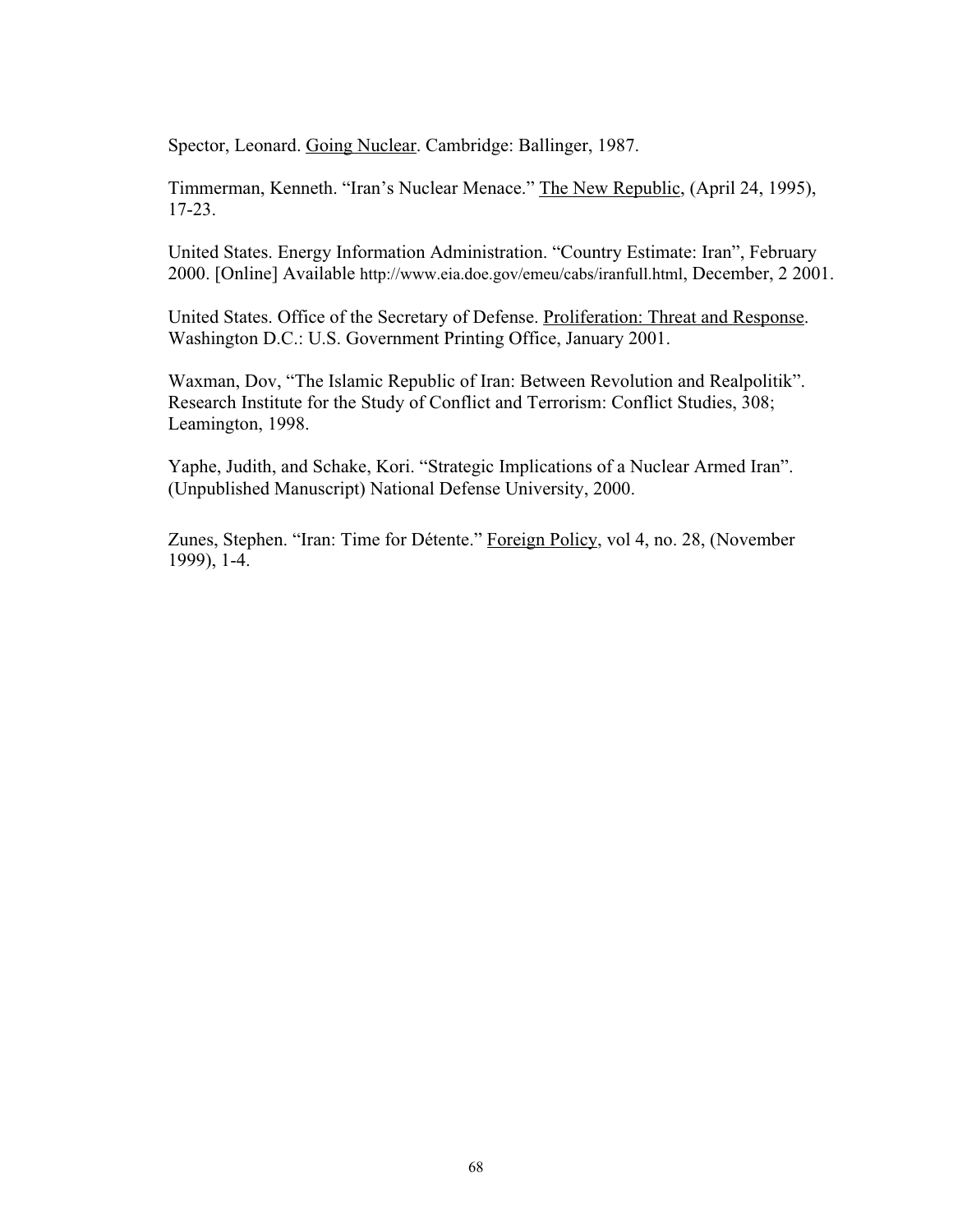Spector, Leonard. Going Nuclear. Cambridge: Ballinger, 1987.

Timmerman, Kenneth. "Iran's Nuclear Menace." The New Republic, (April 24, 1995), 17-23.

United States. Energy Information Administration. "Country Estimate: Iran", February 2000. [Online] Available http://www.eia.doe.gov/emeu/cabs/iranfull.html, December, 2 2001.

United States. Office of the Secretary of Defense. Proliferation: Threat and Response. Washington D.C.: U.S. Government Printing Office, January 2001.

Waxman, Dov, "The Islamic Republic of Iran: Between Revolution and Realpolitik". Research Institute for the Study of Conflict and Terrorism: Conflict Studies, 308; Leamington, 1998.

Yaphe, Judith, and Schake, Kori. "Strategic Implications of a Nuclear Armed Iran". (Unpublished Manuscript) National Defense University, 2000.

Zunes, Stephen. "Iran: Time for Détente." Foreign Policy, vol 4, no. 28, (November 1999), 1-4.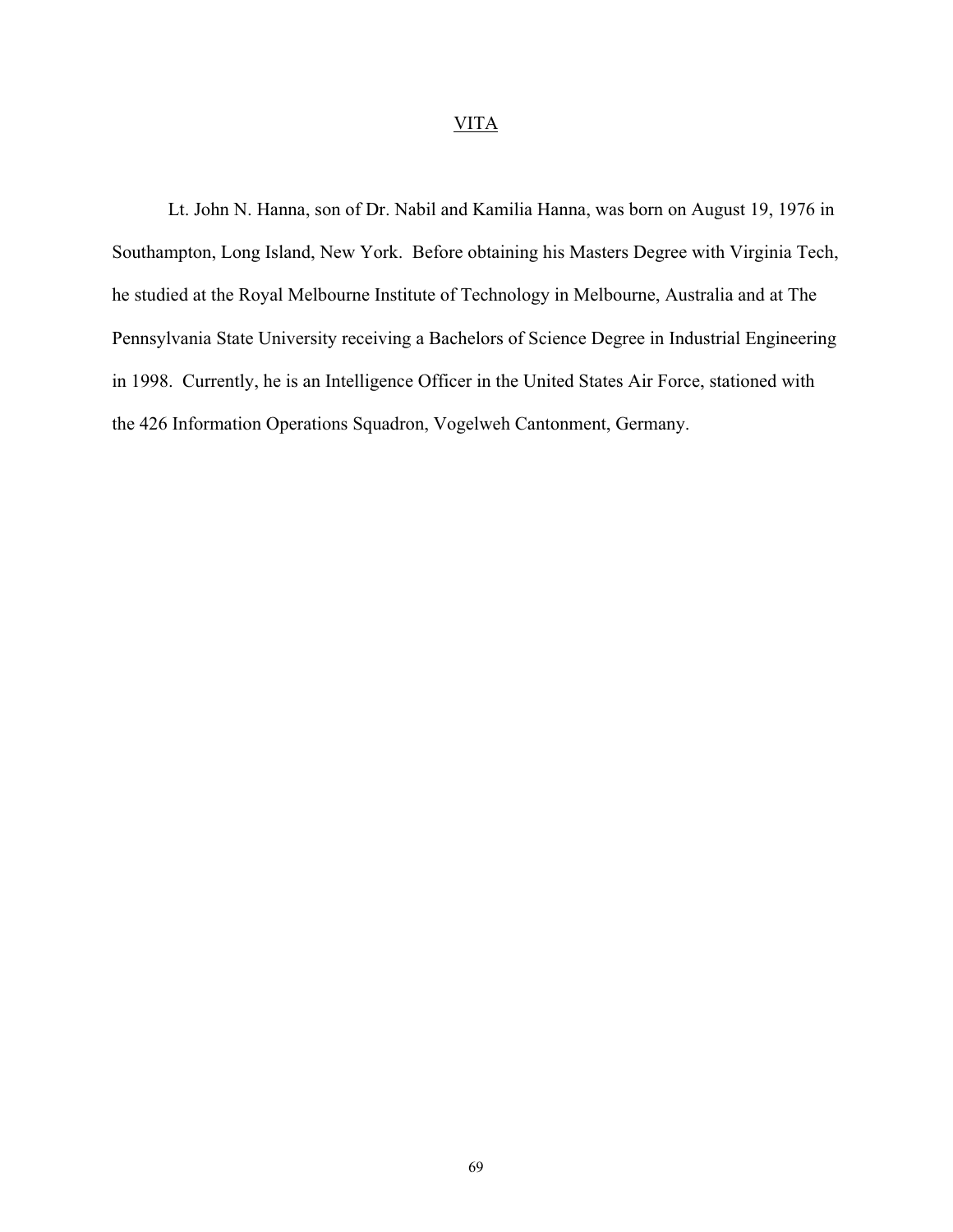# VITA

Lt. John N. Hanna, son of Dr. Nabil and Kamilia Hanna, was born on August 19, 1976 in Southampton, Long Island, New York. Before obtaining his Masters Degree with Virginia Tech, he studied at the Royal Melbourne Institute of Technology in Melbourne, Australia and at The Pennsylvania State University receiving a Bachelors of Science Degree in Industrial Engineering in 1998. Currently, he is an Intelligence Officer in the United States Air Force, stationed with the 426 Information Operations Squadron, Vogelweh Cantonment, Germany.